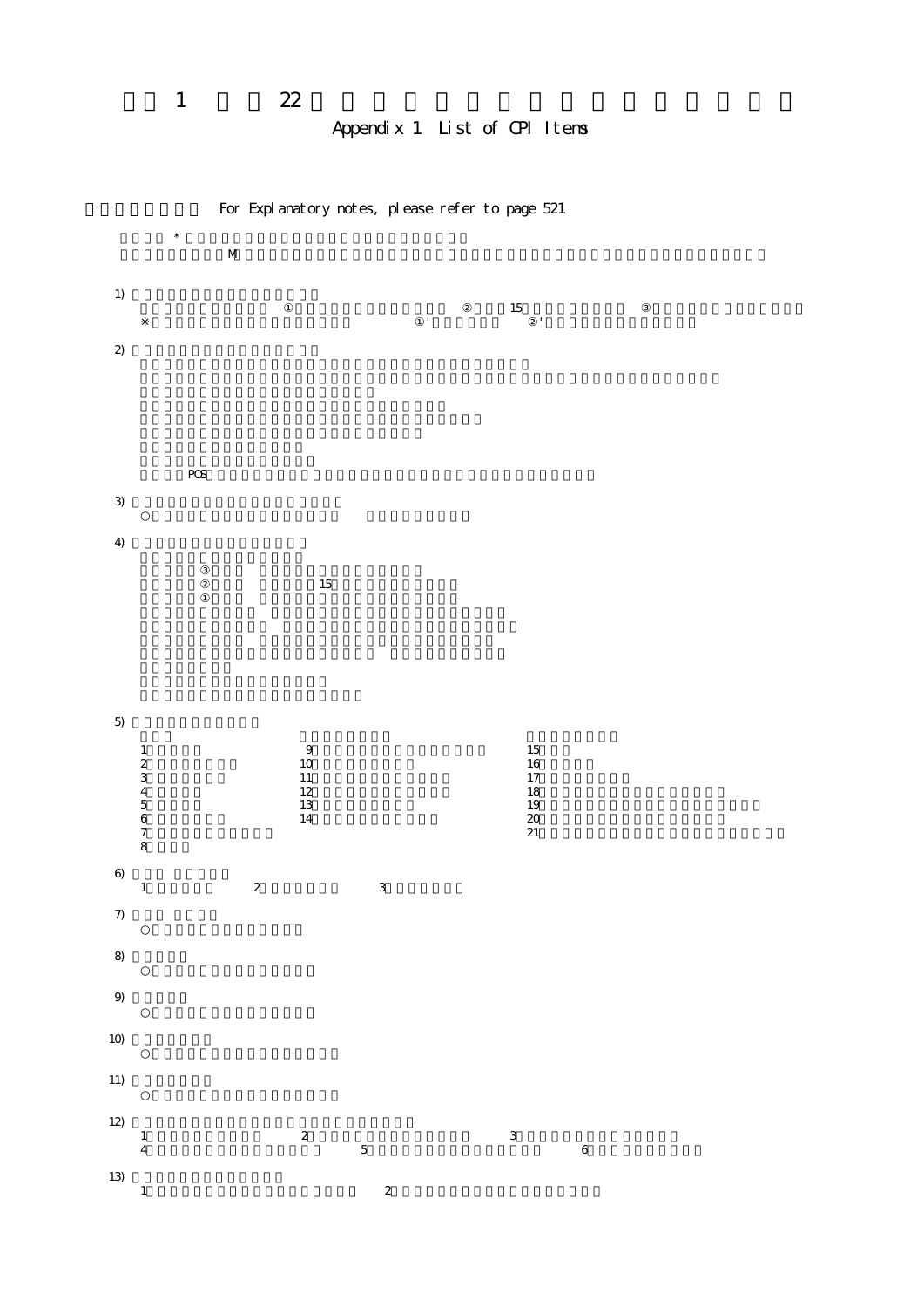# 1 22

## Appendix 1 List of CPI Items

For Explanatory notes, please refer to page 521

*

M

1)

① ② 15 ③

※ ①' ②'

2)

POS

3)

○

4)

③

② 15

①

5)

1 9 15

2 10 16

3 11 17

4 12 18

5 13 19

6 14 20

7 21

8

6)

1 2 3

7)

○

8)

○

9)

○

10)

○

11)

○

12)

1 2 3

4 5 6

13)

1 2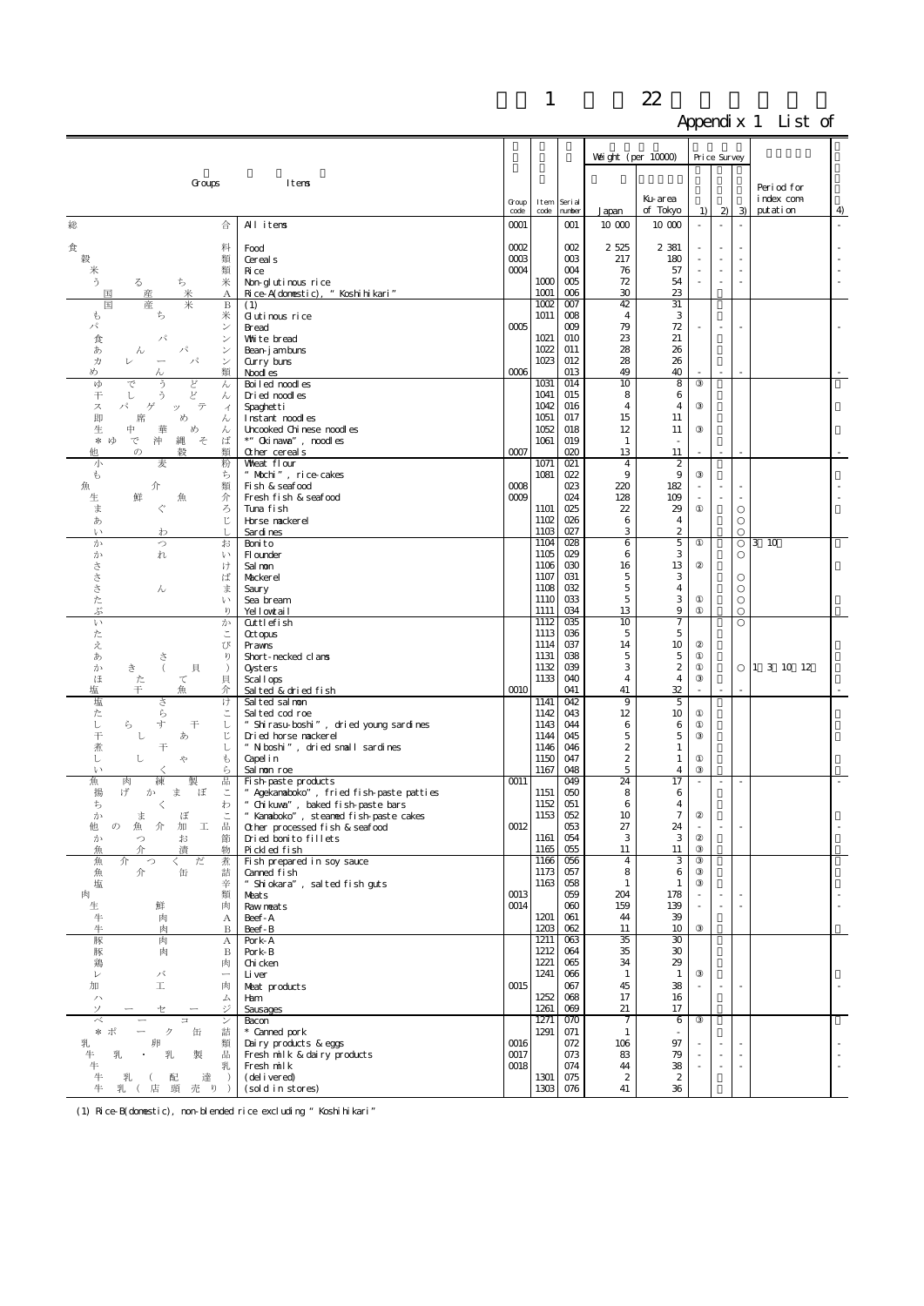## Appendix 1 List of

| Groups | Items | Group code | Item code | Serial number | Weight (per 10000) Japan | Weight (per 10000) Ku-area of Tokyo | Price Survey 1) | Price Survey 2) | Price Survey 3) | Period for index computation | 4) |
|---|---|---|---|---|---|---|---|---|---|---|---|
| 総合 | All items | 0001 | | 001 | 10 000 | 10 000 | - | - | - | | - |
| 食料 | Food | 0002 | | 002 | 2 525 | 2 381 | - | - | - | | - |
| 穀類 | Cereals | 0003 | | 003 | 217 | 180 | - | - | - | | - |
| 米類 | Rice | 0004 | | 004 | 76 | 57 | - | - | - | | - |
| うるち米 | Non-glutinous rice | | 1000 | 005 | 72 | 54 | - | - | - | | - |
| 国産米A | Rice-A(domestic), "Koshihikari" | | 1001 | 006 | 30 | 23 | | | | | |
| 国産米B | (1) | | 1002 | 007 | 42 | 31 | | | | | |
| もち米 | Glutinous rice | | 1011 | 008 | 4 | 3 | | | | | |
| パン | Bread | 0005 | | 009 | 79 | 72 | - | | - | | - |
| 食パン | White bread | | 1021 | 010 | 23 | 21 | | | | | |
| あんパン | Bean-jam buns | | 1022 | 011 | 28 | 26 | | | | | |
| カレーパン | Curry buns | | 1023 | 012 | 28 | 26 | | | | | |
| めん類 | Noodles | 0006 | | 013 | 49 | 40 | - | - | - | | - |
| ゆでうどん | Boiled noodles | | 1031 | 014 | 10 | 8 | ③ | | | | |
| 干しうどん | Dried noodles | | 1041 | 015 | 8 | 6 | | | | | |
| スパゲッティ | Spaghetti | | 1042 | 016 | 4 | 4 | ③ | | | | |
| 即席めん | Instant noodles | | 1051 | 017 | 15 | 11 | | | | | |
| 生中華めん | Uncooked Chinese noodles | | 1052 | 018 | 12 | 11 | ③ | | | | |
| *ゆで沖縄そば | *"Okinawa", noodles | | 1061 | 019 | 1 | - | | | | | |
| 他の穀類 | Other cereals | 0007 | | 020 | 13 | 11 | - | - | - | | - |
| 小麦粉 | Wheat flour | | 1071 | 021 | 4 | 2 | | | | | |
| もち | "Mochi", rice-cakes | | 1081 | 022 | 9 | 9 | ③ | | | | |
| 魚介類 | Fish & seafood | 0008 | | 023 | 220 | 182 | - | - | - | | - |
| 生鮮魚介 | Fresh fish & seafood | 0009 | | 024 | 128 | 109 | - | - | - | | - |
| まぐろ | Tuna fish | | 1101 | 025 | 22 | 29 | ① | | ○ | | |
| あじ | Horse mackerel | | 1102 | 026 | 6 | 4 | | | ○ | | |
| いわし | Sardines | | 1103 | 027 | 3 | 2 | | | ○ | | |
| かつお | Bonito | | 1104 | 028 | 6 | 5 | ① | | ○ | 3 10 | |
| かれい | Flounder | | 1105 | 029 | 6 | 3 | | | ○ | | |
| さけ | Salmon | | 1106 | 030 | 16 | 13 | ② | | | | |
| さば | Mackerel | | 1107 | 031 | 5 | 3 | | | ○ | | |
| さんま | Saury | | 1108 | 032 | 5 | 4 | | | ○ | | |
| たい | Sea bream | | 1110 | 033 | 5 | 3 | ① | | ○ | | |
| ぶり | Yellowtail | | 1111 | 034 | 13 | 9 | ① | | ○ | | |
| いか | Cuttlefish | | 1112 | 035 | 10 | 7 | | | ○ | | |
| たこ | Octopus | | 1113 | 036 | 5 | 5 | | | | | |
| えび | Prawns | | 1114 | 037 | 14 | 10 | ② | | | | |
| あさり | Short-necked clams | | 1131 | 038 | 5 | 5 | ① | | | | |
| かき(貝) | Oysters | | 1132 | 039 | 3 | 2 | ① | | ○ | 1 3 10 12 | |
| ほたて貝 | Scallops | | 1133 | 040 | 4 | 4 | ③ | | | | |
| 塩干魚介 | Salted & dried fish | 0010 | | 041 | 41 | 32 | - | - | - | | - |
| 塩さけ | Salted salmon | | 1141 | 042 | 9 | 5 | | | | | |
| たらこ | Salted cod roe | | 1142 | 043 | 12 | 10 | ① | | | | |
| しらす干し | "Shirasu-boshi", dried young sardines | | 1143 | 044 | 6 | 6 | ① | | | | |
| 干しあじ | Dried horse mackerel | | 1144 | 045 | 5 | 5 | ③ | | | | |
| 煮干し | "Niboshi", dried small sardines | | 1146 | 046 | 2 | 1 | | | | | |
| ししゃも | Capelin | | 1150 | 047 | 2 | 1 | ① | | | | |
| いくら | Salmon roe | | 1167 | 048 | 5 | 4 | ③ | | | | |
| 魚肉練製品 | Fish-paste products | 0011 | | 049 | 24 | 17 | - | - | - | | - |
| 揚げかまぼこ | "Agekamaboko", fried fish-paste patties | | 1151 | 050 | 8 | 6 | | | | | |
| ちくわ | "Chikuwa", baked fish-paste bars | | 1152 | 051 | 6 | 4 | | | | | |
| かまぼこ | "Kamaboko", steamed fish-paste cakes | | 1153 | 052 | 10 | 7 | ② | | | | |
| 他の魚介加工品 | Other processed fish & seafood | 0012 | | 053 | 27 | 24 | - | - | - | | - |
| かつお節 | Dried bonito fillets | | 1161 | 054 | 3 | 3 | ② | | | | |
| 魚介漬物 | Pickled fish | | 1165 | 055 | 11 | 11 | ③ | | | | |
| 魚介つくだ煮 | Fish prepared in soy sauce | | 1166 | 056 | 4 | 3 | ③ | | | | |
| 魚介缶詰 | Canned fish | | 1173 | 057 | 8 | 6 | ③ | | | | |
| 塩辛 | "Shiokara", salted fish guts | | 1163 | 058 | 1 | 1 | ③ | | | | |
| 肉類 | Meats | 0013 | | 059 | 204 | 178 | - | - | - | | - |
| 生鮮肉 | Raw meats | 0014 | | 060 | 159 | 139 | - | - | - | | - |
| 牛肉A | Beef-A | | 1201 | 061 | 44 | 39 | | | | | |
| 牛肉B | Beef-B | | 1203 | 062 | 11 | 10 | ③ | | | | |
| 豚肉A | Pork-A | | 1211 | 063 | 35 | 30 | | | | | |
| 豚肉B | Pork-B | | 1212 | 064 | 35 | 30 | | | | | |
| 鶏肉 | Chicken | | 1221 | 065 | 34 | 29 | | | | | |
| レバー | Liver | | 1241 | 066 | 1 | 1 | ③ | | | | |
| 加工肉 | Meat products | 0015 | | 067 | 45 | 38 | - | | - | | - |
| ハム | Ham | | 1252 | 068 | 17 | 16 | | | | | |
| ソーセージ | Sausages | | 1261 | 069 | 21 | 17 | | | | | |
| ベーコン | Bacon | | 1271 | 070 | 7 | 6 | ③ | | | | |
| *ポーク缶詰 | * Canned pork | | 1291 | 071 | 1 | - | | | | | |
| 乳卵類 | Dairy products & eggs | 0016 | | 072 | 106 | 97 | - | - | - | | - |
| 牛乳・乳製品 | Fresh milk & dairy products | 0017 | | 073 | 83 | 79 | - | - | - | | - |
| 牛乳 | Fresh milk | 0018 | | 074 | 44 | 38 | - | - | - | | - |
| 牛乳(配達) | (delivered) | | 1301 | 075 | 2 | 2 | | | | | |
| 牛乳(店頭売り) | (sold in stores) | | 1303 | 076 | 41 | 36 | | | | | |

(1) Rice-B(domestic), non-blended rice excluding "Koshihikari"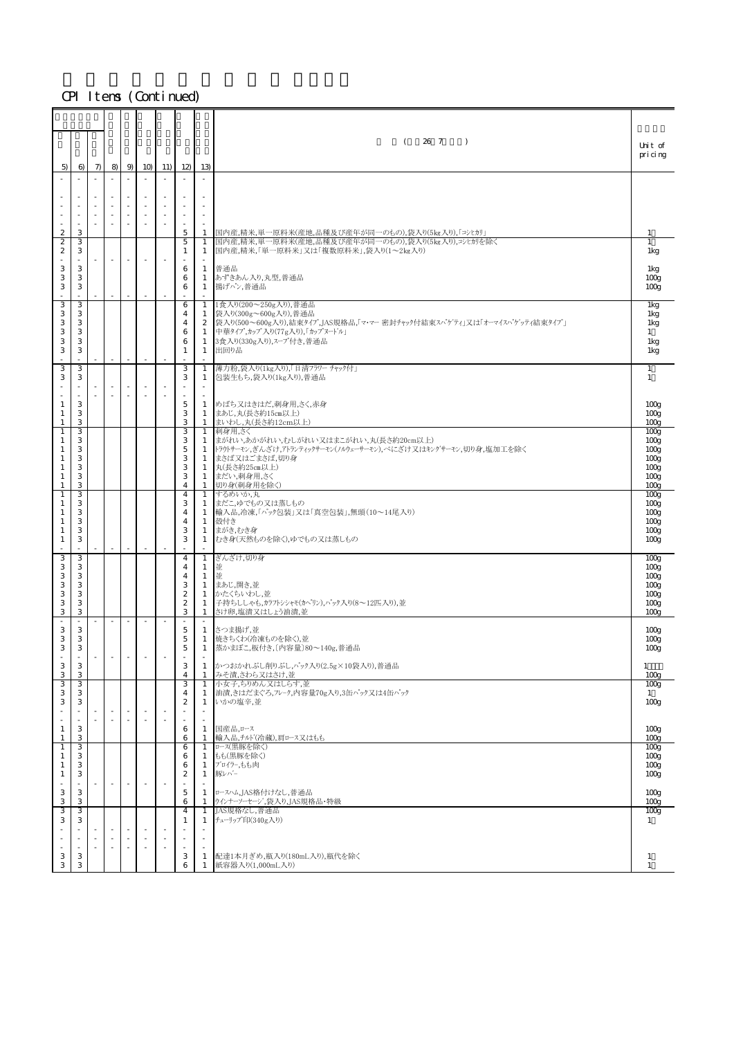CPI Items (Continued)

| 5) | 6) | 7) | 8) | 9) | 10) | 11) | 12) | 13) | ( 26 7 ) | Unit of pricing |
|---|---|---|---|---|---|---|---|---|---|---|
| - | - | - | - | - | - | - | - | - | | |
| - | - | - | - | - | - | - | - | - | | |
| - | - | - | - | - | - | - | - | - | | |
| - | - | - | - | - | - | - | - | - | | |
| - | - | - | - | - | - | - | - | - | | |
| 2 | 3 | | | | | | 5 | 1 | 国内産,精米,単一原料米(産地,品種及び産年が同一のもの),袋入り(5kg入り),「コシヒカリ」 | 1 |
| 2 | 3 | | | | | | 5 | 1 | 国内産,精米,単一原料米(産地,品種及び産年が同一のもの),袋入り(5kg入り),コシヒカリを除く | 1 |
| 2 | 3 | | | | | | 1 | 1 | 国内産,精米,「単一原料米」又は「複数原料米」,袋入り(1～2kg入り) | 1kg |
| - | - | - | - | - | - | - | - | - | | |
| 3 | 3 | | | | | | 6 | 1 | 普通品 | 1kg |
| 3 | 3 | | | | | | 6 | 1 | あずきあん入り,丸型,普通品 | 100g |
| 3 | 3 | | | | | | 6 | 1 | 揚げパン,普通品 | 100g |
| - | - | - | - | - | - | - | - | - | | |
| 3 | 3 | | | | | | 6 | 1 | 1食入り(200～250g入り),普通品 | 1kg |
| 3 | 3 | | | | | | 4 | 1 | 袋入り(300g～600g入り),普通品 | 1kg |
| 3 | 3 | | | | | | 4 | 2 | 袋入り(500～600g入り),結束タイプ,JAS規格品,「マ・マー 密封チャック付結束スパゲティ」又は「オーマイスパゲッティ結束タイプ」 | 1kg |
| 3 | 3 | | | | | | 6 | 1 | 中華タイプ,カップ入り(77g入り),「カップヌードル」 | 1 |
| 3 | 3 | | | | | | 6 | 1 | 3食入り(330g入り),スープ付き,普通品 | 1kg |
| 3 | 3 | | | | | | 1 | 1 | 出回り品 | 1kg |
| - | - | - | - | - | - | - | - | - | | |
| 3 | 3 | | | | | | 3 | 1 | 薄力粉,袋入り(1kg入り),「日清フラワー チャック付」 | 1 |
| 3 | 3 | | | | | | 3 | 1 | 包装生もち,袋入り(1kg入り),普通品 | 1 |
| - | - | - | - | - | - | - | - | - | | |
| - | - | - | - | - | - | - | - | - | | |
| 1 | 3 | | | | | | 5 | 1 | めばち又はきはだ,刺身用,さく,赤身 | 100g |
| 1 | 3 | | | | | | 3 | 1 | まあじ,丸(長さ約15cm以上) | 100g |
| 1 | 3 | | | | | | 3 | 1 | まいわし,丸(長さ約12cm以上) | 100g |
| 1 | 3 | | | | | | 3 | 1 | 刺身用,さく | 100g |
| 1 | 3 | | | | | | 3 | 1 | まがれい,あかがれい,むしがれい又はまこがれい,丸(長さ約20cm以上) | 100g |
| 1 | 3 | | | | | | 5 | 1 | トラウトサーモン,ぎんざけ,アトランティックサーモン(ノルウェーサーモン),べにざけ又はキングサーモン,切り身,塩加工を除く | 100g |
| 1 | 3 | | | | | | 3 | 1 | まさば又はごまさば,切り身 | 100g |
| 1 | 3 | | | | | | 3 | 1 | 丸(長さ約25cm以上) | 100g |
| 1 | 3 | | | | | | 3 | 1 | まだい,刺身用,さく | 100g |
| 1 | 3 | | | | | | 4 | 1 | 切り身(刺身用を除く) | 100g |
| 1 | 3 | | | | | | 4 | 1 | するめいか,丸 | 100g |
| 1 | 3 | | | | | | 3 | 1 | まだこ,ゆでもの又は蒸しもの | 100g |
| 1 | 3 | | | | | | 4 | 1 | 輸入品,冷凍,「パック包装」又は「真空包装」,無頭(10～14尾入り) | 100g |
| 1 | 3 | | | | | | 4 | 1 | 殻付き | 100g |
| 1 | 3 | | | | | | 3 | 1 | まがき,むき身 | 100g |
| 1 | 3 | | | | | | 3 | 1 | むき身(天然ものを除く),ゆでもの又は蒸しもの | 100g |
| - | - | - | - | - | - | - | - | - | | |
| 3 | 3 | | | | | | 4 | 1 | ぎんざけ,切り身 | 100g |
| 3 | 3 | | | | | | 4 | 1 | 並 | 100g |
| 3 | 3 | | | | | | 4 | 1 | 並 | 100g |
| 3 | 3 | | | | | | 3 | 1 | まあじ,開き,並 | 100g |
| 3 | 3 | | | | | | 2 | 1 | かたくちいわし,並 | 100g |
| 3 | 3 | | | | | | 2 | 1 | 子持ちししゃも,カラフトシシャモ(カペリン),パック入り(8～12匹入り),並 | 100g |
| 3 | 3 | | | | | | 3 | 1 | さけ卵,塩漬又はしょう油漬,並 | 100g |
| - | - | - | - | - | - | - | - | - | | |
| 3 | 3 | | | | | | 5 | 1 | さつま揚げ,並 | 100g |
| 3 | 3 | | | | | | 5 | 1 | 焼きちくわ(冷凍ものを除く),並 | 100g |
| 3 | 3 | | | | | | 5 | 1 | 蒸かまぼこ,板付き,〔内容量〕80～140g,普通品 | 100g |
| - | - | - | - | - | - | - | - | - | | |
| 3 | 3 | | | | | | 3 | 1 | かつおかれぶし削りぶし,パック入り(2.5g×10袋入り),普通品 | 1 |
| 3 | 3 | | | | | | 4 | 1 | みそ漬,さわら又はさけ,並 | 100g |
| 3 | 3 | | | | | | 3 | 1 | 小女子,ちりめん又はしらす,並 | 100g |
| 3 | 3 | | | | | | 4 | 1 | 油漬,きはだまぐろ,フレーク,内容量70g入り,3缶パック又は4缶パック | 1 |
| 3 | 3 | | | | | | 2 | 1 | いかの塩辛,並 | 100g |
| - | - | - | - | - | - | - | - | - | | |
| - | - | - | - | - | - | - | - | - | | |
| 1 | 3 | | | | | | 6 | 1 | 国産品,ロース | 100g |
| 1 | 3 | | | | | | 6 | 1 | 輸入品,チルド(冷蔵),肩ロース又はもも | 100g |
| 1 | 3 | | | | | | 6 | 1 | ロース(黒豚を除く) | 100g |
| 1 | 3 | | | | | | 6 | 1 | もも(黒豚を除く) | 100g |
| 1 | 3 | | | | | | 6 | 1 | ブロイラー,もも肉 | 100g |
| 1 | 3 | | | | | | 2 | 1 | 豚レバー | 100g |
| - | - | - | - | - | - | - | - | - | | |
| 3 | 3 | | | | | | 5 | 1 | ロースハム,JAS格付けなし,普通品 | 100g |
| 3 | 3 | | | | | | 6 | 1 | ウインナーソーセージ,袋入り,JAS規格品・特級 | 100g |
| 3 | 3 | | | | | | 4 | 1 | JAS規格なし,普通品 | 100g |
| 3 | 3 | | | | | | 1 | 1 | チューリップ印(340g入り) | 1 |
| - | - | - | - | - | - | - | - | - | | |
| - | - | - | - | - | - | - | - | - | | |
| 3 | 3 | | | | | | 3 | 1 | 配達1本月ぎめ,瓶入り(180mL入り),瓶代を除く | 1 |
| 3 | 3 | | | | | | 6 | 1 | 紙容器入り(1,000mL入り) | 1 |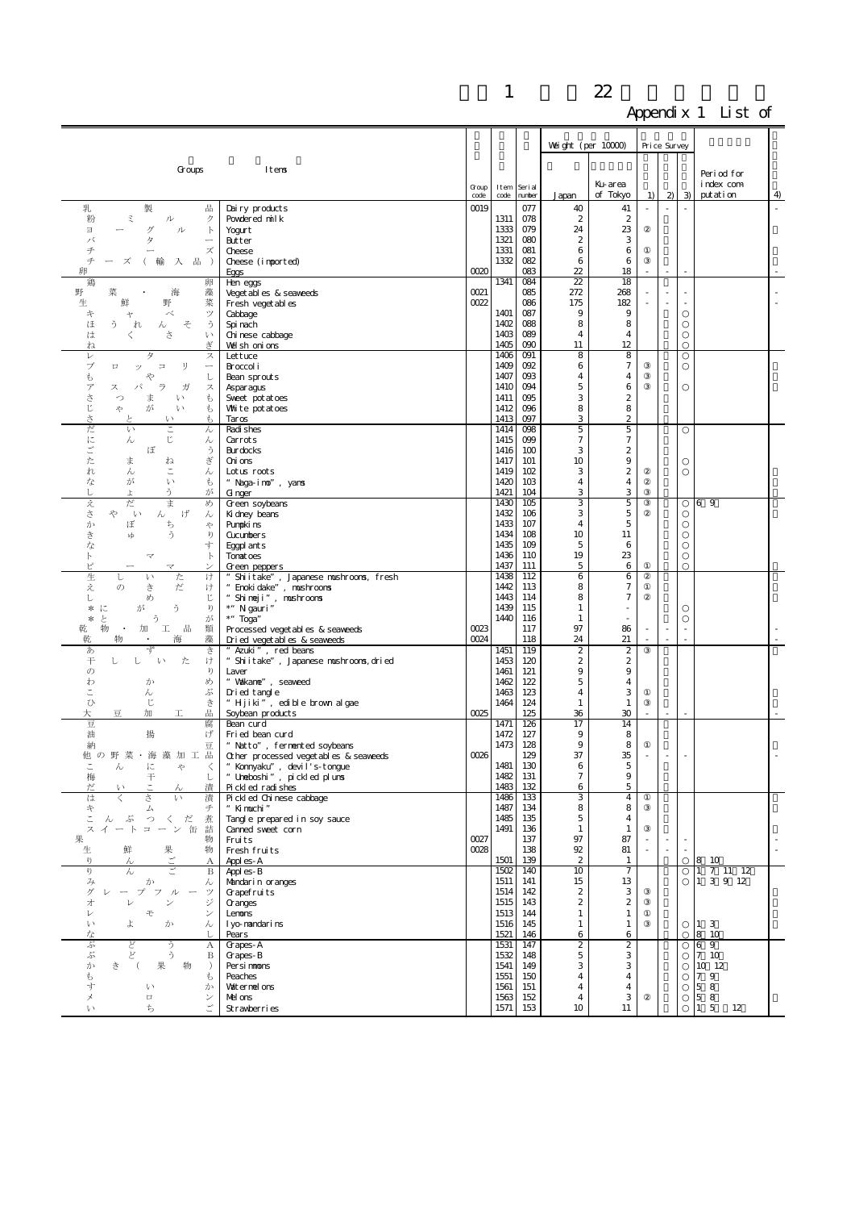# 付表 1 平成22年基準 品目一覧

## Appendix 1 List of

| 類・品目 | Groups / Items | Group code | Item code | Serial number | Weight (per 10000) Japan | Weight (per 10000) Ku-area of Tokyo | Price Survey 1) | Price Survey 2) | Price Survey 3) | Period for index computation | 4) |
|---|---|---|---|---|---|---|---|---|---|---|---|
| 乳製品 | Dairy products | 0019 | | 077 | 40 | 41 | - | - | - | | - |
| 粉ミルク | Powdered milk | | 1311 | 078 | 2 | 2 | | | | | |
| ヨーグルト | Yogurt | | 1333 | 079 | 24 | 23 | ② | | | | |
| バター | Butter | | 1321 | 080 | 2 | 3 | | | | | |
| チーズ | Cheese | | 1331 | 081 | 6 | 6 | ① | | | | |
| チーズ（輸入品） | Cheese (imported) | | 1332 | 082 | 6 | 6 | ③ | | | | |
| 卵 | Eggs | 0020 | | 083 | 22 | 18 | - | - | - | | |
| 鶏卵 | Hen eggs | | 1341 | 084 | 22 | 18 | | | | | |
| 野菜・海藻 | Vegetables & seaweeds | 0021 | | 085 | 272 | 268 | - | - | - | | - |
| 生鮮野菜 | Fresh vegetables | 0022 | | 086 | 175 | 182 | - | - | - | | - |
| キャベツ | Cabbage | | 1401 | 087 | 9 | 9 | | | ○ | | |
| ほうれんそう | Spinach | | 1402 | 088 | 8 | 8 | | | ○ | | |
| はくさい | Chinese cabbage | | 1403 | 089 | 4 | 4 | | | ○ | | |
| ねぎ | Welsh onions | | 1405 | 090 | 11 | 12 | | | ○ | | |
| レタス | Lettuce | | 1406 | 091 | 8 | 8 | | | ○ | | |
| ブロッコリー | Broccoli | | 1409 | 092 | 6 | 7 | ③ | | ○ | | |
| もやし | Bean sprouts | | 1407 | 093 | 4 | 4 | ③ | | | | |
| アスパラガス | Asparagus | | 1410 | 094 | 5 | 6 | ③ | | ○ | | |
| さつまいも | Sweet potatoes | | 1411 | 095 | 3 | 2 | | | | | |
| じゃがいも | White potatoes | | 1412 | 096 | 8 | 8 | | | | | |
| さといも | Taros | | 1413 | 097 | 3 | 2 | | | | | |
| だいこん | Radishes | | 1414 | 098 | 5 | 5 | | | ○ | | |
| にんじん | Carrots | | 1415 | 099 | 7 | 7 | | | | | |
| ごぼう | Burdocks | | 1416 | 100 | 3 | 2 | | | | | |
| たまねぎ | Onions | | 1417 | 101 | 10 | 9 | | | ○ | | |
| れんこん | Lotus roots | | 1419 | 102 | 3 | 2 | ② | | ○ | | |
| ながいも | "Naga-imo", yams | | 1420 | 103 | 4 | 4 | ② | | | | |
| しょうが | Ginger | | 1421 | 104 | 3 | 3 | ③ | | | | |
| えだまめ | Green soybeans | | 1430 | 105 | 3 | 5 | ③ | | ○ | 6～9月 | |
| さやいんげん | Kidney beans | | 1432 | 106 | 3 | 5 | ② | | ○ | | |
| かぼちゃ | Pumpkins | | 1433 | 107 | 4 | 5 | | | ○ | | |
| きゅうり | Cucumbers | | 1434 | 108 | 10 | 11 | | | ○ | | |
| なす | Eggplants | | 1435 | 109 | 5 | 6 | | | ○ | | |
| トマト | Tomatoes | | 1436 | 110 | 19 | 23 | | | ○ | | |
| ピーマン | Green peppers | | 1437 | 111 | 5 | 6 | ① | | ○ | | |
| 生しいたけ | "Shiitake", Japanese mushrooms, fresh | | 1438 | 112 | 6 | 6 | ② | | | | |
| えのきだけ | "Enokidake", mushrooms | | 1442 | 113 | 8 | 7 | ① | | | | |
| しめじ | "Shimeji", mushrooms | | 1443 | 114 | 8 | 7 | ② | | | | |
| *にがうり | *"Nigauri" | | 1439 | 115 | 1 | - | | | ○ | | |
| *とうがん | *"Toga" | | 1440 | 116 | 1 | - | | | ○ | | |
| 乾物・加工品類 | Processed vegetables & seaweeds | 0023 | | 117 | 97 | 86 | - | - | - | | - |
| 乾物・海藻 | Dried vegetables & seaweeds | 0024 | | 118 | 24 | 21 | - | - | - | | - |
| あずき | "Azuki", red beans | | 1451 | 119 | 2 | 2 | ③ | | | | |
| 干ししいたけ | "Shiitake", Japanese mushrooms, dried | | 1453 | 120 | 2 | 2 | | | | | |
| のり | Laver | | 1461 | 121 | 9 | 9 | | | | | |
| わかめ | "Wakame", seaweed | | 1462 | 122 | 5 | 4 | | | | | |
| こんぶ | Dried tangle | | 1463 | 123 | 4 | 3 | ① | | | | |
| ひじき | "Hijiki", edible brown algae | | 1464 | 124 | 1 | 1 | ③ | | | | |
| 大豆加工品 | Soybean products | 0025 | | 125 | 36 | 30 | - | - | - | | - |
| 豆腐 | Bean curd | | 1471 | 126 | 17 | 14 | | | | | |
| 油揚げ | Fried bean curd | | 1472 | 127 | 9 | 8 | | | | | |
| 納豆 | "Natto", fermented soybeans | | 1473 | 128 | 9 | 8 | ① | | | | |
| 他の野菜・海藻加工品 | Other processed vegetables & seaweeds | 0026 | | 129 | 37 | 35 | - | - | - | | - |
| こんにゃく | "Konnyaku", devil's-tongue | | 1481 | 130 | 6 | 5 | | | | | |
| 梅干し | "Umeboshi", pickled plums | | 1482 | 131 | 7 | 9 | | | | | |
| だいこん漬 | Pickled radishes | | 1483 | 132 | 6 | 5 | | | | | |
| はくさい漬 | Pickled Chinese cabbage | | 1486 | 133 | 3 | 4 | ① | | | | |
| キムチ | "Kimuchi" | | 1487 | 134 | 8 | 8 | ③ | | | | |
| こんぶつくだ煮 | Tangle prepared in soy sauce | | 1485 | 135 | 5 | 4 | | | | | |
| スイートコーン缶詰 | Canned sweet corn | | 1491 | 136 | 1 | 1 | ③ | | | | |
| 果物 | Fruits | 0027 | | 137 | 97 | 87 | - | - | - | | - |
| 生鮮果物 | Fresh fruits | 0028 | | 138 | 92 | 81 | - | - | - | | - |
| りんごA | Apples-A | | 1501 | 139 | 2 | 1 | | | ○ | 8～10月 | |
| りんごB | Apples-B | | 1502 | 140 | 10 | 7 | | | ○ | 1～7,11～12月 | |
| みかん | Mandarin oranges | | 1511 | 141 | 15 | 13 | | | ○ | 1～3,9～12月 | |
| グレープフルーツ | Grapefruits | | 1514 | 142 | 2 | 3 | ③ | | | | |
| オレンジ | Oranges | | 1515 | 143 | 2 | 2 | ③ | | | | |
| レモン | Lemons | | 1513 | 144 | 1 | 1 | ① | | | | |
| いよかん | Iyo-mandarins | | 1516 | 145 | 1 | 1 | ③ | | ○ | 1～3月 | |
| なし | Pears | | 1521 | 146 | 6 | 6 | | | ○ | 8～10月 | |
| ぶどうA | Grapes-A | | 1531 | 147 | 2 | 2 | | | ○ | 6～9月 | |
| ぶどうB | Grapes-B | | 1532 | 148 | 5 | 3 | | | ○ | 7～10月 | |
| かき（果物） | Persimmons | | 1541 | 149 | 3 | 3 | | | ○ | 10～12月 | |
| もも | Peaches | | 1551 | 150 | 4 | 4 | | | ○ | 7～9月 | |
| すいか | Watermelons | | 1561 | 151 | 4 | 4 | | | ○ | 5～8月 | |
| メロン | Melons | | 1563 | 152 | 4 | 3 | ② | | ○ | 5～8月 | |
| いちご | Strawberries | | 1571 | 153 | 10 | 11 | | | ○ | 1～5,12月 | |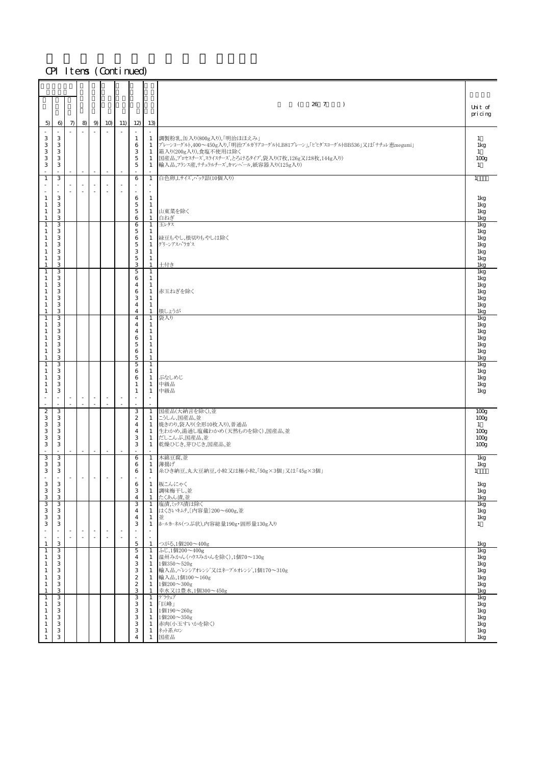CPI Items (Continued)

| 5) | 6) | 7) | 8) | 9) | 10) | 11) | 12) | 13) | ( 26 7 ) | Unit of pricing |
|---|---|---|---|---|---|---|---|---|---|---|
| - | - | - | - | - | - | - | - | - | | |
| 3 | 3 | | | | | | 1 | 1 | 調製粉乳,缶入り(800g入り),「明治ほほえみ」 | 1 |
| 3 | 3 | | | | | | 6 | 1 | プレーンヨーグルト,400～450g入り,「明治ブルガリアヨーグルトLB81プレーン」,「ビヒダスヨーグルトBB536」又は「ナチュレ恵megumi」 | 1kg |
| 3 | 3 | | | | | | 3 | 1 | 箱入り(200g入り),食塩不使用は除く | 1 |
| 3 | 3 | | | | | | 5 | 1 | 国産品,プロセスチーズ,スライスチーズ,とろけるタイプ,袋入り(7枚,126g又は8枚,144g入り) | 100g |
| 3 | 3 | | | | | | 5 | 1 | 輸入品,フランス産,ナチュラルチーズ,カマンベール,紙容器入り(125g入り) | 1 |
| - | - | - | - | - | - | - | - | - | | |
| 1 | 3 | | | | | | 6 | 1 | 白色卵,Lサイズ,パック詰(10個入り) | 1 |
| - | - | - | - | - | - | - | - | - | | |
| - | - | - | - | - | - | - | - | - | | |
| 1 | 3 | | | | | | 6 | 1 | | 1kg |
| 1 | 3 | | | | | | 5 | 1 | | 1kg |
| 1 | 3 | | | | | | 5 | 1 | 山東菜を除く | 1kg |
| 1 | 3 | | | | | | 6 | 1 | 白ねぎ | 1kg |
| 1 | 3 | | | | | | 6 | 1 | 玉レタス | 1kg |
| 1 | 3 | | | | | | 5 | 1 | | 1kg |
| 1 | 3 | | | | | | 6 | 1 | 緑豆もやし,根切りもやしは除く | 1kg |
| 1 | 3 | | | | | | 5 | 1 | グリーンアスパラガス | 1kg |
| 1 | 3 | | | | | | 3 | 1 | | 1kg |
| 1 | 3 | | | | | | 5 | 1 | | 1kg |
| 1 | 3 | | | | | | 3 | 1 | 土付き | 1kg |
| 1 | 3 | | | | | | 5 | 1 | | 1kg |
| 1 | 3 | | | | | | 6 | 1 | | 1kg |
| 1 | 3 | | | | | | 4 | 1 | | 1kg |
| 1 | 3 | | | | | | 6 | 1 | 赤玉ねぎを除く | 1kg |
| 1 | 3 | | | | | | 3 | 1 | | 1kg |
| 1 | 3 | | | | | | 4 | 1 | | 1kg |
| 1 | 3 | | | | | | 4 | 1 | 根しょうが | 1kg |
| 1 | 3 | | | | | | 4 | 1 | 袋入り | 1kg |
| 1 | 3 | | | | | | 4 | 1 | | 1kg |
| 1 | 3 | | | | | | 4 | 1 | | 1kg |
| 1 | 3 | | | | | | 6 | 1 | | 1kg |
| 1 | 3 | | | | | | 5 | 1 | | 1kg |
| 1 | 3 | | | | | | 6 | 1 | | 1kg |
| 1 | 3 | | | | | | 5 | 1 | | 1kg |
| 1 | 3 | | | | | | 5 | 1 | | 1kg |
| 1 | 3 | | | | | | 6 | 1 | | 1kg |
| 1 | 3 | | | | | | 6 | 1 | ぶなしめじ | 1kg |
| 1 | 3 | | | | | | 1 | 1 | 中級品 | 1kg |
| 1 | 3 | | | | | | 1 | 1 | 中級品 | 1kg |
| - | - | - | - | - | - | - | - | - | | |
| - | - | - | - | - | - | - | - | - | | |
| 2 | 3 | | | | | | 3 | 1 | 国産品(大納言を除く),並 | 100g |
| 3 | 3 | | | | | | 2 | 1 | こうしん,国産品,並 | 100g |
| 3 | 3 | | | | | | 4 | 1 | 焼きのり,袋入り(全形10枚入り),普通品 | 1 |
| 3 | 3 | | | | | | 4 | 1 | 生わかめ,湯通し塩蔵わかめ(天然ものを除く),国産品,並 | 100g |
| 3 | 3 | | | | | | 3 | 1 | だしこんぶ,国産品,並 | 100g |
| 3 | 3 | | | | | | 3 | 1 | 乾燥ひじき,芽ひじき,国産品,並 | 100g |
| - | - | - | - | - | - | - | - | - | | |
| 3 | 3 | | | | | | 6 | 1 | 木綿豆腐,並 | 1kg |
| 3 | 3 | | | | | | 6 | 1 | 薄揚げ | 1kg |
| 3 | 3 | | | | | | 6 | 1 | 糸ひき納豆,丸大豆納豆,小粒又は極小粒,「50g×3個」又は「45g×3個」 | 1 |
| - | - | - | - | - | - | - | - | - | | |
| 3 | 3 | | | | | | 6 | 1 | 板こんにゃく | 1kg |
| 3 | 3 | | | | | | 3 | 1 | 調味梅干し,並 | 1kg |
| 3 | 3 | | | | | | 4 | 1 | たくあん漬,並 | 1kg |
| 3 | 3 | | | | | | 3 | 1 | 塩漬,ミックス漬は除く | 1kg |
| 3 | 3 | | | | | | 4 | 1 | はくさいキムチ,[内容量]200～600g,並 | 1kg |
| 3 | 3 | | | | | | 4 | 1 | 並 | 1kg |
| 3 | 3 | | | | | | 3 | 1 | ホールカーネル(つぶ状),内容総量190g・固形量130g入り | 1 |
| - | - | - | - | - | - | - | - | - | | |
| - | - | - | - | - | - | - | - | - | | |
| 1 | 3 | | | | | | 5 | 1 | つがる,1個200～400g | 1kg |
| 1 | 3 | | | | | | 5 | 1 | ふじ,1個200～400g | 1kg |
| 1 | 3 | | | | | | 4 | 1 | 温州みかん(ハウスみかんを除く),1個70～130g | 1kg |
| 1 | 3 | | | | | | 3 | 1 | 1個350～520g | 1kg |
| 1 | 3 | | | | | | 3 | 1 | 輸入品,バレンシアオレンジ又はネーブルオレンジ,1個170～310g | 1kg |
| 1 | 3 | | | | | | 2 | 1 | 輸入品,1個100～160g | 1kg |
| 1 | 3 | | | | | | 2 | 1 | 1個200～300g | 1kg |
| 1 | 3 | | | | | | 3 | 1 | 幸水又は豊水,1個300～450g | 1kg |
| 1 | 3 | | | | | | 3 | 1 | デラウェア | 1kg |
| 1 | 3 | | | | | | 3 | 1 | 「巨峰」 | 1kg |
| 1 | 3 | | | | | | 3 | 1 | 1個190～260g | 1kg |
| 1 | 3 | | | | | | 3 | 1 | 1個200～350g | 1kg |
| 1 | 3 | | | | | | 3 | 1 | 赤肉(小玉すいかを除く) | 1kg |
| 1 | 3 | | | | | | 3 | 1 | ネット系メロン | 1kg |
| 1 | 3 | | | | | | 4 | 1 | 国産品 | 1kg |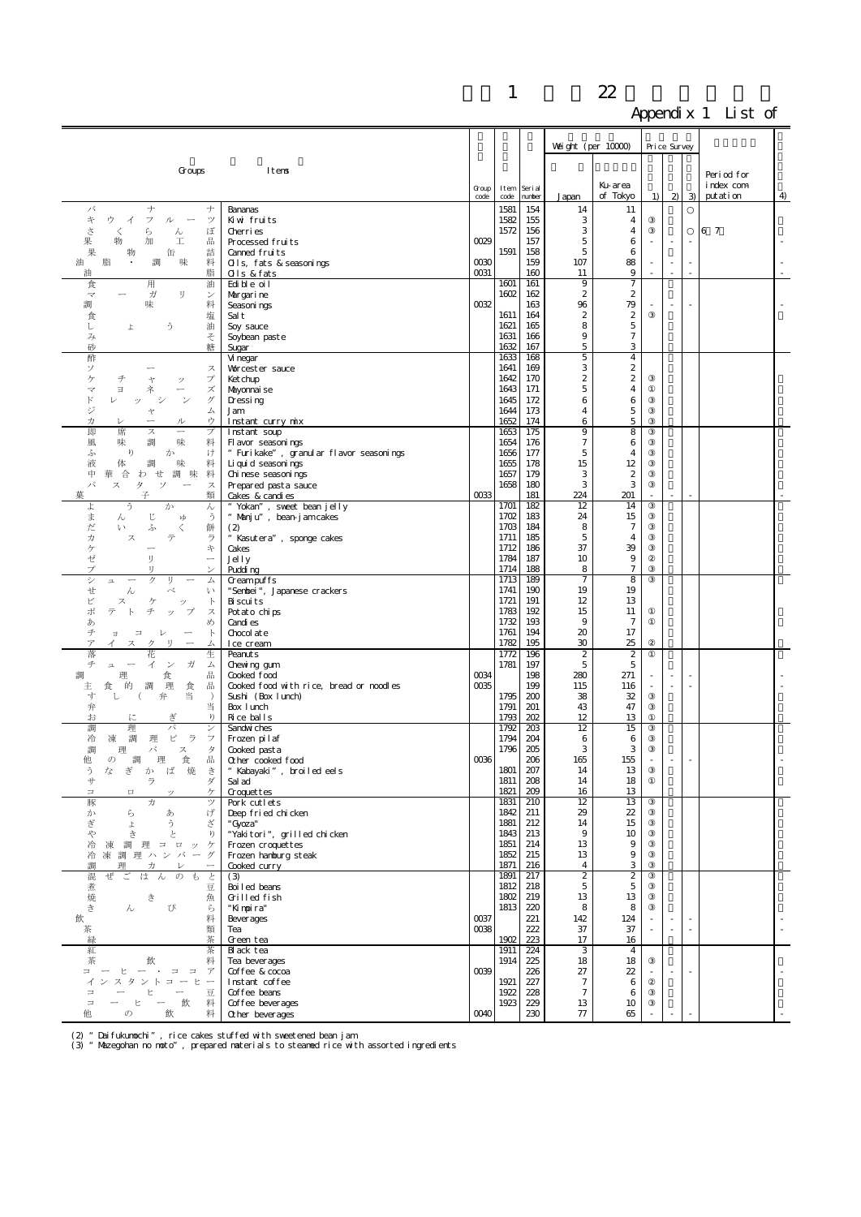Appendix 1 List of

| Groups | Items | Group code | Item code | Serial number | Weight (per 10000) Japan | Weight (per 10000) Ku-area of Tokyo | Price Survey 1) | Price Survey 2) | Price Survey 3) | Period for index computation | 4) |
|---|---|---|---|---|---|---|---|---|---|---|---|
| バナナ | Bananas | | 1581 | 154 | 14 | 11 | | | ○ | | |
| キウイフルーツ | Kiwi fruits | | 1582 | 155 | 3 | 4 | ③ | | | | |
| さくらんぼ | Cherries | | 1572 | 156 | 3 | 4 | ③ | | ○ | 6 7 | |
| 果物加工品 | Processed fruits | 0029 | | 157 | 5 | 6 | - | - | - | | - |
| 果物缶詰 | Canned fruits | | 1591 | 158 | 5 | 6 | | | | | |
| 油脂・調味料 | Oils, fats & seasonings | 0030 | | 159 | 107 | 88 | - | - | - | | - |
| 油脂 | Oils & fats | 0031 | | 160 | 11 | 9 | - | - | - | | - |
| 食用油 | Edible oil | | 1601 | 161 | 9 | 7 | | | | | |
| マーガリン | Margarine | | 1602 | 162 | 2 | 2 | | | | | |
| 調味料 | Seasonings | 0032 | | 163 | 96 | 79 | - | - | - | | - |
| 食塩 | Salt | | 1611 | 164 | 2 | 2 | ③ | | | | |
| しょう油 | Soy sauce | | 1621 | 165 | 8 | 5 | | | | | |
| みそ | Soybean paste | | 1631 | 166 | 9 | 7 | | | | | |
| 砂糖 | Sugar | | 1632 | 167 | 5 | 3 | | | | | |
| 酢 | Vinegar | | 1633 | 168 | 5 | 4 | | | | | |
| ソース | Worcester sauce | | 1641 | 169 | 3 | 2 | | | | | |
| ケチャップ | Ketchup | | 1642 | 170 | 2 | 2 | ③ | | | | |
| マヨネーズ | Mayonnaise | | 1643 | 171 | 5 | 4 | ① | | | | |
| ドレッシング | Dressing | | 1645 | 172 | 6 | 6 | ③ | | | | |
| ジャム | Jam | | 1644 | 173 | 4 | 5 | ③ | | | | |
| カレールウ | Instant curry mix | | 1652 | 174 | 6 | 5 | ③ | | | | |
| 即席スープ | Instant soup | | 1653 | 175 | 9 | 8 | ③ | | | | |
| 風味調味料 | Flavor seasonings | | 1654 | 176 | 7 | 6 | ③ | | | | |
| ふりかけ | "Furikake", granular flavor seasonings | | 1656 | 177 | 5 | 4 | ③ | | | | |
| 液体調味料 | Liquid seasonings | | 1655 | 178 | 15 | 12 | ③ | | | | |
| 中華合わせ調味料 | Chinese seasonings | | 1657 | 179 | 3 | 2 | ③ | | | | |
| パスタソース | Prepared pasta sauce | | 1658 | 180 | 3 | 3 | ③ | | | | |
| 菓子類 | Cakes & candies | 0033 | | 181 | 224 | 201 | - | - | - | | - |
| ようかん | "Yokan", sweet bean jelly | | 1701 | 182 | 12 | 14 | ③ | | | | |
| まんじゅう | "Manju", bean-jam cakes | | 1702 | 183 | 24 | 15 | ③ | | | | |
| だいふく餅 | (2) | | 1703 | 184 | 8 | 7 | ③ | | | | |
| カステラ | "Kasutera", sponge cakes | | 1711 | 185 | 5 | 4 | ③ | | | | |
| ケーキ | Cakes | | 1712 | 186 | 37 | 39 | ③ | | | | |
| ゼリー | Jelly | | 1784 | 187 | 10 | 9 | ② | | | | |
| プリン | Pudding | | 1714 | 188 | 8 | 7 | ③ | | | | |
| シュークリーム | Cream puffs | | 1713 | 189 | 7 | 8 | ③ | | | | |
| せんべい | "Sembei", Japanese crackers | | 1741 | 190 | 19 | 19 | | | | | |
| ビスケット | Biscuits | | 1721 | 191 | 12 | 13 | | | | | |
| ポテトチップス | Potato chips | | 1783 | 192 | 15 | 11 | ① | | | | |
| あめ | Candies | | 1732 | 193 | 9 | 7 | ① | | | | |
| チョコレート | Chocolate | | 1761 | 194 | 20 | 17 | | | | | |
| アイスクリーム | Ice cream | | 1782 | 195 | 30 | 25 | ② | | | | |
| 落花生 | Peanuts | | 1772 | 196 | 2 | 2 | ① | | | | |
| チューインガム | Chewing gum | | 1781 | 197 | 5 | 5 | | | | | |
| 調理食品 | Cooked food | 0034 | | 198 | 280 | 271 | - | - | - | | - |
| 主食的調理食品 | Cooked food with rice, bread or noodles | 0035 | | 199 | 115 | 116 | - | - | - | | - |
| すし(弁当) | Sushi (Box lunch) | | 1795 | 200 | 38 | 32 | ③ | | | | |
| 弁当 | Box lunch | | 1791 | 201 | 43 | 47 | ③ | | | | |
| おにぎり | Rice balls | | 1793 | 202 | 12 | 13 | ① | | | | |
| 調理パン | Sandwiches | | 1792 | 203 | 12 | 15 | ③ | | | | |
| 冷凍調理ピラフ | Frozen pilaf | | 1794 | 204 | 6 | 6 | ③ | | | | |
| 調理パスタ | Cooked pasta | | 1796 | 205 | 3 | 3 | ③ | | | | |
| 他の調理食品 | Other cooked food | 0036 | | 206 | 165 | 155 | - | - | - | | - |
| うなぎかば焼き | "Kabayaki", broiled eels | | 1801 | 207 | 14 | 13 | ③ | | | | |
| サラダ | Salad | | 1811 | 208 | 14 | 18 | ① | | | | |
| コロッケ | Croquettes | | 1821 | 209 | 16 | 13 | | | | | |
| 豚カツ | Pork cutlets | | 1831 | 210 | 12 | 13 | ③ | | | | |
| から揚げ | Deep fried chicken | | 1842 | 211 | 29 | 22 | ③ | | | | |
| ぎょうざ | "Gyoza" | | 1881 | 212 | 14 | 15 | ③ | | | | |
| やきとり | "Yakitori", grilled chicken | | 1843 | 213 | 9 | 10 | ③ | | | | |
| 冷凍調理コロッケ | Frozen croquettes | | 1851 | 214 | 13 | 9 | ③ | | | | |
| 冷凍調理ハンバーグ | Frozen hamburg steak | | 1852 | 215 | 13 | 9 | ③ | | | | |
| 調理カレー | Cooked curry | | 1871 | 216 | 4 | 3 | ③ | | | | |
| 混ぜごはんのもと | (3) | | 1891 | 217 | 2 | 2 | ③ | | | | |
| 煮豆 | Boiled beans | | 1812 | 218 | 5 | 5 | ③ | | | | |
| 焼き魚 | Grilled fish | | 1802 | 219 | 13 | 13 | ③ | | | | |
| きんぴら | "Kinpira" | | 1813 | 220 | 8 | 8 | ③ | | | | |
| 飲料 | Beverages | 0037 | | 221 | 142 | 124 | - | - | - | | - |
| 茶類 | Tea | 0038 | | 222 | 37 | 37 | - | - | - | | - |
| 緑茶 | Green tea | | 1902 | 223 | 17 | 16 | | | | | |
| 紅茶 | Black tea | | 1911 | 224 | 3 | 4 | | | | | |
| 茶飲料 | Tea beverages | | 1914 | 225 | 18 | 18 | ③ | | | | |
| コーヒー・ココア | Coffee & cocoa | 0039 | | 226 | 27 | 22 | - | - | - | | - |
| インスタントコーヒー | Instant coffee | | 1921 | 227 | 7 | 6 | ② | | | | |
| コーヒー豆 | Coffee beans | | 1922 | 228 | 7 | 6 | ③ | | | | |
| コーヒー飲料 | Coffee beverages | | 1923 | 229 | 13 | 10 | ③ | | | | |
| 他の飲料 | Other beverages | 0040 | | 230 | 77 | 65 | - | - | - | | - |

(2) "Daifukumochi", rice cakes stuffed with sweetened bean jam
(3) "Mazegohan no moto", prepared materials to steamed rice with assorted ingredients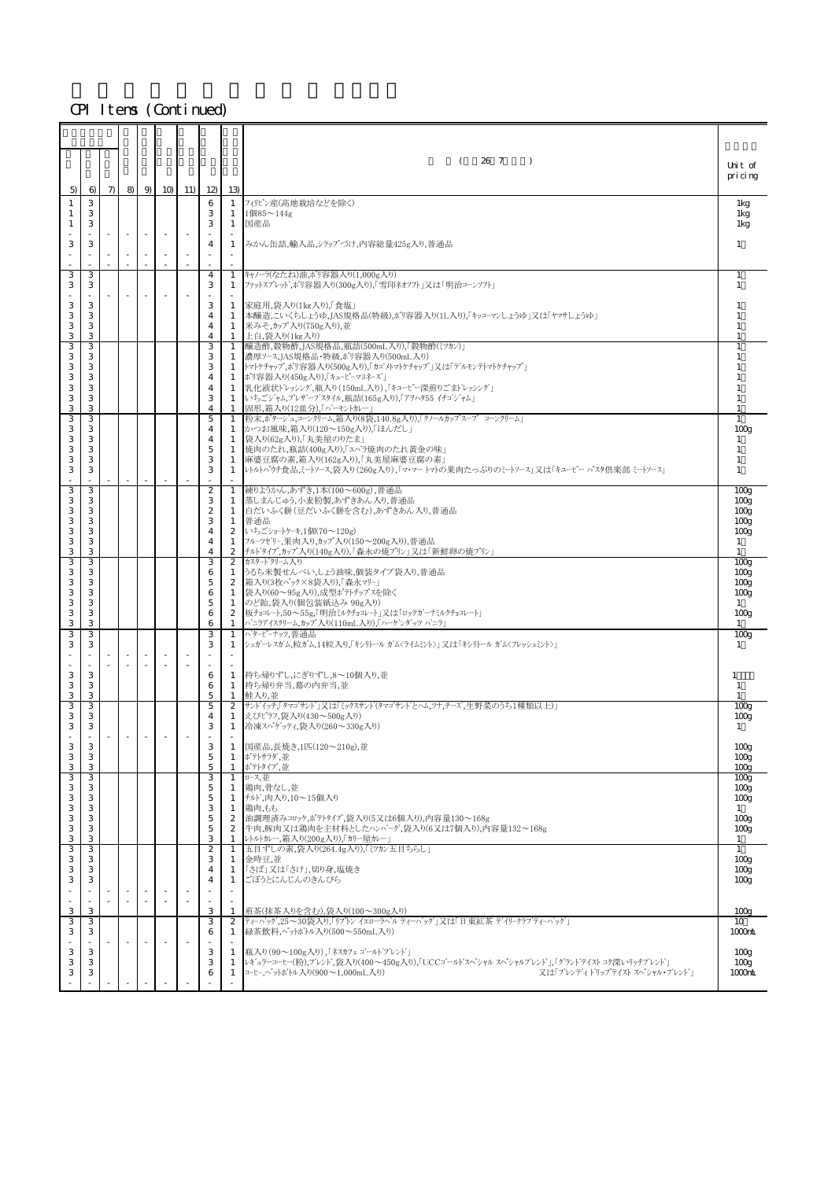## CPI Items (Continued)

| 5) | 6) | 7) | 8) | 9) | 10) | 11) | 12) | 13) | （26 7） | Unit of pricing |
|---|---|---|---|---|---|---|---|---|---|---|
| 1 | 3 | | | | | | 6 | 1 | ﾌｨﾘﾋﾟﾝ産(高地栽培などを除く) | 1kg |
| 1 | 3 | | | | | | 3 | 1 | 1個85～144g | 1kg |
| 1 | 3 | | | | | | 3 | 1 | 国産品 | 1kg |
| - | - | - | - | - | - | - | - | - | | |
| 3 | 3 | | | | | | 4 | 1 | みかん缶詰,輸入品,ｼﾗｯﾌﾟづけ,内容総量425g入り,普通品 | 1 |
| - | - | - | - | - | - | - | - | - | | |
| - | - | - | - | - | - | - | - | - | | |
| 3 | 3 | | | | | | 4 | 1 | ｷｬﾉｰﾗ(なたね)油,ﾎﾟﾘ容器入り(1,000g入り) | 1 |
| 3 | 3 | | | | | | 3 | 1 | ﾌｧｯﾄｽﾌﾟﾚｯﾄﾞ,ﾎﾟﾘ容器入り(300g入り),｢雪印ネオソフト｣又は｢明治コーンソフト｣ | 1 |
| - | - | - | - | - | - | - | - | - | | |
| 3 | 3 | | | | | | 3 | 1 | 家庭用,袋入り(1kg入り),｢食塩｣ | 1 |
| 3 | 3 | | | | | | 4 | 1 | 本醸造,こいくちしょうゆ,JAS規格品(特級),ﾎﾟﾘ容器入り(1L入り),｢ｷｯｺｰﾏﾝしょうゆ｣又は｢ヤマサしょうゆ｣ | 1 |
| 3 | 3 | | | | | | 4 | 1 | 米みそ,ｶｯﾌﾟ入り(750g入り),並 | 1 |
| 3 | 3 | | | | | | 4 | 1 | 上白,袋入り(1kg入り) | 1 |
| 3 | 3 | | | | | | 3 | 1 | 醸造酢,穀物酢,JAS規格品,瓶詰(500mL入り),｢穀物酢(ミツカン)｣ | 1 |
| 3 | 3 | | | | | | 3 | 1 | 濃厚ソース,JAS規格品・特級,ﾎﾟﾘ容器入り(500mL入り) | 1 |
| 3 | 3 | | | | | | 3 | 1 | ﾄﾏﾄｹﾁｬｯﾌﾟ,ﾎﾟﾘ容器入り(500g入り),｢ｶｺﾞﾒﾄﾏﾄｹﾁｬｯﾌﾟ｣又は｢ﾃﾞﾙﾓﾝﾃﾄﾏﾄｹﾁｬｯﾌﾟ｣ | 1 |
| 3 | 3 | | | | | | 4 | 1 | ﾎﾟﾘ容器入り(450g入り),｢ｷｭｰﾋﾟｰﾏﾖﾈｰｽﾞ｣ | 1 |
| 3 | 3 | | | | | | 4 | 1 | 乳化液状ﾄﾞﾚｯｼﾝｸﾞ,瓶入り(150mL入り),｢ｷｭｰﾋﾟｰ深煎りごまﾄﾞﾚｯｼﾝｸﾞ｣ | 1 |
| 3 | 3 | | | | | | 3 | 1 | いちごｼﾞｬﾑ,ﾌﾟﾚｻﾞｰﾌﾞｽﾀｲﾙ,瓶詰(165g入り),｢ｱｵﾊﾀ55 ｲﾁｺﾞｼﾞｬﾑ｣ | 1 |
| 3 | 3 | | | | | | 4 | 1 | 固形,箱入り(12皿分),｢ﾊﾞｰﾓﾝﾄｶﾚｰ｣ | 1 |
| 3 | 3 | | | | | | 5 | 1 | 粉末,ﾎﾟﾀｰｼﾞｭ,ｺｰﾝｸﾘｰﾑ,箱入り(8袋,140.8g入り),｢ｸﾉｰﾙｶｯﾌﾟｽｰﾌﾟ ｺｰﾝｸﾘｰﾑ｣ | 1 |
| 3 | 3 | | | | | | 4 | 1 | かつお風味,箱入り(120～150g入り),｢ほんだし｣ | 100g |
| 3 | 3 | | | | | | 4 | 1 | 袋入り(62g入り),｢丸美屋のりたま｣ | 1 |
| 3 | 3 | | | | | | 5 | 1 | 焼肉のたれ,瓶詰(400g入り),｢ｴﾊﾞﾗ焼肉のたれ黄金の味｣ | 1 |
| 3 | 3 | | | | | | 3 | 1 | 麻婆豆腐の素,箱入り(162g入り),｢丸美屋麻婆豆腐の素｣ | 1 |
| 3 | 3 | | | | | | 3 | 1 | ﾚﾄﾙﾄﾊﾟｳﾁ食品,ﾐｰﾄｿｰｽ,袋入り(260g入り),｢ﾏ･ﾏｰ ﾄﾏﾄの果肉たっぷりのﾐｰﾄｿｰｽ｣又は｢ｷｭｰﾋﾟｰ ﾊﾟｽﾀ倶楽部 ﾐｰﾄｿｰｽ｣ | 1 |
| - | - | - | - | - | - | - | - | - | | |
| 3 | 3 | | | | | | 2 | 1 | 練りようかん,あずき,1本(100～600g),普通品 | 100g |
| 3 | 3 | | | | | | 3 | 1 | 蒸しまんじゅう,小麦粉製,あずきあん入り,普通品 | 100g |
| 3 | 3 | | | | | | 2 | 1 | 白だいふく餅(豆だいふく餅を含む),あずきあん入り,普通品 | 100g |
| 3 | 3 | | | | | | 3 | 1 | 普通品 | 100g |
| 3 | 3 | | | | | | 4 | 2 | いちごｼｮｰﾄｹｰｷ,1個(70～120g) | 100g |
| 3 | 3 | | | | | | 4 | 1 | ﾌﾙｰﾂｾﾞﾘｰ,果肉入り,ｶｯﾌﾟ入り(150～200g入り),普通品 | 1 |
| 3 | 3 | | | | | | 4 | 2 | ﾁﾙﾄﾞﾀｲﾌﾟ,ｶｯﾌﾟ入り(140g入り),｢森永の焼ﾌﾟﾘﾝ｣又は｢新鮮卵の焼ﾌﾟﾘﾝ｣ | 1 |
| 3 | 3 | | | | | | 3 | 2 | ｶｽﾀｰﾄﾞｸﾘｰﾑ入り | 100g |
| 3 | 3 | | | | | | 6 | 1 | うるち米製せんべい,しょう油味,個装ﾀｲﾌﾟ袋入り,普通品 | 100g |
| 3 | 3 | | | | | | 5 | 2 | 箱入り(3枚ﾊﾟｯｸ×8袋入り),｢森永ﾏﾘｰ｣ | 100g |
| 3 | 3 | | | | | | 6 | 1 | 袋入り(60～95g入り),成型ﾎﾟﾃﾄﾁｯﾌﾟｽを除く | 100g |
| 3 | 3 | | | | | | 5 | 1 | のど飴,袋入り(個包装紙込み 90g入り) | 1 |
| 3 | 3 | | | | | | 6 | 2 | 板ﾁｮｺﾚｰﾄ,50～55g,｢明治ミルクチョコレート｣又は｢ﾛｯﾃｶﾞｰﾅﾐﾙｸﾁｮｺﾚｰﾄ｣ | 100g |
| 3 | 3 | | | | | | 6 | 1 | ﾊﾞﾆﾗｱｲｽｸﾘｰﾑ,ｶｯﾌﾟ入り(110mL入り),｢ﾊｰｹﾞﾝﾀﾞｯﾂ ﾊﾞﾆﾗ｣ | 1 |
| 3 | 3 | | | | | | 3 | 1 | ﾊﾞﾀｰﾋﾟｰﾅｯﾂ,普通品 | 100g |
| 3 | 3 | | | | | | 3 | 1 | ｼｭｶﾞｰﾚｽｶﾞﾑ,粒ｶﾞﾑ,14粒入り,｢ｷｼﾘﾄｰﾙ ｶﾞﾑ<ﾗｲﾑﾐﾝﾄ>｣又は｢ｷｼﾘﾄｰﾙ ｶﾞﾑ<ﾌﾚｯｼｭﾐﾝﾄ>｣ | 1 |
| - | - | - | - | - | - | - | - | - | | |
| - | - | - | - | - | - | - | - | - | | |
| 3 | 3 | | | | | | 6 | 1 | 持ち帰りずし,にぎりずし,8～10個入り,並 | 1 |
| 3 | 3 | | | | | | 6 | 1 | 持ち帰り弁当,幕の内弁当,並 | 1 |
| 3 | 3 | | | | | | 5 | 1 | 鮭入り,並 | 1 |
| 3 | 3 | | | | | | 5 | 2 | ｻﾝﾄﾞｲｯﾁ,｢ﾀﾏｺﾞｻﾝﾄﾞ｣又は｢ﾐｯｸｽｻﾝﾄﾞ(ﾀﾏｺﾞｻﾝﾄﾞとﾊﾑ,ﾂﾅ,ﾁｰｽﾞ,生野菜のうち1種類以上)｣ | 100g |
| 3 | 3 | | | | | | 4 | 1 | えびﾋﾟﾗﾌ,袋入り(430～500g入り) | 100g |
| 3 | 3 | | | | | | 3 | 1 | 冷凍ｽﾊﾟｹﾞｯﾃｨ,袋入り(260～330g入り) | 1 |
| - | - | - | - | - | - | - | - | - | | |
| 3 | 3 | | | | | | 3 | 1 | 国産品,長焼き,1匹(120～210g),並 | 100g |
| 3 | 3 | | | | | | 5 | 1 | ﾎﾟﾃﾄｻﾗﾀﾞ,並 | 100g |
| 3 | 3 | | | | | | 5 | 1 | ﾎﾟﾃﾄﾀｲﾌﾟ,並 | 100g |
| 3 | 3 | | | | | | 3 | 1 | ﾛｰｽ,並 | 100g |
| 3 | 3 | | | | | | 5 | 1 | 鶏肉,骨なし,並 | 100g |
| 3 | 3 | | | | | | 5 | 1 | ﾁﾙﾄﾞ,肉入り,10～15個入り | 100g |
| 3 | 3 | | | | | | 3 | 1 | 鶏肉,もも | 1 |
| 3 | 3 | | | | | | 5 | 2 | 油調理済みｺﾛｯｹ,ﾎﾟﾃﾄﾀｲﾌﾟ,袋入り(5又は6個入り),内容量130～168g | 100g |
| 3 | 3 | | | | | | 5 | 2 | 牛肉,豚肉又は鶏肉を主材料としたﾊﾝﾊﾞｰｸﾞ,袋入り(6又は7個入り),内容量132～168g | 100g |
| 3 | 3 | | | | | | 3 | 1 | ﾚﾄﾙﾄｶﾚｰ,箱入り(200g入り),｢ｶﾘｰ屋ｶﾚｰ｣ | 1 |
| 3 | 3 | | | | | | 2 | 1 | 五目ずしの素,袋入り(264.4g入り),｢ﾐﾂｶﾝ五目ちらし｣ | 1 |
| 3 | 3 | | | | | | 3 | 1 | 金時豆,並 | 100g |
| 3 | 3 | | | | | | 4 | 1 | ｢さば｣又は｢さけ｣,切り身,塩焼き | 100g |
| 3 | 3 | | | | | | 4 | 1 | ごぼうとにんじんのきんぴら | 100g |
| - | - | - | - | - | - | - | - | - | | |
| - | - | - | - | - | - | - | - | - | | |
| 3 | 3 | | | | | | 3 | 1 | 煎茶(抹茶入りを含む),袋入り(100～300g入り) | 100g |
| 3 | 3 | | | | | | 3 | 2 | ﾃｨｰﾊﾞｯｸﾞ,25～30袋入り,｢ﾘﾌﾟﾄﾝ ｲｴﾛｰﾗﾍﾞﾙ ﾃｨｰﾊﾞｯｸﾞ｣又は｢日東紅茶 ﾃﾞｲﾘｰｸﾗﾌﾞﾃｨｰﾊﾞｯｸﾞ｣ | 10 |
| 3 | 3 | | | | | | 6 | 1 | 緑茶飲料,ﾍﾟｯﾄﾎﾞﾄﾙ入り(500～550mL入り) | 1000mL |
| - | - | - | - | - | - | - | - | - | | |
| 3 | 3 | | | | | | 3 | 1 | 瓶入り(90～100g入り),｢ﾈｽｶﾌｪ ｺﾞｰﾙﾄﾞﾌﾞﾚﾝﾄﾞ｣ | 100g |
| 3 | 3 | | | | | | 3 | 1 | ﾚｷﾞｭﾗｰｺｰﾋｰ(粉),ﾌﾞﾚﾝﾄﾞ,袋入り(400～450g入り),｢UCCｺﾞｰﾙﾄﾞｽﾍﾟｼｬﾙ ｽﾍﾟｼｬﾙﾌﾞﾚﾝﾄﾞ｣,｢ｸﾞﾗﾝﾄﾞﾃｲｽﾄ ｺｸ深いﾘｯﾁﾌﾞﾚﾝﾄﾞ｣ | 100g |
| 3 | 3 | | | | | | 6 | 1 | ｺｰﾋｰ,ﾍﾟｯﾄﾎﾞﾄﾙ入り(900～1,000mL入り) 又は｢ﾌﾞﾚﾝﾃﾞｨﾄﾞﾘｯﾌﾟﾃｲｽﾄ ｽﾍﾟｼｬﾙ･ﾌﾞﾚﾝﾄﾞ｣ | 1000mL |
| - | - | - | - | - | - | - | - | - | | |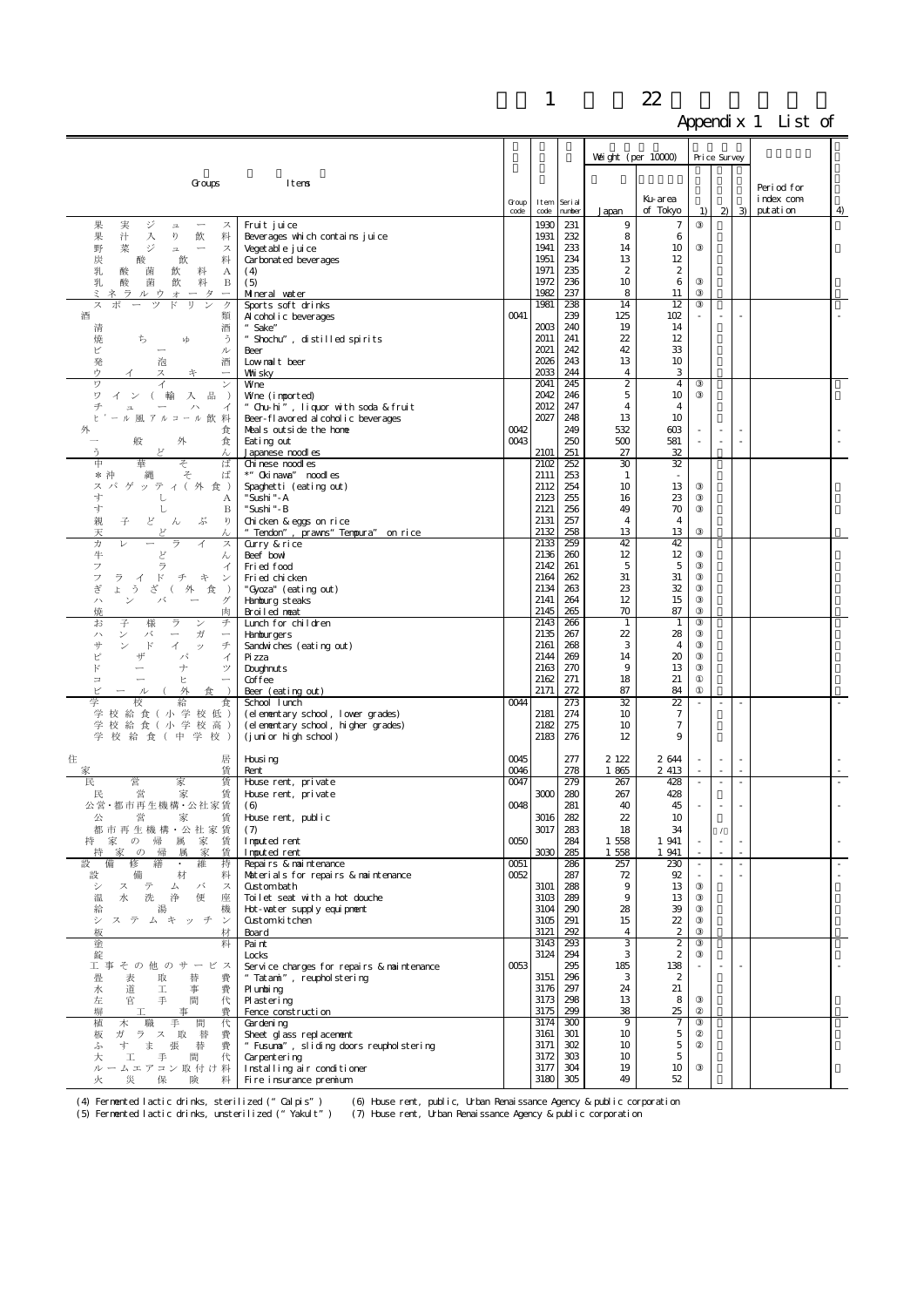# 1 22

## Appendix 1 List of

| Groups | Items | Group code | Item code | Serial number | Weight (per 10000) Japan | Weight (per 10000) Ku-area of Tokyo | Price Survey 1) | Price Survey 2) | Price Survey 3) | Period for index computation | 4) |
|---|---|---|---|---|---|---|---|---|---|---|---|
| 果実ジュース | Fruit juice | | 1930 | 231 | 9 | 7 | ③ | | | | |
| 果汁入り飲料 | Beverages which contains juice | | 1931 | 232 | 8 | 6 | | | | | |
| 野菜ジュース | Vegetable juice | | 1941 | 233 | 14 | 10 | ③ | | | | |
| 炭酸飲料 | Carbonated beverages | | 1951 | 234 | 13 | 12 | | | | | |
| 乳酸菌飲料A | (4) | | 1971 | 235 | 2 | 2 | | | | | |
| 乳酸菌飲料B | (5) | | 1972 | 236 | 10 | 6 | ③ | | | | |
| ミネラルウォーター | Mineral water | | 1982 | 237 | 8 | 11 | ③ | | | | |
| スポーツドリンク | Sports soft drinks | | 1981 | 238 | 14 | 12 | ③ | | | | |
| 酒類 | Alcoholic beverages | 0041 | | 239 | 125 | 102 | - | - | - | | - |
| 清酒 | "Sake" | | 2003 | 240 | 19 | 14 | | | | | |
| 焼ちゅう | "Shochu", distilled spirits | | 2011 | 241 | 22 | 12 | | | | | |
| ビール | Beer | | 2021 | 242 | 42 | 33 | | | | | |
| 発泡酒 | Low malt beer | | 2026 | 243 | 13 | 10 | | | | | |
| ウイスキー | Whisky | | 2033 | 244 | 4 | 3 | | | | | |
| ワイン | Wine | | 2041 | 245 | 2 | 4 | ③ | | | | |
| ワイン（輸入品） | Wine (imported) | | 2042 | 246 | 5 | 10 | ③ | | | | |
| チューハイ | "Chu-hi", liquor with soda & fruit | | 2012 | 247 | 4 | 4 | | | | | |
| ビール風アルコール飲料 | Beer-flavored alcoholic beverages | | 2027 | 248 | 13 | 10 | | | | | |
| 外食 | Meals outside the home | 0042 | | 249 | 532 | 603 | - | - | - | | - |
| 一般外食 | Eating out | 0043 | | 250 | 500 | 581 | - | - | - | | - |
| うどん | Japanese noodles | | 2101 | 251 | 27 | 32 | | | | | |
| 中華そば | Chinese noodles | | 2102 | 252 | 30 | 32 | | | | | |
| *沖縄そば | *"Okinawa" noodles | | 2111 | 253 | 1 | - | | | | | |
| スパゲッティ（外食） | Spaghetti (eating out) | | 2112 | 254 | 10 | 13 | ③ | | | | |
| すしA | "Sushi"-A | | 2123 | 255 | 16 | 23 | ③ | | | | |
| すしB | "Sushi"-B | | 2121 | 256 | 49 | 70 | ③ | | | | |
| 親子どんぶり | Chicken & eggs on rice | | 2131 | 257 | 4 | 4 | | | | | |
| 天どん | "Tendon", prawns"Tempura" on rice | | 2132 | 258 | 13 | 13 | ③ | | | | |
| カレーライス | Curry & rice | | 2133 | 259 | 42 | 42 | | | | | |
| 牛どん | Beef bowl | | 2136 | 260 | 12 | 12 | ③ | | | | |
| フライ | Fried food | | 2142 | 261 | 5 | 5 | ③ | | | | |
| フライドチキン | Fried chicken | | 2164 | 262 | 31 | 31 | ③ | | | | |
| ぎょうざ（外食） | "Gyoza" (eating out) | | 2134 | 263 | 23 | 32 | ③ | | | | |
| ハンバーグ | Hamburg steaks | | 2141 | 264 | 12 | 15 | ③ | | | | |
| 焼肉 | Broiled meat | | 2145 | 265 | 70 | 87 | ③ | | | | |
| お子様ランチ | Lunch for children | | 2143 | 266 | 1 | 1 | ③ | | | | |
| ハンバーガー | Hamburgers | | 2135 | 267 | 22 | 28 | ③ | | | | |
| サンドイッチ | Sandwiches (eating out) | | 2161 | 268 | 3 | 4 | ③ | | | | |
| ピザパイ | Pizza | | 2144 | 269 | 14 | 20 | ③ | | | | |
| ドーナツ | Doughnuts | | 2163 | 270 | 9 | 13 | ③ | | | | |
| コーヒー | Coffee | | 2162 | 271 | 18 | 21 | ① | | | | |
| ビール（外食） | Beer (eating out) | | 2171 | 272 | 87 | 84 | ① | | | | |
| 学校給食 | School lunch | 0044 | | 273 | 32 | 22 | - | - | - | | - |
| 学校給食（小学校低） | (elementary school, lower grades) | | 2181 | 274 | 10 | 7 | | | | | |
| 学校給食（小学校高） | (elementary school, higher grades) | | 2182 | 275 | 10 | 7 | | | | | |
| 学校給食（中学校） | (junior high school) | | 2183 | 276 | 12 | 9 | | | | | |
| 住居 | Housing | 0045 | | 277 | 2 122 | 2 644 | - | - | - | | - |
| 家賃 | Rent | 0046 | | 278 | 1 865 | 2 413 | - | - | - | | - |
| 民営家賃 | House rent, private | 0047 | | 279 | 267 | 428 | - | - | - | | - |
| 民営家賃 | House rent, private | | 3000 | 280 | 267 | 428 | | | | | |
| 公営・都市再生機構・公社家賃 | (6) | 0048 | | 281 | 40 | 45 | - | - | - | | - |
| 公営家賃 | House rent, public | | 3016 | 282 | 22 | 10 | | | | | |
| 都市再生機構・公社家賃 | (7) | | 3017 | 283 | 18 | 34 | | / | | | |
| 持家の帰属家賃 | Imputed rent | 0050 | | 284 | 1 558 | 1 941 | - | - | - | | - |
| 持家の帰属家賃 | Imputed rent | | 3030 | 285 | 1 558 | 1 941 | - | - | - | | |
| 設備修繕・維持 | Repairs & maintenance | 0051 | | 286 | 257 | 230 | - | - | - | | - |
| 設備材料 | Materials for repairs & maintenance | 0052 | | 287 | 72 | 92 | - | - | - | | - |
| システムバス | Custom bath | | 3101 | 288 | 9 | 13 | ③ | | | | |
| 温水洗浄便座 | Toilet seat with a hot douche | | 3103 | 289 | 9 | 13 | ③ | | | | |
| 給湯機 | Hot-water supply equipment | | 3104 | 290 | 28 | 39 | ③ | | | | |
| システムキッチン | Custom kitchen | | 3105 | 291 | 15 | 22 | ③ | | | | |
| 板材 | Board | | 3121 | 292 | 4 | 2 | ③ | | | | |
| 塗料 | Paint | | 3143 | 293 | 3 | 2 | ③ | | | | |
| 錠 | Locks | | 3124 | 294 | 3 | 2 | ③ | | | | |
| 工事その他のサービス | Service charges for repairs & maintenance | 0053 | | 295 | 185 | 138 | - | - | - | | - |
| 畳表取替費 | "Tatami", reupholstering | | 3151 | 296 | 3 | 2 | | | | | |
| 水道工事費 | Plumbing | | 3176 | 297 | 24 | 21 | | | | | |
| 左官手間代 | Plastering | | 3173 | 298 | 13 | 8 | ③ | | | | |
| 塀工事費 | Fence construction | | 3175 | 299 | 38 | 25 | ② | | | | |
| 植木職手間代 | Gardening | | 3174 | 300 | 9 | 7 | ③ | | | | |
| 板ガラス取替費 | Sheet glass replacement | | 3161 | 301 | 10 | 5 | ② | | | | |
| ふすま張替費 | "Fusuma", sliding doors reupholstering | | 3171 | 302 | 10 | 5 | ② | | | | |
| 大工手間代 | Carpentering | | 3172 | 303 | 10 | 5 | | | | | |
| ルームエアコン取付け料 | Installing air conditioner | | 3177 | 304 | 19 | 10 | ③ | | | | |
| 火災保険料 | Fire insurance premium | | 3180 | 305 | 49 | 52 | | | | | |

(4) Fermented lactic drinks, sterilized ("Calpis")
(5) Fermented lactic drinks, unsterilized ("Yakult")
(6) House rent, public, Urban Renaissance Agency & public corporation
(7) House rent, Urban Renaissance Agency & public corporation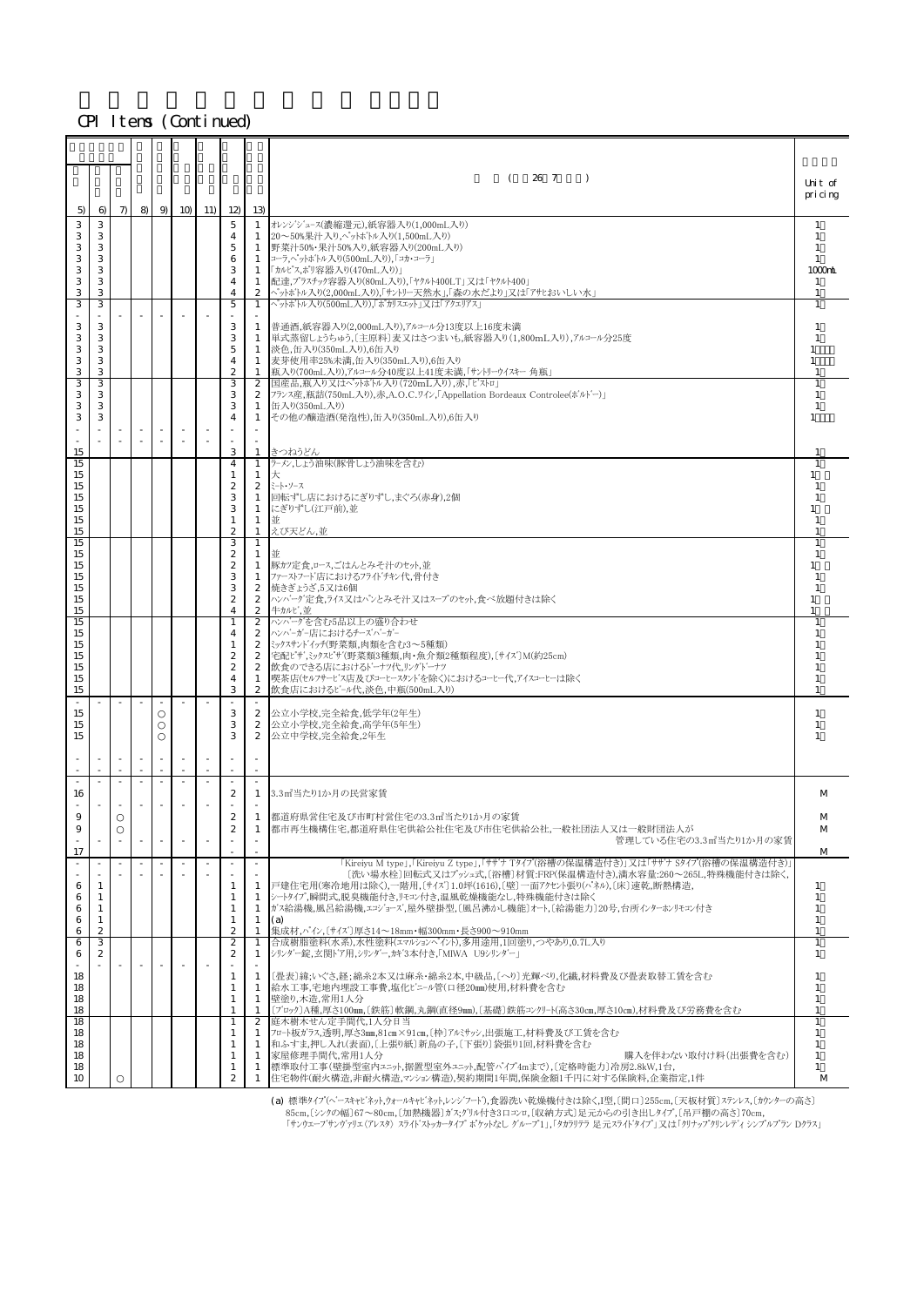## CPI Items (Continued)

| 5) | 6) | 7) | 8) | 9) | 10) | 11) | 12) | 13) | ( 26 7 ) | Unit of pricing |
|---|---|---|---|---|---|---|---|---|---|---|
| 3 | 3 | | | | | | 5 | 1 | オレンジジュース(濃縮還元),紙容器入り(1,000mL入り) | 1 |
| 3 | 3 | | | | | | 4 | 1 | 20～50%果汁入り,ペットボトル入り(1,500mL入り) | 1 |
| 3 | 3 | | | | | | 5 | 1 | 野菜汁50%・果汁50%入り,紙容器入り(200mL入り) | 1 |
| 3 | 3 | | | | | | 6 | 1 | コーラ,ペットボトル入り(500mL入り),「コカ・コーラ」 | 1 |
| 3 | 3 | | | | | | 3 | 1 | 「カルピス」,ポリ容器入り(470mL入り) | 1000mL |
| 3 | 3 | | | | | | 4 | 1 | 配達,プラスチック容器入り(80mL入り),「ヤクルト400LT」又は「ヤクルト400」 | 1 |
| 3 | 3 | | | | | | 4 | 2 | ペットボトル入り(2,000mL入り),「サントリー天然水」,「森の水だより」又は「アサヒおいしい水」 | 1 |
| 3 | 3 | | | | | | 5 | 1 | ペットボトル入り(500mL入り),「ポカリスエット」又は「アクエリアス」 | 1 |
| - | - | - | - | - | - | - | - | - | | |
| 3 | 3 | | | | | | 3 | 1 | 普通酒,紙容器入り(2,000mL入り),アルコール分13度以上16度未満 | 1 |
| 3 | 3 | | | | | | 3 | 1 | 単式蒸留しょうちゅう,〔主原料〕麦又はさつまいも,紙容器入り(1,800mL入り),アルコール分25度 | 1 |
| 3 | 3 | | | | | | 5 | 1 | 淡色,缶入り(350mL入り),6缶入り | 1 |
| 3 | 3 | | | | | | 4 | 1 | 麦芽使用率25%未満,缶入り(350mL入り),6缶入り | 1 |
| 3 | 3 | | | | | | 2 | 1 | 瓶入り(700mL入り),アルコール分40度以上41度未満,「サントリーウイスキー 角瓶」 | 1 |
| 3 | 3 | | | | | | 3 | 2 | 国産品,瓶入り又はペットボトル入り(720mL入り),赤,「ビストロ」 | 1 |
| 3 | 3 | | | | | | 3 | 2 | フランス産,瓶詰(750mL入り),赤,A.O.C.ワイン,「Appellation Bordeaux Controlee(ボルドー)」 | 1 |
| 3 | 3 | | | | | | 3 | 1 | 缶入り(350mL入り) | 1 |
| 3 | 3 | | | | | | 4 | 1 | その他の醸造酒(発泡性),缶入り(350mL入り),6缶入り | 1 |
| - | - | - | - | - | - | - | - | - | | |
| - | - | - | - | - | - | - | - | - | | |
| 15 | | | | | | | 3 | 1 | きつねうどん | 1 |
| 15 | | | | | | | 4 | 1 | ラーメン,しょう油味(豚骨しょう油味を含む) | 1 |
| 15 | | | | | | | 1 | 1 | 大 | 1 |
| 15 | | | | | | | 2 | 2 | ミートソース | 1 |
| 15 | | | | | | | 3 | 1 | 回転ずし店におけるにぎりずし,まぐろ(赤身),2個 | 1 |
| 15 | | | | | | | 3 | 1 | にぎりずし(江戸前),並 | 1 |
| 15 | | | | | | | 1 | 1 | 並 | 1 |
| 15 | | | | | | | 2 | 1 | えび天どん,並 | 1 |
| 15 | | | | | | | 3 | 1 | | 1 |
| 15 | | | | | | | 2 | 1 | 並 | 1 |
| 15 | | | | | | | 2 | 1 | 豚カツ定食,ロース,ごはんとみそ汁のセット,並 | 1 |
| 15 | | | | | | | 3 | 1 | ファーストフード店におけるフライドチキン代,骨付き | 1 |
| 15 | | | | | | | 3 | 2 | 焼きぎょうざ,5又は6個 | 1 |
| 15 | | | | | | | 2 | 2 | ハンバーグ定食,ライス又はパンとみそ汁又はスープのセット,食べ放題付きは除く | 1 |
| 15 | | | | | | | 4 | 2 | 牛カルビ,並 | 1 |
| 15 | | | | | | | 1 | 2 | ハンバーグを含む5品以上の盛り合わせ | 1 |
| 15 | | | | | | | 4 | 2 | ハンバーガー店におけるチーズバーガー | 1 |
| 15 | | | | | | | 1 | 2 | ミックスサンドイッチ(野菜類,肉類を含む3～5種類) | 1 |
| 15 | | | | | | | 2 | 2 | 宅配ピザ,ミックスピザ(野菜類3種類,肉・魚介類2種類程度),〔サイズ〕M(約25cm) | 1 |
| 15 | | | | | | | 2 | 2 | 飲食のできる店におけるドーナツ代,リングドーナツ | 1 |
| 15 | | | | | | | 4 | 1 | 喫茶店(セルフサービス店及びコーヒースタンドを除く)におけるコーヒー代,アイスコーヒーは除く | 1 |
| 15 | | | | | | | 3 | 2 | 飲食店におけるビール代,淡色,中瓶(500mL入り) | 1 |
| - | - | - | - | - | - | - | - | - | | |
| 15 | | | | ○ | | | 3 | 2 | 公立小学校,完全給食,低学年(2年生) | 1 |
| 15 | | | | ○ | | | 3 | 2 | 公立小学校,完全給食,高学年(5年生) | 1 |
| 15 | | | | ○ | | | 3 | 2 | 公立中学校,完全給食,2年生 | 1 |
| - | - | - | - | - | - | - | - | - | | |
| - | - | - | - | - | - | - | - | - | | |
| - | - | - | - | - | - | - | - | - | | |
| 16 | | | | | | | 2 | 1 | 3.3㎡当たり1か月の民営家賃 | M |
| - | - | - | - | - | - | - | - | - | | |
| 9 | | ○ | | | | | 2 | 1 | 都道府県営住宅及び市町村営住宅の3.3㎡当たり1か月の家賃 | M |
| 9 | | ○ | | | | | 2 | 1 | 都市再生機構住宅,都道府県住宅供給公社住宅及び市住宅供給公社,一般社団法人又は一般財団法人が 管理している住宅の3.3㎡当たり1か月の家賃 | M |
| - | - | - | - | - | - | - | - | - | | |
| 17 | | | | | | | | | | M |
| - | - | - | - | - | - | - | - | - | 「Kireiyu M type」,「Kireiyu Z type」,「サザナ Tタイプ(浴槽の保温構造付き)」又は「サザナ Sタイプ(浴槽の保温構造付き)」 | |
| - | - | - | - | - | - | - | - | - | 〔洗い場水栓〕回転式又はプッシュ式,〔浴槽〕材質:FRP(保温構造付き),満水容量:260～265L,特殊機能付きは除く, | |
| 6 | 1 | | | | | | 1 | 1 | 戸建住宅用(寒冷地用は除く),一階用,〔サイズ〕1.0坪(1616),〔壁〕一面アクセント張り(パネル),〔床〕速乾,断熱構造, | 1 |
| 6 | 1 | | | | | | 1 | 1 | シートタイプ,瞬間式,脱臭機能付き,リモコン付き,温風乾燥機能なし,特殊機能付きは除く | 1 |
| 6 | 1 | | | | | | 1 | 1 | ガス給湯機,風呂給湯機,エコジョーズ,屋外壁掛型,〔風呂沸かし機能〕オート,〔給湯能力〕20号,台所インターホンリモコン付き | 1 |
| 6 | 1 | | | | | | 1 | 1 | (a) | 1 |
| 6 | 2 | | | | | | 2 | 1 | 集成材,パイン,〔サイズ〕厚さ14～18mm・幅300mm・長さ900～910mm | 1 |
| 6 | 3 | | | | | | 2 | 1 | 合成樹脂塗料(水系),水性塗料(エマルションペイント),多用途用,1回塗り,つやあり,0.7L入り | 1 |
| 6 | 2 | | | | | | 2 | 1 | シリンダー錠,玄関ドア用,シリンダー,カギ3本付き,「MIWA U9シリンダー」 | 1 |
| - | - | - | - | - | - | - | - | - | | |
| 18 | | | | | | | 1 | 1 | 〔畳表〕緯;いぐさ,経;綿糸2本又は麻糸・綿糸2本,中級品,〔へり〕光輝べり,化繊,材料費及び畳表取替工賃を含む | 1 |
| 18 | | | | | | | 1 | 1 | 給水工事,宅地内埋設工事費,塩化ビニール管(口径20mm)使用,材料費を含む | 1 |
| 18 | | | | | | | 1 | 1 | 壁塗り,木造,常用1人分 | 1 |
| 18 | | | | | | | 1 | 1 | 〔ブロック〕A種,厚さ100mm,〔鉄筋〕軟鋼,丸鋼(直径9mm),〔基礎〕鉄筋コンクリート(高さ30cm,厚さ10cm),材料費及び労務費を含む | 1 |
| 18 | | | | | | | 1 | 2 | 庭木樹木せん定手間代,1人分日当 | 1 |
| 18 | | | | | | | 1 | 1 | フロート板ガラス,透明,厚さ3mm,81cm×91cm,〔枠〕アルミサッシ,出張施工,材料費及び工賃を含む | 1 |
| 18 | | | | | | | 1 | 1 | 和ふすま,押し入れ(表面),〔上張り紙〕新鳥の子,〔下張り〕袋張り1回,材料費を含む | 1 |
| 18 | | | | | | | 1 | 1 | 家屋修理手間代,常用1人分 購入を伴わない取付け料(出張費を含む) | 1 |
| 18 | | | | | | | 1 | 1 | 標準取付工事(壁掛型室内ユニット,据置型室外ユニット,配管パイプ4mまで),〔定格時能力〕冷房2.8kW,1台, | 1 |
| 10 | | ○ | | | | | 2 | 1 | 住宅物件(耐火構造,非耐火構造,マンション構造),契約期間1年間,保険金額1千円に対する保険料,企業指定,1件 | M |

(a) 標準タイプ(ベースキャビネット,ウォールキャビネット,レンジフード),食器洗い乾燥機付きは除く,I型,〔間口〕255cm,〔天板材質〕ステンレス,〔カウンターの高さ〕85cm,〔シンクの幅〕67～80cm,〔加熱機器〕ガス;グリル付き3口コンロ,〔収納方式〕足元からの引き出しタイプ,〔吊戸棚の高さ〕70cm,「サンウエーブ サンヴァリエ〈アレスタ〉 スライドストッカータイプ ポケットなし グループ1」,「タカラ リフラ 足元スライドタイプ」又は「クリナップ クリンレディ シンプルプラン Dクラス」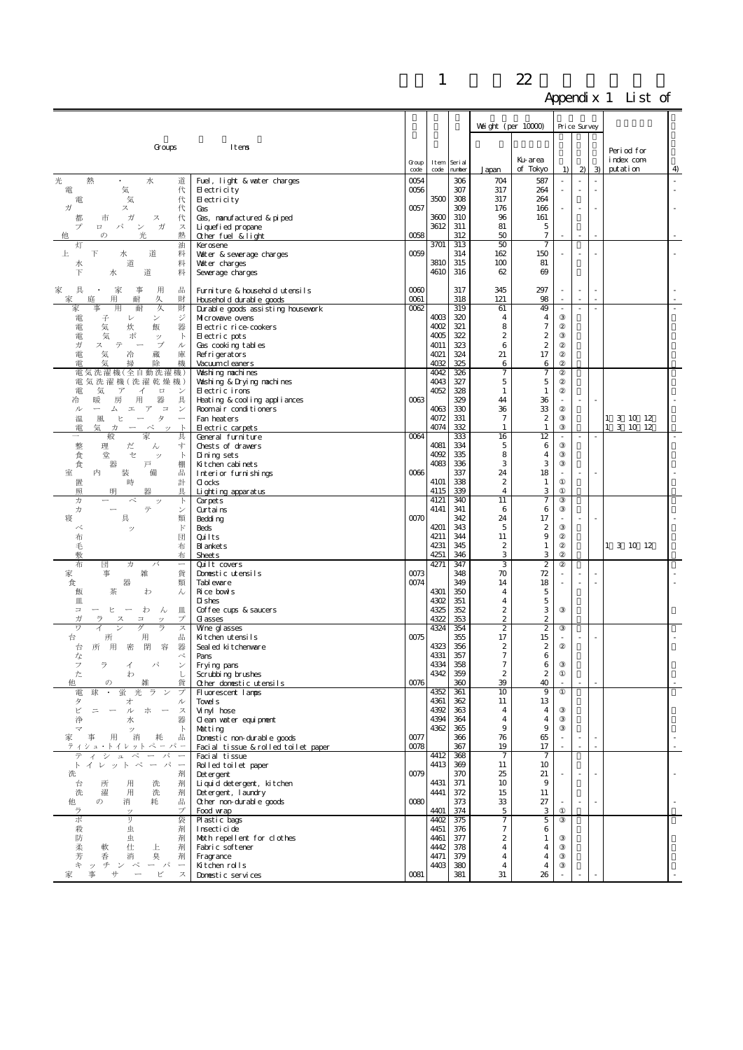1　22

Appendix 1 List of

| Groups | Items | Group code | Item code | Serial number | Weight (per 10000) Japan | Weight (per 10000) Ku-area of Tokyo | Price Survey 1) | Price Survey 2) | Price Survey 3) | Period for index computation | 4) |
|---|---|---|---|---|---|---|---|---|---|---|---|
| 光熱・水道 | Fuel, light & water charges | 0054 | | 306 | 704 | 587 | - | - | - | | - |
| 電気代 | Electricity | 0056 | | 307 | 317 | 264 | - | - | - | | - |
| 電気代 | Electricity | | 3500 | 308 | 317 | 264 | | | | | |
| ガス代 | Gas | 0057 | | 309 | 176 | 166 | - | - | - | | - |
| 都市ガス代 | Gas, manufactured & piped | | 3600 | 310 | 96 | 161 | | | | | |
| プロパンガス | Liquefied propane | | 3612 | 311 | 81 | 5 | | | | | |
| 他の光熱 | Other fuel & light | 0058 | | 312 | 50 | 7 | - | - | - | | - |
| 灯油 | Kerosene | | 3701 | 313 | 50 | 7 | | | | | |
| 上下水道料 | Water & sewerage charges | 0059 | | 314 | 162 | 150 | - | - | - | | - |
| 水道料 | Water charges | | 3810 | 315 | 100 | 81 | | | | | |
| 下水道料 | Sewerage charges | | 4610 | 316 | 62 | 69 | | | | | |
| 家具・家事用品 | Furniture & household utensils | 0060 | | 317 | 345 | 297 | - | - | - | | - |
| 家庭用耐久財 | Household durable goods | 0061 | | 318 | 121 | 98 | - | - | - | | - |
| 家事用耐久財 | Durable goods assisting housework | 0062 | | 319 | 61 | 49 | - | - | - | | - |
| 電子レンジ | Microwave ovens | | 4003 | 320 | 4 | 4 | ③ | | | | |
| 電気炊飯器 | Electric rice-cookers | | 4002 | 321 | 8 | 7 | ② | | | | |
| 電気ポット | Electric pots | | 4005 | 322 | 2 | 2 | ③ | | | | |
| ガステーブル | Gas cooking tables | | 4011 | 323 | 6 | 2 | ② | | | | |
| 電気冷蔵庫 | Refrigerators | | 4021 | 324 | 21 | 17 | ② | | | | |
| 電気掃除機 | Vacuum cleaners | | 4032 | 325 | 6 | 6 | ② | | | | |
| 電気洗濯機(全自動洗濯機) | Washing machines | | 4042 | 326 | 7 | 7 | ② | | | | |
| 電気洗濯機(洗濯乾燥機) | Washing & Drying machines | | 4043 | 327 | 5 | 5 | ② | | | | |
| 電気アイロン | Electric irons | | 4052 | 328 | 1 | 1 | ② | | | | |
| 冷暖房用器具 | Heating & cooling appliances | 0063 | | 329 | 44 | 36 | - | - | - | | - |
| ルームエアコン | Roomair conditioners | | 4063 | 330 | 36 | 33 | ② | | | | |
| 温風ヒーター | Fan heaters | | 4072 | 331 | 7 | 2 | ③ | | | 1 3 10 12 | |
| 電気カーペット | Electric carpets | | 4074 | 332 | 1 | 1 | ③ | | | 1 3 10 12 | |
| 一般家具 | General furniture | 0064 | | 333 | 16 | 12 | - | - | - | | - |
| 整理だんす | Chests of drawers | | 4081 | 334 | 5 | 6 | ③ | | | | |
| 食堂セット | Dining sets | | 4092 | 335 | 8 | 4 | ③ | | | | |
| 食器戸棚 | Kitchen cabinets | | 4083 | 336 | 3 | 3 | ③ | | | | |
| 室内装備品 | Interior furnishings | 0066 | | 337 | 24 | 18 | - | - | - | | - |
| 置時計 | Clocks | | 4101 | 338 | 2 | 1 | ① | | | | |
| 照明器具 | Lighting apparatus | | 4115 | 339 | 4 | 3 | ① | | | | |
| カーペット | Carpets | | 4121 | 340 | 11 | 7 | ③ | | | | |
| カーテン | Curtains | | 4141 | 341 | 6 | 6 | ③ | | | | |
| 寝具類 | Bedding | 0070 | | 342 | 24 | 17 | - | - | - | | - |
| ベッド | Beds | | 4201 | 343 | 5 | 2 | ③ | | | | |
| 布団 | Quilts | | 4211 | 344 | 11 | 9 | ② | | | | |
| 毛布 | Blankets | | 4231 | 345 | 2 | 1 | ② | | | 1 3 10 12 | |
| 敷布 | Sheets | | 4251 | 346 | 3 | 3 | ② | | | | |
| 布団カバー | Quilt covers | | 4271 | 347 | 3 | 2 | ② | | | | |
| 家事雑貨 | Domestic utensils | 0073 | | 348 | 70 | 72 | - | - | - | | - |
| 食器類 | Tableware | 0074 | | 349 | 14 | 18 | - | - | - | | - |
| 飯茶わん | Rice bowls | | 4301 | 350 | 4 | 5 | | | | | |
| 皿 | Dishes | | 4302 | 351 | 4 | 5 | | | | | |
| コーヒーわん皿 | Coffee cups & saucers | | 4325 | 352 | 2 | 3 | ③ | | | | |
| ガラスコップ | Glasses | | 4322 | 353 | 2 | 2 | | | | | |
| ワイングラス | Wine glasses | | 4324 | 354 | 2 | 2 | ③ | | | | |
| 台所用品 | Kitchen utensils | 0075 | | 355 | 17 | 15 | - | - | - | | - |
| 台所用密閉容器 | Sealed kitchenware | | 4323 | 356 | 2 | 2 | ② | | | | |
| なべ | Pans | | 4331 | 357 | 7 | 6 | | | | | |
| フライパン | Frying pans | | 4334 | 358 | 7 | 6 | ③ | | | | |
| たわし | Scrubbing brushes | | 4342 | 359 | 2 | 2 | ① | | | | |
| 他の雑貨 | Other domestic utensils | 0076 | | 360 | 39 | 40 | - | - | - | | - |
| 電球・蛍光ランプ | Fluorescent lamps | | 4352 | 361 | 10 | 9 | ① | | | | |
| タオル | Towels | | 4361 | 362 | 11 | 13 | | | | | |
| ビニールホース | Vinyl hose | | 4392 | 363 | 4 | 4 | ③ | | | | |
| 浄水器 | Clean water equipment | | 4394 | 364 | 4 | 4 | ③ | | | | |
| マット | Matting | | 4362 | 365 | 9 | 9 | ③ | | | | |
| 家事用消耗品 | Domestic non-durable goods | 0077 | | 366 | 76 | 65 | - | - | - | | - |
| ティシュ・トイレットペーパー | Facial tissue & rolled toilet paper | 0078 | | 367 | 19 | 17 | - | - | - | | - |
| ティシュペーパー | Facial tissue | | 4412 | 368 | 7 | 7 | | | | | |
| トイレットペーパー | Rolled toilet paper | | 4413 | 369 | 11 | 10 | | | | | |
| 洗剤 | Detergent | 0079 | | 370 | 25 | 21 | - | - | - | | - |
| 台所用洗剤 | Liquid detergent, kitchen | | 4431 | 371 | 10 | 9 | | | | | |
| 洗濯用洗剤 | Detergent, laundry | | 4441 | 372 | 15 | 11 | | | | | |
| 他の消耗品 | Other non-durable goods | 0080 | | 373 | 33 | 27 | - | - | - | | - |
| ラップ | Food wrap | | 4401 | 374 | 5 | 3 | ① | | | | |
| ポリ袋 | Plastic bags | | 4402 | 375 | 7 | 5 | ③ | | | | |
| 殺虫剤 | Insecticide | | 4451 | 376 | 7 | 6 | | | | | |
| 防虫剤 | Moth repellent for clothes | | 4461 | 377 | 2 | 1 | ③ | | | | |
| 柔軟仕上剤 | Fabric softener | | 4442 | 378 | 4 | 4 | ③ | | | | |
| 芳香消臭剤 | Fragrance | | 4471 | 379 | 4 | 4 | ③ | | | | |
| キッチンペーパー | Kitchen rolls | | 4403 | 380 | 4 | 4 | ③ | | | | |
| 家事サービス | Domestic services | 0081 | | 381 | 31 | 26 | - | - | - | | - |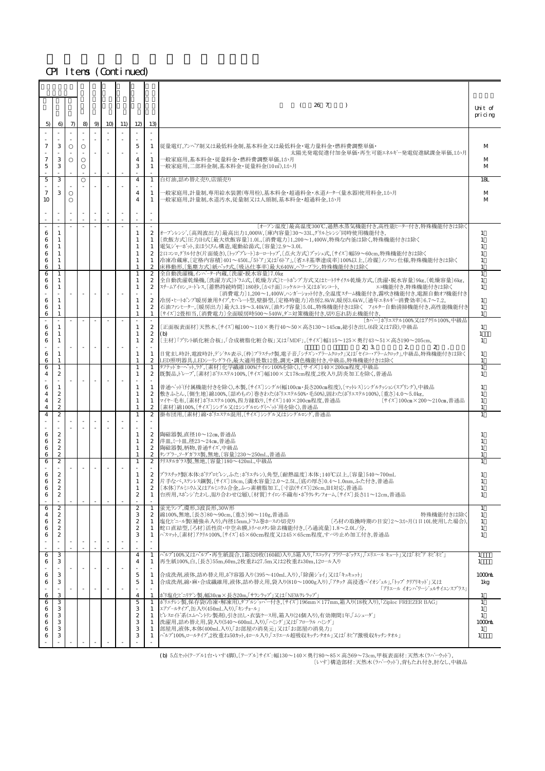CPI Items (Continued)

| 5) | 6) | 7) | 8) | 9) | 10) | 11) | 12) | 13) | ( 26 7 ) | Unit of pricing |
|---|---|---|---|---|---|---|---|---|---|---|
| - | - | - | - | - | - | - | - | - | | |
| - | - | - | - | - | - | - | - | - | | |
| 7 | 3 | ○ | ○ | | | | 5 | 1 | 従量電灯,アンペア制又は最低料金制,基本料金又は最低料金・電力量料金・燃料費調整単価・太陽光発電促進付加金単価・再生可能エネルギー発電促進賦課金単価,1か月 | M |
| - | - | - | - | - | - | - | - | - | | |
| 7 | 3 | ○ | ○ | | | | 4 | 1 | 一般家庭用,基本料金・従量料金・燃料費調整単価,1か月 | M |
| 5 | 3 | | ○ | | | | 3 | 1 | 一般家庭用,二部料金制,基本料金・従量料金(10m³),1か月 | M |
| - | - | | - | | | | - | - | | |
| 5 | 3 | | ○ | | | | 4 | 1 | 白灯油,詰め替え売り,店頭売り | 18L |
| - | - | | - | - | - | - | - | - | | |
| 7 | 3 | ○ | | | | | 4 | 1 | 一般家庭用,計量制,専用給水装置(専用栓),基本料金・超過料金・水道メーター(量水器)使用料金,1か月 | M |
| 10 | | ○ | | | | | 4 | 1 | 一般家庭用,計量制,水道汚水,従量制又は人頭制,基本料金・超過料金,1か月 | M |
| - | - | - | - | - | - | - | - | - | | |
| - | - | - | - | - | - | - | - | - | | |
| - | - | - | - | - | - | - | - | - | 〔オーブン温度〕最高温度300℃,過熱水蒸気機能付き,高性能ヒーター付き,特殊機能付きは除く | |
| 6 | 1 | | | | | | 1 | 2 | オーブンレンジ,〔高周波出力〕最高出力1,000W,〔庫内容量〕30～33L,グリルとレンジ同時使用機能付き, | 1 |
| 6 | 1 | | | | | | 1 | 1 | 〔炊飯方式〕圧力IH式〔最大炊飯容量〕1.0L,〔消費電力〕1,200～1,400W,特殊な内釜は除く,特殊機能付きは除く | 1 |
| 6 | 1 | | | | | | 1 | 1 | 電気ジャーポット,まほうびん構造,電動給湯式,〔容量〕2.9～3.0L | 1 |
| 6 | 1 | | | | | | 1 | 2 | 2口コンロ,グリル付き(片面焼き),〔トッププレート〕ホーロートップ,〔点火方式〕プッシュ式,〔サイズ〕幅59～60cm,特殊機能付きは除く | 1 |
| 6 | 1 | | | | | | 1 | 1 | 冷凍冷蔵庫,〔定格内容積〕401～450L,「5ドア」又は「6ドア」,〔省エネ基準達成率〕100%以上,〔冷媒〕ノンフロン仕様,特殊機能付きは除く | 1 |
| 6 | 1 | | | | | | 1 | 2 | 床移動形,〔集塵方式〕紙パック式,〔吸込仕事率〕最大640W,パワーブラシ,特殊機能付きは除く | 1 |
| 6 | 1 | | | | | | 1 | 2 | 全自動洗濯機,インバーター内蔵,〔洗濯・脱水容量〕7.0kg | 1 |
| 6 | 1 | | | | | | 1 | 2 | 全自動洗濯乾燥機,〔洗濯方式〕ドラム式,〔乾燥方式〕ヒートポンプ方式又はヒートリサイクル乾燥方式,〔洗濯・脱水容量〕9kg,〔乾燥容量〕6kg, | 1 |
| 6 | 1 | | | | | | 1 | 2 | スチームアイロン,コードレス,〔蓄熱持続時間〕180秒,〔かけ面〕ニッケルコート又はボロンコート, エコ機能付き,特殊機能付きは除く | 1 |
| - | - | - | - | - | - | - | - | - | 〔消費電力〕1,200～1,400W,ハンガーショット付き,全温度スチーム機能付き,霧吹き機能付き,電源自動オフ機能付き | |
| 6 | 1 | | | | | | 1 | 2 | 冷房・ヒートポンプ暖房兼用タイプ,セパレート型,壁掛型,〔定格時能力〕冷房2.8kW,暖房3.6kW,〔通年エネルギー消費効率〕6.7～7.2, | 1 |
| 6 | 1 | | | | | | 1 | 2 | 石油ファンヒーター,〔暖房出力〕最大3.19～3.40kW,〔油タンク容量〕5.0L,特殊機能付きは除く フィルター自動清掃機能付き,高性能機能付き | 1 |
| 6 | 1 | | | | | | 1 | 1 | 〔サイズ〕2畳相当,〔消費電力〕全面暖房時500～540W,ダニ対策機能付き,切り忘れ防止機能付き, | 1 |
| - | - | - | - | - | - | - | - | - | 〔カバー〕ポリエステル100%又はアクリル100%,中級品 | |
| 6 | 1 | | | | | | 1 | 2 | 〔正面板表面材〕天然木,〔サイズ〕幅100～110×奥行40～50×高さ130～145cm,総引き出し(6段又は7段),中級品 | 1 |
| 6 | 1 | | | | | | 1 | 2 | (b) | 1 |
| 6 | 1 | | | | | | 1 | 2 | 〔主材〕「プリント紙化粧合板」,「合成樹脂化粧合板」又は「MDF」,〔サイズ〕幅115～125×奥行43～51×高さ190～205cm, | 1 |
| - | - | - | - | - | - | - | - | - | 2 3, 2, 2 , | |
| 6 | 1 | | | | | | 1 | 1 | 目覚まし時計,電波時計,デジタル表示,〔枠〕プラスチック製,電子音,「シチズン・アラームクロック」又は「セイコー・アラームクロック」,中級品,特殊機能付きは除く | 1 |
| 6 | 1 | | | | | | 1 | 2 | LED照明器具,LEDシーリングライト,最大適用畳数12畳,調光・調色機能付き,中級品,特殊機能付きは除く | 1 |
| 6 | 1 | | | | | | 1 | 1 | タフテッドカーペット,ラグ,〔素材〕化学繊維100%(ナイロン100%を除く),〔サイズ〕140×200cm程度,中級品 | 1 |
| 4 | 2 | | | | | | 1 | 2 | 既製品,ドレープ,〔素材〕ポリエステル100%,〔サイズ〕幅100×丈178cm程度,2枚入り,防炎加工を除く,普通品 | 1 |
| - | - | - | - | - | - | - | - | - | | |
| 6 | 1 | | | | | | 1 | 1 | 普通ベッド(付属機能付きを除く),木製,〔サイズ〕シングル(幅100cm・長さ200cm程度),〔マットレス〕シングルクッション(スプリング),中級品 | 1 |
| 4 | 2 | | | | | | 1 | 2 | 敷きふとん,〔側生地〕綿100%,〔詰めもの〕巻きわた(ポリエステル50%・毛50%),固わた(ポリエステル100%),〔重さ〕4.0～5.0kg, | 1 |
| 4 | 2 | | | | | | 1 | 1 | マイヤー毛布,〔素材〕ポリエステル100%,四方縁取り,〔サイズ〕140×200cm程度,普通品 〔サイズ〕100cm×200～210cm,普通品 | 1 |
| 4 | 2 | | | | | | 1 | 2 | 〔素材〕綿100%,〔サイズ〕シングル又はシングルロング(ベッド用を除く),普通品 | 1 |
| 4 | 2 | | | | | | 1 | 2 | 掛布団用,〔素材〕綿・ポリエステル混用,〔サイズ〕シングル又はシングルロング,普通品 | 1 |
| - | - | - | - | - | - | - | - | - | | |
| - | - | - | - | - | - | - | - | - | | |
| 6 | 2 | | | | | | 1 | 2 | 陶磁器製,直径10～12cm,普通品 | 1 |
| 6 | 2 | | | | | | 1 | 2 | 洋皿,ミート皿,径23～24cm,普通品 | 1 |
| 6 | 2 | | | | | | 1 | 2 | 陶磁器製,柄物,普通サイズ,中級品 | 1 |
| 6 | 2 | | | | | | 1 | 2 | タンブラー,ソーダガラス製,無地,〔容量〕230～250mL,普通品 | 1 |
| 6 | 2 | | | | | | 1 | 2 | クリスタルガラス製,無地,〔容量〕180～420mL,中級品 | 1 |
| - | - | - | - | - | - | - | - | - | | |
| 6 | 2 | | | | | | 1 | 2 | プラスチック製(本体:ポリプロピレン,ふた:ポリエチレン),角型,〔耐熱温度〕本体:140℃以上,〔容量〕540～700mL | 1 |
| 6 | 2 | | | | | | 1 | 2 | 片手なべ,ステンレス鋼製,〔サイズ〕18cm,〔満水容量〕2.0～2.5L,〔底の厚さ〕0.4～1.0mm,ふた付き,普通品 | 1 |
| 6 | 2 | | | | | | 1 | 2 | 〔本体〕アルミニウム又はアルミニウム合金,ふっ素樹脂加工,〔寸法(サイズ)〕26cm,IH対応,普通品 | 1 |
| 6 | 2 | | | | | | 2 | 1 | 台所用,スポンジたわし,貼り合わせ(2層),〔材質〕ナイロン不織布・ポリウレタンフォーム,〔サイズ〕長さ11～12cm,普通品 | 1 |
| - | - | - | - | - | - | - | - | - | | |
| 6 | 2 | | | | | | 2 | 1 | 蛍光ランプ,環形,3波長形,30W形 | 1 |
| 4 | 2 | | | | | | 3 | 2 | 綿100%,無地,〔長さ〕80～90cm,〔重さ〕90～110g,普通品 特殊機能付きは除く | 1 |
| 6 | 2 | | | | | | 2 | 1 | 塩化ビニール製(補強糸入り),内径15mm,ドラム巻ホースの切売り 〔ろ材の取換時期の目安〕2～3か月(1日10L使用した場合), | 1 |
| 6 | 2 | | | | | | 2 | 1 | 蛇口直結型,〔ろ材〕活性炭・中空糸膜,トリハロメタン除去機能付き,〔ろ過流量〕1.8～2.0L/分, | 1 |
| 6 | 2 | | | | | | 3 | 1 | バスマット,〔素材〕アクリル100%,〔サイズ〕45×60cm程度又は45×65cm程度,すべり止め加工付き,普通品 | 1 |
| - | - | - | - | - | - | - | - | - | | |
| 6 | 3 | | | | | | 4 | 1 | パルプ100%又はパルプ・再生紙混合,1箱320枚(160組)入り,5箱入り,「スコッティ フラワーボックス」,「エリエール キュート」又は「ネピア ネピネピ」 | 1 |
| 6 | 3 | | | | | | 4 | 1 | 再生紙100%,白,〔長さ〕55m,60m,2枚重ね27.5m又は2枚重ね30m,12ロール入り | 1 |
| - | - | - | - | - | - | - | - | - | | |
| 6 | 3 | | | | | | 5 | 1 | 合成洗剤,液体,詰め替え用,ポリ容器入り(395～410mL入り),「除菌ジョイ」又は「キュキュット」 | 1000mL |
| 6 | 3 | | | | | | 5 | 1 | 合成洗剤,綿・麻・合成繊維用,液体,詰め替え用,袋入り(810～1000g入り),「アタック 高浸透バイオジェル」,「トップ クリアリキッド」又は | 1kg |
| - | - | - | - | - | - | - | - | - | 「アリエール イオンパワージェルサイエンスプラス」 | |
| 6 | 3 | | | | | | 4 | 1 | ポリ塩化ビニリデン製,幅30cm×長さ20m,「サランラップ」又は「NEWクレラップ」 | 1 |
| 6 | 3 | | | | | | 5 | 1 | ポリエチレン製,保存袋(冷凍・解凍用),ダブルジッパー付き,〔サイズ〕196mm×177mm,箱入り(18枚入り),「Ziploc FREEZER BAG」 | 1 |
| 6 | 3 | | | | | | 3 | 1 | エアゾールタイプ,缶入り(450mL入り),「キンチョール」 | 1 |
| 6 | 3 | | | | | | 2 | 1 | ピレスロイド系(エムペントリン製剤),引き出し・衣装ケース用,箱入り(24個入り),有効期間1年,「ムシューダ」 | 1 |
| 6 | 3 | | | | | | 3 | 1 | 洗濯用,詰め替え用,袋入り(540～600mL入り),「ハミング」又は「フローラル ハミング」 | 1000mL |
| 6 | 3 | | | | | | 3 | 1 | 部屋用,液体,本体(400mL入り),「お部屋の消臭元」又は「お部屋の消臭力」 | 1 |
| 6 | 3 | | | | | | 3 | 1 | パルプ100%,ロールタイプ,2枚重ね50カット,4ロール入り,「エリエール超吸収キッチンタオル」又は「ネピア激吸収キッチンタオル」 | 1 |
| - | - | - | - | - | - | - | - | - | | |

(b) 5点セット(テーブル1台・いす4脚),〔テーブル〕サイズ:幅130～140×奥行80～85×高さ69～73cm,甲板表面材:天然木(ラバーウッド),〔いす〕構造部材:天然木(ラバーウッド),背もたれ付き,肘なし,中級品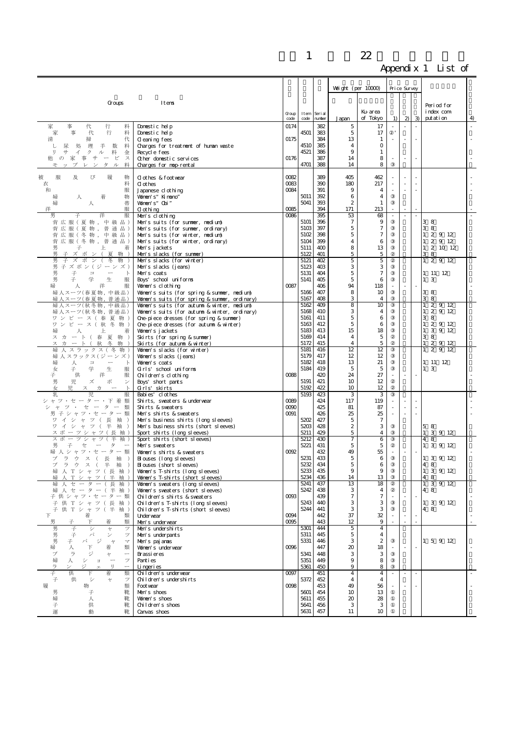# 付録 1 平成22年基準 品目一覧

Appendix 1 List of

| 類・品目 Groups | Items | 類符号 Group code | 品目符号 Item code | 連番 Serial number | ウエイト(1万分比) Weight (per 10000) 全国 Japan | 東京都区部 Ku-area of Tokyo | 価格調査 Price Survey 1) | 2) | 3) | 指数計算期間 Period for index computation | 4) |
|---|---|---|---|---|---|---|---|---|---|---|---|
| 家事代行料 | Domestic help | 0174 | | 382 | 5 | 17 | - | - | - | | - |
| 家事代行料 | Domestic help | | 4501 | 383 | 5 | 17 | ②' | | | | |
| 清掃代 | Cleaning fees | 0175 | | 384 | 13 | 1 | - | - | - | | - |
| し尿処理手数料 | Charges for treatment of human waste | | 4510 | 385 | 4 | 0 | | | | | |
| リサイクル料金 | Recycle fees | | 4521 | 386 | 9 | 1 | | | | | |
| 他の家事サービス | Other domestic services | 0176 | | 387 | 14 | 8 | - | - | - | | - |
| モップレンタル料 | Charges for mop-rental | | 4701 | 388 | 14 | 8 | ③ | | | | |
| 被服及び履物 | Clothes & footwear | 0082 | | 389 | 405 | 462 | - | - | - | | - |
| 衣料 | Clothes | 0083 | | 390 | 180 | 217 | - | - | - | | - |
| 和服 | Japanese clothing | 0084 | | 391 | 9 | 4 | - | - | - | | - |
| 婦人着物 | Women's "Kimono" | | 5011 | 392 | 6 | 4 | ③ | | | | |
| 婦人帯 | Women's "Obi" | | 5041 | 393 | 2 | 1 | ③ | | | | |
| 洋服 | Clothing | 0085 | | 394 | 171 | 213 | - | - | - | | - |
| 男子洋服 | Men's clothing | 0086 | | 395 | 53 | 68 | - | - | - | | - |
| 背広服(夏物,中級品) | Men's suits (for summer, medium) | | 5101 | 396 | 7 | 9 | ③ | | | 3～8 | |
| 背広服(夏物,普通品) | Men's suits (for summer, ordinary) | | 5103 | 397 | 5 | 7 | ③ | | | 3～8 | |
| 背広服(冬物,中級品) | Men's suits (for winter, medium) | | 5102 | 398 | 5 | 7 | ③ | | | 1～2, 9～12 | |
| 背広服(冬物,普通品) | Men's suits (for winter, ordinary) | | 5104 | 399 | 4 | 6 | ③ | | | 1～2, 9～12 | |
| 男子上着 | Men's jackets | | 5111 | 400 | 8 | 13 | ③ | | | 1～2, 10～12 | |
| 男子ズボン(夏物) | Men's slacks (for summer) | | 5122 | 401 | 5 | 5 | ② | | | 3～8 | |
| 男子ズボン(冬物) | Men's slacks (for winter) | | 5121 | 402 | 5 | 5 | ② | | | 1～2, 9～12 | |
| 男子ズボン(ジーンズ) | Men's slacks (jeans) | | 5123 | 403 | 3 | 3 | ③ | | | | |
| 男子コート | Men's coats | | 5131 | 404 | 5 | 7 | ③ | | | 1, 11～12 | |
| 男子学生服 | Boys' school uniforms | | 5141 | 405 | 5 | 6 | ③ | | | 1～3 | |
| 婦人洋服 | Women's clothing | 0087 | | 406 | 94 | 118 | - | - | - | | - |
| 婦人スーツ(春夏物,中級品) | Women's suits (for spring & summer, medium) | | 5166 | 407 | 8 | 10 | ③ | | | 3～8 | |
| 婦人スーツ(春夏物,普通品) | Women's suits (for spring & summer, ordinary) | | 5167 | 408 | 3 | 4 | ③ | | | 3～8 | |
| 婦人スーツ(秋冬物,中級品) | Women's suits (for autumn & winter, medium) | | 5162 | 409 | 8 | 10 | ③ | | | 1～2, 9～12 | |
| 婦人スーツ(秋冬物,普通品) | Women's suits (for autumn & winter, ordinary) | | 5168 | 410 | 3 | 4 | ③ | | | 1～2, 9～12 | |
| ワンピース(春夏物) | One-piece dresses (for spring & summer) | | 5161 | 411 | 5 | 6 | ③ | | | 3～8 | |
| ワンピース(秋冬物) | One-piece dresses (for autumn & winter) | | 5163 | 412 | 5 | 6 | ③ | | | 1～2, 9～12 | |
| 婦人上着 | Women's jackets | | 5183 | 413 | 15 | 18 | ③ | | | 1～3, 9～12 | |
| スカート(春夏物) | Skirts (for spring & summer) | | 5169 | 414 | 4 | 5 | ② | | | 3～8 | |
| スカート(秋冬物) | Skirts (for autumn & winter) | | 5172 | 415 | 4 | 5 | ② | | | 1～2, 9～12 | |
| 婦人スラックス(冬物) | Women's slacks (for winter) | | 5181 | 416 | 12 | 12 | ③ | | | 1～2, 9～12 | |
| 婦人スラックス(ジーンズ) | Women's slacks (jeans) | | 5179 | 417 | 12 | 12 | ③ | | | | |
| 婦人コート | Women's coats | | 5182 | 418 | 13 | 21 | ③ | | | 1, 11～12 | |
| 女子学生服 | Girls' school uniforms | | 5184 | 419 | 5 | 5 | ③ | | | 1～3 | |
| 子供洋服 | Children's clothing | 0088 | | 420 | 24 | 27 | - | - | - | | - |
| 男児ズボン | Boys' short pants | | 5191 | 421 | 10 | 12 | ② | | | | |
| 女児スカート | Girls' skirts | | 5192 | 422 | 10 | 12 | ② | | | | |
| 乳児服 | Babies' clothes | | 5193 | 423 | 3 | 3 | ③ | | | | |
| シャツ・セーター・下着類 | Shirts, sweaters & underwear | 0089 | | 424 | 117 | 119 | - | - | - | | - |
| シャツ・セーター類 | Shirts & sweaters | 0090 | | 425 | 81 | 87 | - | - | - | | - |
| 男子シャツ・セーター類 | Men's shirts & sweaters | 0091 | | 426 | 25 | 25 | - | - | - | | - |
| ワイシャツ(長袖) | Men's business shirts (long sleeves) | | 5202 | 427 | 5 | 7 | | | | | |
| ワイシャツ(半袖) | Men's business shirts (short sleeves) | | 5203 | 428 | 2 | 3 | ③ | | | 5～8 | |
| スポーツシャツ(長袖) | Sport shirts (long sleeves) | | 5211 | 429 | 5 | 4 | ③ | | | 1～3, 9～12 | |
| スポーツシャツ(半袖) | Sport shirts (short sleeves) | | 5212 | 430 | 7 | 6 | ③ | | | 4～8 | |
| 男子セーター | Men's sweaters | | 5221 | 431 | 5 | 5 | ② | | | 1～3, 9～12 | |
| 婦人シャツ・セーター類 | Women's shirts & sweaters | 0092 | | 432 | 49 | 55 | - | - | - | | - |
| ブラウス(長袖) | Blouses (long sleeves) | | 5231 | 433 | 5 | 6 | ③ | | | 1～3, 9～12 | |
| ブラウス(半袖) | Blouses (short sleeves) | | 5232 | 434 | 5 | 6 | ③ | | | 4～8 | |
| 婦人Tシャツ(長袖) | Women's T-shirts (long sleeves) | | 5233 | 435 | 9 | 9 | ③ | | | 1～3, 9～12 | |
| 婦人Tシャツ(半袖) | Women's T-shirts (short sleeves) | | 5234 | 436 | 14 | 13 | ③ | | | 4～8 | |
| 婦人セーター(長袖) | Women's sweaters (long sleeves) | | 5241 | 437 | 13 | 18 | ② | | | 1～3, 9～12 | |
| 婦人セーター(半袖) | Women's sweaters (short sleeves) | | 5242 | 438 | 3 | 4 | ② | | | 4～8 | |
| 子供シャツ・セーター類 | Children's shirts & sweaters | 0093 | | 439 | 7 | 7 | - | - | - | | - |
| 子供Tシャツ(長袖) | Children's T-shirts (long sleeves) | | 5243 | 440 | 3 | 3 | ③ | | | 1～3, 9～12 | |
| 子供Tシャツ(半袖) | Children's T-shirts (short sleeves) | | 5244 | 441 | 3 | 3 | ③ | | | 4～8 | |
| 下着類 | Underwear | 0094 | | 442 | 37 | 32 | - | - | - | | - |
| 男子下着類 | Men's underwear | 0095 | | 443 | 12 | 9 | - | - | - | | - |
| 男子シャツ | Men's undershirts | | 5301 | 444 | 5 | 4 | | | | | |
| 男子パンツ | Men's underpants | | 5311 | 445 | 5 | 4 | | | | | |
| 男子パジャマ | Men's pajamas | | 5331 | 446 | 3 | 2 | ③ | | | 1～5, 9～12 | |
| 婦人下着類 | Women's underwear | 0096 | | 447 | 20 | 18 | - | - | - | | - |
| ブラジャー | Brassieres | | 5341 | 448 | 3 | 3 | ③ | | | | |
| 婦人ショーツ | Panties | | 5351 | 449 | 9 | 8 | ③ | | | | |
| ランジェリー | Lingeries | | 5361 | 450 | 9 | 8 | ③ | | | | |
| 子供下着類 | Children's underwear | 0097 | | 451 | 4 | 4 | - | - | - | | - |
| 子供シャツ | Children's undershirts | | 5372 | 452 | 4 | 4 | | | | | |
| 履物類 | Footwear | 0098 | | 453 | 49 | 56 | - | - | - | | - |
| 男子靴 | Men's shoes | | 5601 | 454 | 10 | 13 | ① | | | | |
| 婦人靴 | Women's shoes | | 5611 | 455 | 20 | 28 | ① | | | | |
| 子供靴 | Children's shoes | | 5641 | 456 | 3 | 3 | ① | | | | |
| 運動靴 | Canvas shoes | | 5631 | 457 | 11 | 10 | ① | | | | |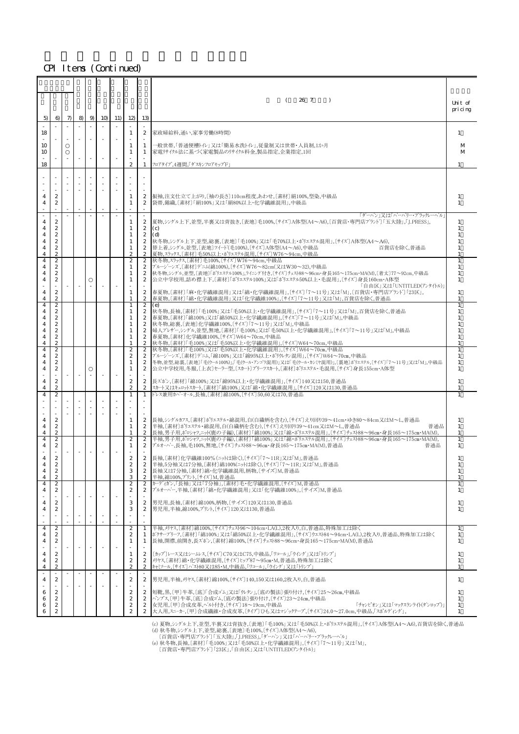CPI Items (Continued)

| 5) | 6) | 7) | 8) | 9) | 10) | 11) | 12) | 13) | （26 7） | Unit of pricing |
|---|---|---|---|---|---|---|---|---|---|---|
| - | - | - | - | - | - | - | - | - | | |
| 18 | | | | | | | 1 | 2 | 家政婦給料,通い,家事労働(8時間) | 1 |
| - | - | - | - | - | - | - | - | - | | |
| 10 | | ○ | | | | | 1 | 1 | 一般世帯,「普通便槽トイレ」又は「簡易水洗トイレ」,従量制又は世帯・人員制,1か月 | M |
| 10 | | ○ | | | | | 1 | 1 | 家電リサイクル法に基づく家電製品のリサイクル料金,製品指定,企業指定,1回 | M |
| - | - | - | - | - | - | - | - | - | | |
| 18 | | | | | | | 2 | 1 | フロアタイプ,4週間,「ダスキンフロアモップF」 | 1 |
| - | - | - | - | - | - | - | - | - | | |
| - | - | - | - | - | - | - | - | - | | |
| - | - | - | - | - | - | - | - | - | | |
| 4 | 2 | | | | | | 1 | 2 | 振袖,注文仕立て上がり,〔袖の長さ〕110cm程度,あわせ,〔素材〕絹100%,型染,中級品 | 1 |
| 4 | 2 | | | | | | 1 | 2 | 袋帯,錦織,〔素材〕「絹100%」又は「絹80%以上・化学繊維混用」,中級品 | 1 |
| - | - | - | - | - | - | - | - | - | | |
| - | - | - | - | - | - | - | - | - | | |
| 4 | 2 | | | | | | 1 | 2 | 夏物,シングル上下,並型,半裏又は背抜き,〔表地〕毛100%,〔サイズ〕A体型(A4～A6),〔百貨店・専門店ブランド〕「五大陸」,「J.PRESS」,「ダーバン」又は「バーバリー・ブラックレーベル」 | 1 |
| 4 | 2 | | | | | | 1 | 2 | (c) | 1 |
| 4 | 2 | | | | | | 1 | 2 | (d) | 1 |
| 4 | 2 | | | | | | 1 | 2 | 秋冬物,シングル上下,並型,総裏,〔表地〕「毛100%」又は「毛70%以上・ポリエステル混用」,〔サイズ〕A体型(A4～A6),百貨店を除く,普通品 | 1 |
| 4 | 2 | | | | | | 1 | 2 | 替上着,シングル,並型,〔表地〕ツイード(毛100%),〔サイズ〕A体型(A4～A6),中級品 | 1 |
| 4 | 2 | | | | | | 2 | 2 | 夏物,スラックス,〔素材〕毛50%以上・ポリエステル混用,〔サイズ〕W76～94cm,中級品 | 1 |
| 4 | 2 | | | | | | 2 | 2 | 秋冬物,スラックス,〔素材〕毛100%,〔サイズ〕W76～94cm,中級品 | 1 |
| 4 | 2 | | | | | | 1 | 2 | ブルージーンズ,〔素材〕デニム(綿100%),〔サイズ〕W76～82cm(又はW30～32),中級品 | 1 |
| 4 | 2 | | | | | | 1 | 2 | 秋冬物,シングル,並型,〔表地〕ポリエステル100%,ライニング付き,〔サイズ〕チェスト88～96cm・身長165～175cm・MA(M),〔着丈〕77～92cm,中級品 | 1 |
| 4 | 2 | | | ○ | | | 1 | 2 | 公立中学校用,詰め襟上下,〔素材〕「ポリエステル100%」又は「ポリエステル50%以上・毛混用」,〔サイズ〕身長160cm・A体型 | 1 |
| - | - | - | - | - | - | - | - | - | | |
| 4 | 2 | | | | | | 1 | 2 | 春夏物,〔素材〕「麻・化学繊維混用」又は「綿・化学繊維混用」,〔サイズ〕「7～11号」又は「M」,〔百貨店・専門店ブランド〕「23区」,「自由区」又は「UNTITLED(アンタイトル)」 | 1 |
| 4 | 2 | | | | | | 1 | 2 | 春夏物,〔素材〕「綿・化学繊維混用」又は「化学繊維100%」,〔サイズ〕「7～11号」又は「M」,百貨店を除く,普通品 | 1 |
| 4 | 2 | | | | | | 1 | 2 | (e) | 1 |
| 4 | 2 | | | | | | 1 | 2 | 秋冬物,長袖,〔素材〕「毛100%」又は「毛50%以上・化学繊維混用」,〔サイズ〕「7～11号」又は「M」,百貨店を除く,普通品 | 1 |
| 4 | 2 | | | | | | 1 | 2 | 春夏物,〔素材〕「綿100%」又は「綿50%以上・化学繊維混用」,〔サイズ〕「7～11号」又は「M」,中級品 | 1 |
| 4 | 2 | | | | | | 1 | 2 | 秋冬物,総裏,〔表地〕化学繊維100%,〔サイズ〕「7～11号」又は「M」,中級品 | 1 |
| 4 | 2 | | | | | | 1 | 2 | 婦人ブレザー,シングル,並型,無地,〔素材〕「毛100%」又は「毛50%以上・化学繊維混用」,〔サイズ〕「7～11号」又は「M」,中級品 | 1 |
| 4 | 2 | | | | | | 1 | 2 | 春夏物,〔素材〕化学繊維100%,〔サイズ〕W64～70cm,中級品 | 1 |
| 4 | 2 | | | | | | 1 | 2 | 秋冬物,〔素材〕「毛100%」又は「毛50%以上・化学繊維混用」,〔サイズ〕W64～70cm,中級品 | 1 |
| 4 | 2 | | | | | | 2 | 2 | 秋冬物,〔素材〕「毛100%」又は「毛50%以上・化学繊維混用」,〔サイズ〕W64～70cm,中級品 | 1 |
| 4 | 2 | | | | | | 2 | 2 | ブルージーンズ,〔素材〕デニム,「綿100%」又は「綿95%以上・ポリウレタン混用」,〔サイズ〕W64～70cm,中級品 | 1 |
| 4 | 2 | | | | | | 1 | 2 | 冬物,並型,総裏,〔表地〕「毛(ウール100%)」,「毛(ウール・アンゴラ混用)」又は「毛(ウール・カシミヤ混用)」,〔裏地〕ポリエステル,〔サイズ〕「7～11号」又は「M」,中級品 | 1 |
| 4 | 2 | | | ○ | | | 1 | 2 | 公立中学校用,冬服,〔上衣〕セーラー型,〔スカート〕プリーツスカート,〔素材〕ポリエステル・毛混用,〔サイズ〕身長155cm・A体型 | 1 |
| - | - | - | - | - | - | - | - | - | | |
| 4 | 2 | | | | | | 2 | 2 | 長ズボン,〔素材〕「綿100%」又は「綿95%以上・化学繊維混用」,〔サイズ〕140又は150,普通品 | 1 |
| 4 | 2 | | | | | | 2 | 2 | スカート又はキュロットスカート,〔素材〕「綿100%」又は「綿・化学繊維混用」,〔サイズ〕120又は130,普通品 | 1 |
| 4 | 2 | | | | | | 1 | 1 | ドレス兼用カバーオール,長袖,〔素材〕綿100%,〔サイズ〕50,60又は70,普通品 | 1 |
| - | - | - | - | - | - | - | - | - | | |
| - | - | - | - | - | - | - | - | - | | |
| - | - | - | - | - | - | - | - | - | | |
| 4 | 2 | | | | | | 1 | 2 | 長袖,シングルカフス,〔素材〕ポリエステル・綿混用,白(白織柄を含む),〔サイズ〕えり回り39～41cm・ゆき80～84cm又はM～L,普通品 | 1 |
| 4 | 2 | | | | | | 1 | 2 | 半袖,〔素材〕ポリエステル・綿混用,白(白織柄を含む),〔サイズ〕えり回り39～41cm又はM～L,普通品 | 1 |
| 4 | 2 | | | | | | 1 | 2 | 長袖,男子用,ポロシャツ,ニット(鹿の子編),〔素材〕「綿100%」又は「綿・ポリエステル混用」,〔サイズ〕チェスト88～96cm・身長165～175cm・MA(M),普通品 | 1 |
| 4 | 2 | | | | | | 2 | 2 | 半袖,男子用,ポロシャツ,ニット(鹿の子編),〔素材〕「綿100%」又は「綿・ポリエステル混用」,〔サイズ〕チェスト88～96cm・身長165～175cm・MA(M),普通品 | 1 |
| 4 | 2 | | | | | | 1 | 2 | プルオーバー,長袖,毛100%,無地,〔サイズ〕チェスト88～96cm・身長165～175cm・MA(M),普通品 | 1 |
| - | - | - | - | - | - | - | - | - | | |
| 4 | 2 | | | | | | 2 | 2 | 長袖,〔素材〕化学繊維100%(ニットは除く),〔サイズ〕「7～11R」又は「M」,普通品 | 1 |
| 4 | 2 | | | | | | 2 | 2 | 半袖,5分袖又は7分袖,〔素材〕綿100%(ニットは除く),〔サイズ〕「7～11R」又は「M」,普通品 | 1 |
| 4 | 2 | | | | | | 3 | 2 | 長袖又は7分袖,〔素材〕綿・化学繊維混用,柄物,〔サイズ〕M,普通品 | 1 |
| 4 | 2 | | | | | | 3 | 2 | 半袖,綿100%,プリント,〔サイズ〕M,普通品 | 1 |
| 4 | 2 | | | | | | 2 | 2 | カーディガン,「長袖」又は「7分袖」,〔素材〕毛・化学繊維混用,〔サイズ〕M,普通品 | 1 |
| 4 | 2 | | | | | | 2 | 2 | プルオーバー,半袖,〔素材〕「綿・化学繊維混用」又は「化学繊維100%」,〔サイズ〕M,普通品 | 1 |
| - | - | - | - | - | - | - | - | - | | |
| 4 | 2 | | | | | | 3 | 2 | 男児用,長袖,〔素材〕綿100%,柄物,〔サイズ〕120又は130,普通品 | 1 |
| 4 | 2 | | | | | | 3 | 2 | 男児用,半袖,綿100%,プリント,〔サイズ〕120又は130,普通品 | 1 |
| - | - | - | - | - | - | - | - | - | | |
| - | - | - | - | - | - | - | - | - | | |
| 4 | 2 | | | | | | 2 | 1 | 半袖,メリヤス,〔素材〕綿100%,〔サイズ〕チェスト96～104cm・LA(L),2枚入り,白,普通品,特殊加工は除く | 1 |
| 4 | 2 | | | | | | 2 | 1 | ボクサーブリーフ,〔素材〕「綿100%」又は「綿50%以上・化学繊維混用」,〔サイズ〕ウエスト84～94cm・LA(L),2枚入り,普通品,特殊加工は除く | 1 |
| 4 | 2 | | | | | | 1 | 1 | 長袖,開襟,前開き,長ズボン,〔素材〕綿100%,〔サイズ〕チェスト88～96cm・身長165～175cm・MA(M),普通品 | 1 |
| - | - | - | - | - | - | - | - | - | | |
| 4 | 2 | | | | | | 1 | 2 | 〔カップ〕レース又はシームレス,〔サイズ〕C70又はC75,中級品,「ワコール」,「ウイング」又は「トリンプ」 | 1 |
| 4 | 2 | | | | | | 2 | 2 | メリヤス,〔素材〕綿・化学繊維混用,〔サイズ〕ヒップ87～95cm・M,普通品,特殊加工は除く | 1 |
| 4 | 2 | | | | | | 2 | 2 | キャミソール,〔サイズ〕バスト80又は85・M,中級品,「ワコール」,「ウイング」又は「トリンプ」 | 1 |
| - | - | - | - | - | - | - | - | - | | |
| 4 | 2 | | | | | | 2 | 2 | 男児用,半袖,メリヤス,〔素材〕綿100%,〔サイズ〕140,150又は160,2枚入り,白,普通品 | 1 |
| - | - | - | - | - | - | - | - | - | | |
| 6 | 2 | | | | | | 2 | 2 | 短靴,黒,〔甲〕牛革,〔底〕「合成ゴム」又は「ウレタン」,〔底の製法〕張り付け,〔サイズ〕25～26cm,中級品 | 1 |
| 6 | 2 | | | | | | 2 | 2 | パンプス,〔甲〕牛革,〔底〕合成ゴム,〔底の製法〕張り付け,〔サイズ〕23～24cm,中級品 | 1 |
| 6 | 2 | | | | | | 2 | 2 | 女児用,〔甲〕合成皮革,ベルト付き,〔サイズ〕18～19cm,中級品,「チャンピオン」又は「マックスランライト(ダンロップ)」 | 1 |
| 6 | 2 | | | | | | 2 | 2 | 大人用,スニーカー,〔甲〕合成繊維・合成皮革,〔タイプ〕ひも又はマジックテープ,〔サイズ〕24.0～27.0cm,中級品,「スポルディング」, | 1 |

(c) 夏物,シングル上下,並型,半裏又は背抜き,〔表地〕「毛100%」又は「毛50%以上・ポリエステル混用」,〔サイズ〕A体型(A4～A6),百貨店を除く,普通品
(d) 秋冬物,シングル上下,並型,総裏,〔表地〕毛100%,〔サイズ〕A体型(A4～A6),
　〔百貨店・専門店ブランド〕「五大陸」,「J.PRESS」,「ダーバン」又は「バーバリー・ブラックレーベル」
(e) 秋冬物,長袖,〔素材〕「毛100%」又は「毛50%以上・化学繊維混用」,〔サイズ〕「7～11号」又は「M」,
　〔百貨店・専門店ブランド〕「23区」,「自由区」又は「UNTITLED(アンタイトル)」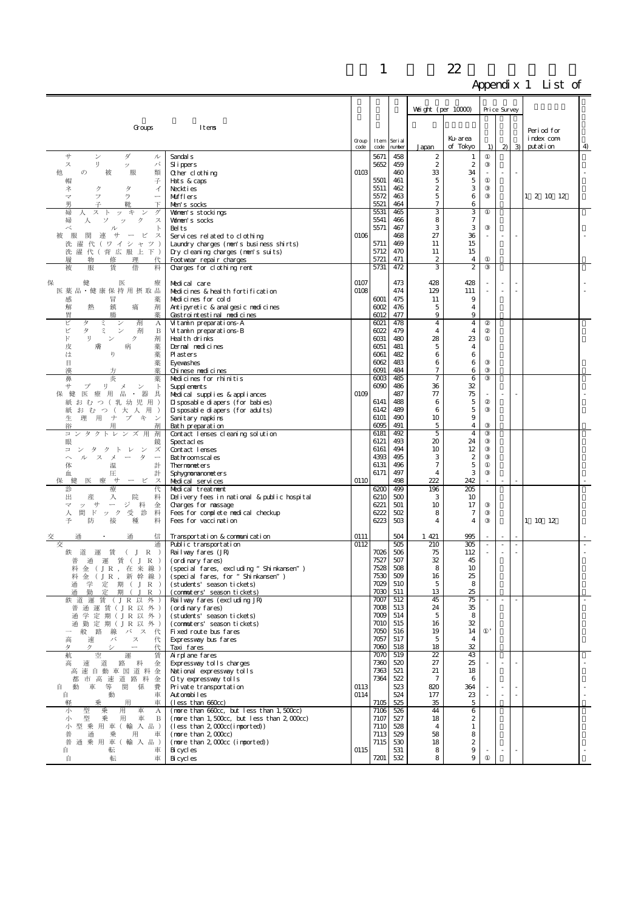# 1 22

## Appendix 1 List of

| Groups | Items | Group code | Item code | Serial number | Weight (per 10000) Japan | Weight (per 10000) Ku-area of Tokyo | Price Survey 1) | Price Survey 2) | Price Survey 3) | Period for index computation | 4) |
|---|---|---|---|---|---|---|---|---|---|---|---|
| サンダル | Sandals | | 5671 | 458 | 2 | 1 | ① | | | | |
| スリッパ | Slippers | | 5652 | 459 | 2 | 2 | ③ | | | | |
| 他の被服類 | Other clothing | 0103 | | 460 | 33 | 34 | - | - | - | | - |
| 帽子 | Hats & caps | | 5501 | 461 | 5 | 5 | ① | | | | |
| ネクタイ | Neckties | | 5511 | 462 | 2 | 3 | ③ | | | | |
| マフラー | Mufflers | | 5572 | 463 | 5 | 6 | ③ | | | 1 2 10 12 | |
| 男子靴下 | Men's socks | | 5521 | 464 | 7 | 6 | | | | | |
| 婦人ストッキング | Women's stockings | | 5531 | 465 | 3 | 3 | ① | | | | |
| 婦人ソックス | Women's socks | | 5541 | 466 | 8 | 7 | | | | | |
| ベルト | Belts | | 5571 | 467 | 3 | 3 | ③ | | | | |
| 被服関連サービス | Services related to clothing | 0106 | | 468 | 27 | 36 | - | - | - | | - |
| 洗濯代(ワイシャツ) | Laundry charges (men's business shirts) | | 5711 | 469 | 11 | 15 | | | | | |
| 洗濯代(背広服上下) | Dry cleaning charges (men's suits) | | 5712 | 470 | 11 | 15 | | | | | |
| 履物修理代 | Footwear repair charges | | 5721 | 471 | 2 | 4 | ① | | | | |
| 被服賃借料 | Charges for clothing rent | | 5731 | 472 | 3 | 2 | ③ | | | | |
| 保健医療 | Medical care | 0107 | | 473 | 428 | 428 | - | - | - | | - |
| 医薬品・健康保持用摂取品 | Medicines & health fortification | 0108 | | 474 | 129 | 111 | - | - | - | | - |
| 感冒薬 | Medicines for cold | | 6001 | 475 | 11 | 9 | | | | | |
| 解熱鎮痛剤 | Antipyretic & analgesic medicines | | 6002 | 476 | 5 | 4 | | | | | |
| 胃腸薬 | Gastrointestinal medicines | | 6012 | 477 | 9 | 9 | | | | | |
| ビタミン剤A | Vitamin preparations-A | | 6021 | 478 | 4 | 4 | ② | | | | |
| ビタミン剤B | Vitamin preparations-B | | 6022 | 479 | 4 | 4 | ② | | | | |
| ドリンク剤 | Health drinks | | 6031 | 480 | 28 | 23 | ① | | | | |
| 皮膚病薬 | Dermal medicines | | 6051 | 481 | 5 | 4 | | | | | |
| はり薬 | Plasters | | 6061 | 482 | 6 | 6 | | | | | |
| 目薬 | Eyewashes | | 6062 | 483 | 6 | 6 | ③ | | | | |
| 漢方薬 | Chinese medicines | | 6091 | 484 | 7 | 6 | ③ | | | | |
| 鼻炎薬 | Medicines for rhinitis | | 6003 | 485 | 7 | 6 | ③ | | | | |
| サプリメント | Supplements | | 6090 | 486 | 36 | 32 | | | | | |
| 保健医療用品・器具 | Medical supplies & appliances | 0109 | | 487 | 77 | 75 | - | - | - | | - |
| 紙おむつ(乳幼児用) | Disposable diapers (for babies) | | 6141 | 488 | 6 | 5 | ② | | | | |
| 紙おむつ(大人用) | Disposable diapers (for adults) | | 6142 | 489 | 6 | 5 | ③ | | | | |
| 生理用ナプキン | Sanitary napkins | | 6101 | 490 | 10 | 9 | | | | | |
| 浴用剤 | Bath preparation | | 6095 | 491 | 5 | 4 | ③ | | | | |
| コンタクトレンズ用剤 | Contact lenses cleaning solution | | 6181 | 492 | 5 | 4 | ③ | | | | |
| 眼鏡 | Spectacles | | 6121 | 493 | 20 | 24 | ③ | | | | |
| コンタクトレンズ | Contact lenses | | 6161 | 494 | 10 | 12 | ③ | | | | |
| ヘルスメーター | Bathroomscales | | 4393 | 495 | 3 | 2 | ③ | | | | |
| 体温計 | Thermometers | | 6131 | 496 | 7 | 5 | ① | | | | |
| 血圧計 | Sphygmomanometers | | 6171 | 497 | 4 | 3 | ③ | | | | |
| 保健医療サービス | Medical services | 0110 | | 498 | 222 | 242 | - | - | - | | - |
| 診療代 | Medical treatment | | 6200 | 499 | 196 | 205 | | | | | |
| 出産入院料 | Delivery fees in national & public hospital | | 6210 | 500 | 3 | 10 | | | | | |
| マッサージ料金 | Charges for massage | | 6221 | 501 | 10 | 17 | ③ | | | | |
| 人間ドック受診料 | Fees for complete medical checkup | | 6222 | 502 | 8 | 7 | ③ | | | | |
| 予防接種料 | Fees for vaccination | | 6223 | 503 | 4 | 4 | ③ | | | 1 10 12 | |
| 交通・通信 | Transportation & communication | 0111 | | 504 | 1 421 | 995 | - | - | - | | - |
| 交通 | Public transportation | 0112 | | 505 | 210 | 305 | - | - | - | | - |
| 鉄道運賃(JR) | Railway fares (JR) | | 7026 | 506 | 75 | 112 | - | - | - | | - |
| 普通運賃(JR) | (ordinary fares) | | 7527 | 507 | 32 | 45 | | | | | |
| 料金(JR,在来線) | (special fares, excluding "Shinkansen") | | 7528 | 508 | 8 | 10 | | | | | |
| 料金(JR,新幹線) | (special fares, for "Shinkansen") | | 7530 | 509 | 16 | 25 | | | | | |
| 通学定期(JR) | (students' season tickets) | | 7029 | 510 | 5 | 8 | | | | | |
| 通勤定期(JR) | (commuters' season tickets) | | 7030 | 511 | 13 | 25 | | | | | |
| 鉄道運賃(JR以外) | Railway fares (excluding JR) | | 7007 | 512 | 45 | 75 | - | - | - | | - |
| 普通運賃(JR以外) | (ordinary fares) | | 7008 | 513 | 24 | 35 | | | | | |
| 通学定期(JR以外) | (students' season tickets) | | 7009 | 514 | 5 | 8 | | | | | |
| 通勤定期(JR以外) | (commuters' season tickets) | | 7010 | 515 | 16 | 32 | | | | | |
| 一般路線バス代 | Fixed route bus fares | | 7050 | 516 | 19 | 14 | ①' | | | | |
| 高速バス代 | Expressway bus fares | | 7057 | 517 | 5 | 4 | | | | | |
| タクシー代 | Taxi fares | | 7060 | 518 | 18 | 32 | | | | | |
| 航空運賃 | Airplane fares | | 7070 | 519 | 22 | 43 | | | | | |
| 高速道路料金 | Expressway tolls charges | | 7360 | 520 | 27 | 25 | - | - | - | | - |
| 高速自動車国道料金 | National expressway tolls | | 7363 | 521 | 21 | 18 | | | | | |
| 都市高速道路料金 | City expressway tolls | | 7364 | 522 | 7 | 6 | | | | | |
| 自動車等関係費 | Private transportation | 0113 | | 523 | 820 | 364 | - | - | - | | - |
| 自動車 | Automobiles | 0114 | | 524 | 177 | 23 | - | - | - | | - |
| 軽乗用車 | (less than 660cc) | | 7105 | 525 | 35 | 5 | | | | | |
| 小型乗用車A | (more than 660cc, but less than 1,500cc) | | 7106 | 526 | 44 | 6 | | | | | |
| 小型乗用車B | (more than 1,500cc, but less than 2,000cc) | | 7107 | 527 | 18 | 2 | | | | | |
| 小型乗用車(輸入品) | (less than 2,000cc(imported)) | | 7110 | 528 | 4 | 1 | | | | | |
| 普通乗用車 | (more than 2,000cc) | | 7113 | 529 | 58 | 8 | | | | | |
| 普通乗用車(輸入品) | (more than 2,000cc (imported)) | | 7115 | 530 | 18 | 2 | | | | | |
| 自転車 | Bicycles | 0115 | | 531 | 8 | 9 | - | - | - | | - |
| 自転車 | Bicycles | | 7201 | 532 | 8 | 9 | ① | | | | |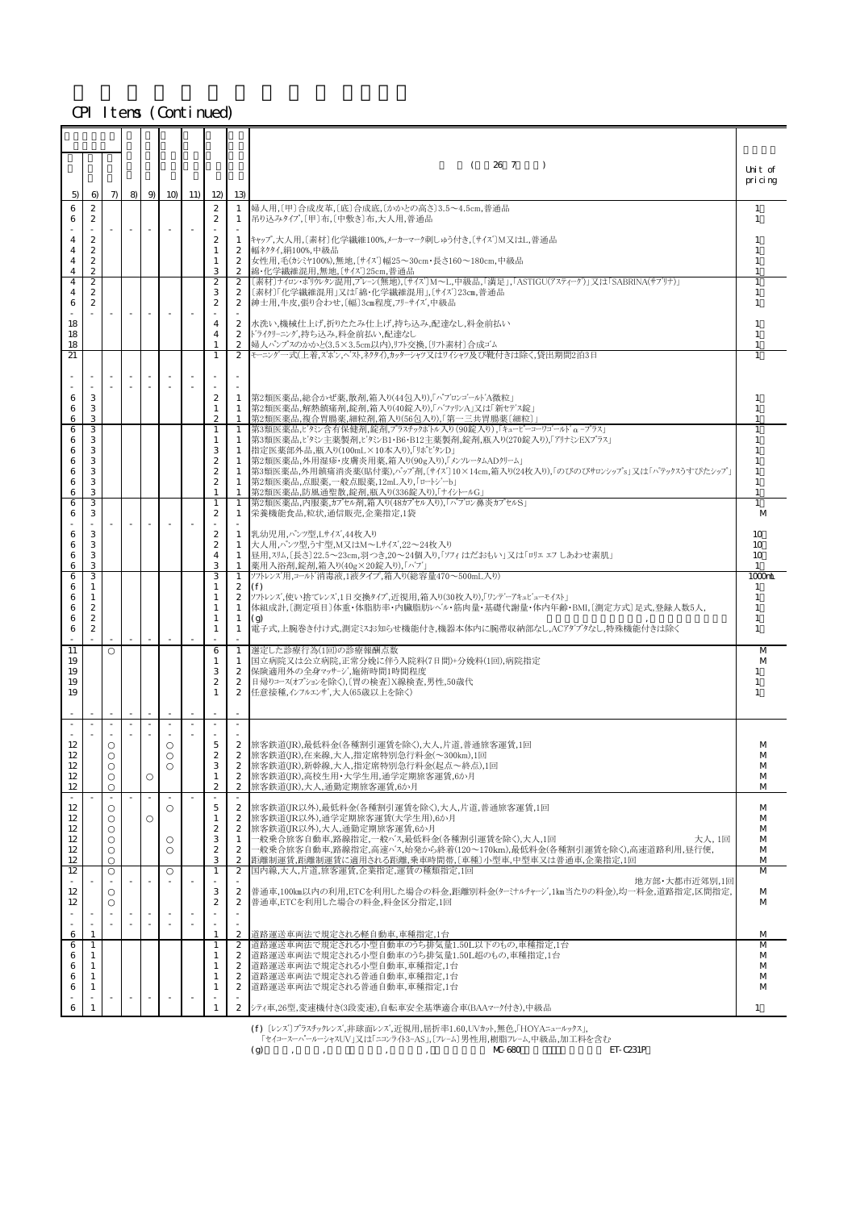## CPI Items (Continued)

| 5) | 6) | 7) | 8) | 9) | 10) | 11) | 12) | 13) | (26 7) | Unit of pricing |
|---|---|---|---|---|---|---|---|---|---|---|
| 6 | 2 | | | | | | 2 | 1 | 婦人用,〔甲〕合成皮革,〔底〕合成底,〔かかとの高さ〕3.5～4.5cm,普通品 | 1 |
| 6 | 2 | | | | | | 2 | 1 | 吊り込みタイプ,〔甲〕布,〔中敷き〕布,大人用,普通品 | 1 |
| - | - | - | - | - | - | - | - | - | | |
| 4 | 2 | | | | | | 2 | 1 | キャップ,大人用,〔素材〕化学繊維100%,メーカーマーク刺しゅう付き,〔サイズ〕M又はL,普通品 | 1 |
| 4 | 2 | | | | | | 1 | 2 | 幅ネクタイ,絹100%,中級品 | 1 |
| 4 | 2 | | | | | | 1 | 2 | 女性用,毛(カシミヤ100%),無地,〔サイズ〕幅25～30cm・長さ160～180cm,中級品 | 1 |
| 4 | 2 | | | | | | 3 | 2 | 綿・化学繊維混用,無地,〔サイズ〕25cm,普通品 | 1 |
| 4 | 2 | | | | | | 2 | 2 | 〔素材〕ナイロン・ポリウレタン混用,プレーン(無地),〔サイズ〕M～L,中級品,「満足」,「ASTIGU(アスティーグ)」又は「SABRINA(サブリナ)」 | 1 |
| 4 | 2 | | | | | | 3 | 2 | 〔素材〕「化学繊維混用」又は「綿・化学繊維混用」,〔サイズ〕23cm,普通品 | 1 |
| 6 | 2 | | | | | | 2 | 2 | 紳士用,牛皮,張り合わせ,〔幅〕3cm程度,フリーサイズ,中級品 | 1 |
| - | - | - | - | - | - | - | - | - | | |
| 18 | | | | | | | 4 | 2 | 水洗い,機械仕上げ,折りたたみ仕上げ,持ち込み,配達なし,料金前払い | 1 |
| 18 | | | | | | | 4 | 2 | ドライクリーニング,持ち込み,料金前払い,配達なし | 1 |
| 18 | | | | | | | 1 | 2 | 婦人パンプスのかかと(3.5×3.5cm以内),リフト交換,〔リフト素材〕合成ゴム | 1 |
| 21 | | | | | | | 1 | 2 | モーニング一式(上着,ズボン,ベスト,ネクタイ),カッターシャツ又はワイシャツ及び靴付きは除く,貸出期間2泊3日 | 1 |
| - | - | - | - | - | - | - | - | - | | |
| - | - | - | - | - | - | - | - | - | | |
| 6 | 3 | | | | | | 2 | 1 | 第2類医薬品,総合かぜ薬,散剤,箱入り(44包入り),「パブロンゴールドA微粒」 | 1 |
| 6 | 3 | | | | | | 1 | 1 | 第2類医薬品,解熱鎮痛剤,錠剤,箱入り(40錠入り),「バファリンA」又は「新セデス錠」 | 1 |
| 6 | 3 | | | | | | 2 | 1 | 第2類医薬品,複合胃腸薬,細粒剤,箱入り(56包入り),「第一三共胃腸薬〔細粒〕」 | 1 |
| 6 | 3 | | | | | | 1 | 1 | 第3類医薬品,ビタミン含有保健剤,錠剤,プラスチックボトル入り(90錠入り),「キューピーコーワゴールドα-プラス」 | 1 |
| 6 | 3 | | | | | | 1 | 1 | 第3類医薬品,ビタミン主薬製剤,ビタミンB1・B6・B12主薬製剤,錠剤,瓶入り(270錠入り),「アリナミンEXプラス」 | 1 |
| 6 | 3 | | | | | | 3 | 1 | 指定医薬部外品,瓶入り(100mL×10本入り),「リポビタンD」 | 1 |
| 6 | 3 | | | | | | 2 | 1 | 第2類医薬品,外用湿疹・皮膚炎用薬,箱入り(90g入り),「メンソレータムADクリーム」 | 1 |
| 6 | 3 | | | | | | 2 | 1 | 第3類医薬品,外用鎮痛消炎薬(貼付薬),パップ剤,〔サイズ〕10×14cm,箱入り(24枚入り),「のびのびサロンシップS」又は「パテックスうすぴたシップ」 | 1 |
| 6 | 3 | | | | | | 2 | 1 | 第2類医薬品,点眼薬,一般点眼薬,12mL入り,「ロートジーb」 | 1 |
| 6 | 3 | | | | | | 1 | 1 | 第2類医薬品,防風通聖散,錠剤,瓶入り(336錠入り),「ナイシトールG」 | 1 |
| 6 | 3 | | | | | | 1 | 1 | 第2類医薬品,内服薬,カプセル剤,箱入り(48カプセル入り),「パブロン鼻炎カプセルS」 | 1 |
| 6 | 3 | | | | | | 2 | 1 | 栄養機能食品,粒状,通信販売,企業指定,1袋 | M |
| - | - | - | - | - | - | - | - | - | | |
| 6 | 3 | | | | | | 2 | 1 | 乳幼児用,パンツ型,Lサイズ,44枚入り | 10 |
| 6 | 3 | | | | | | 2 | 1 | 大人用,パンツ型,うす型,M又はM～Lサイズ,22～24枚入り | 10 |
| 6 | 3 | | | | | | 4 | 1 | 昼用,スリム,〔長さ〕22.5～23cm,羽つき,20～24個入り,「ソフィ はだおもい」又は「ロリエ エフ しあわせ素肌」 | 10 |
| 6 | 3 | | | | | | 3 | 1 | 薬用入浴剤,錠剤,箱入り(40g×20錠入り),「バブ」 | 1 |
| 6 | 3 | | | | | | 3 | 1 | ソフトレンズ用,コールド消毒液,1液タイプ,箱入り(総容量470～500mL入り) | 1000mL |
| 6 | 1 | | | | | | 1 | 2 | (f) | 1 |
| 6 | 1 | | | | | | 1 | 2 | ソフトレンズ,使い捨てレンズ,1日交換タイプ,近視用,箱入り(30枚入り),「ワンデーアキュビューモイスト」 | 1 |
| 6 | 2 | | | | | | 1 | 1 | 体組成計,〔測定項目〕体重・体脂肪率・内臓脂肪レベル・筋肉量・基礎代謝量・体内年齢・BMI,〔測定方式〕足式,登録人数5人, | 1 |
| 6 | 2 | | | | | | 1 | 1 | (g) , | 1 |
| 6 | 2 | | | | | | 1 | 1 | 電子式,上腕巻き付け式,測定ミスお知らせ機能付き,機器本体内に腕帯収納部なし,ACアダプタなし,特殊機能付きは除く | 1 |
| - | - | - | - | - | - | - | - | - | | |
| 11 | | ○ | | | | | 6 | 1 | 選定した診療行為(1回)の診療報酬点数 | M |
| 19 | | | | | | | 1 | 1 | 国立病院又は公立病院,正常分娩に伴う入院料(7日間)+分娩料(1回),病院指定 | M |
| 19 | | | | | | | 3 | 2 | 保険適用外の全身マッサージ,施術時間1時間程度 | 1 |
| 19 | | | | | | | 2 | 2 | 日帰りコース(オプションを除く),〔胃の検査〕X線検査,男性,50歳代 | 1 |
| 19 | | | | | | | 1 | 2 | 任意接種,インフルエンザ,大人(65歳以上を除く) | 1 |
| - | - | - | - | - | - | - | - | - | | |
| - | - | - | - | - | - | - | - | - | | |
| - | - | - | - | - | - | - | - | - | | |
| 12 | | ○ | | | ○ | | 5 | 2 | 旅客鉄道(JR),最低料金(各種割引運賃を除く),大人,片道,普通旅客運賃,1回 | M |
| 12 | | ○ | | | ○ | | 2 | 2 | 旅客鉄道(JR),在来線,大人,指定席特別急行料金(～300km),1回 | M |
| 12 | | ○ | | | ○ | | 3 | 2 | 旅客鉄道(JR),新幹線,大人,指定席特別急行料金(起点～終点),1回 | M |
| 12 | | ○ | | ○ | | | 1 | 2 | 旅客鉄道(JR),高校生用・大学生用,通学定期旅客運賃,6か月 | M |
| 12 | | ○ | | | | | 2 | 2 | 旅客鉄道(JR),大人,通勤定期旅客運賃,6か月 | M |
| - | - | - | - | - | - | - | - | - | | |
| 12 | | ○ | | | ○ | | 5 | 2 | 旅客鉄道(JR以外),最低料金(各種割引運賃を除く),大人,片道,普通旅客運賃,1回 | M |
| 12 | | ○ | | ○ | | | 1 | 2 | 旅客鉄道(JR以外),通学定期旅客運賃(大学生用),6か月 | M |
| 12 | | ○ | | | | | 2 | 2 | 旅客鉄道(JR以外),大人,通勤定期旅客運賃,6か月 | M |
| 12 | | ○ | | | ○ | | 3 | 1 | 一般乗合旅客自動車,路線指定,一般バス,最低料金(各種割引運賃を除く),大人,1回 大人, 1回 | M |
| 12 | | ○ | | | ○ | | 2 | 2 | 一般乗合旅客自動車,路線指定,高速バス,始発から終着(120～170km),最低料金(各種割引運賃を除く),高速道路利用,昼行便, | M |
| 12 | | ○ | | | | | 3 | 2 | 距離制運賃,距離制運賃に適用される距離,乗車時間帯,〔車種〕小型車,中型車又は普通車,企業指定,1回 | M |
| 12 | | ○ | | | ○ | | 1 | 2 | 国内線,大人,片道,旅客運賃,企業指定,運賃の種類指定,1回 | M |
| - | - | - | - | - | - | - | - | - | 地方部・大都市近郊別,1回 | |
| 12 | | ○ | | | | | 3 | 2 | 普通車,100km以内の利用,ETCを利用した場合の料金,距離別料金(ターミナルチャージ,1km当たりの料金),均一料金,道路指定,区間指定, | M |
| 12 | | ○ | | | | | 2 | 2 | 普通車,ETCを利用した場合の料金,料金区分指定,1回 | M |
| - | - | - | - | - | - | - | - | - | | |
| - | - | - | - | - | - | - | - | - | | |
| 6 | 1 | | | | | | 1 | 2 | 道路運送車両法で規定される軽自動車,車種指定,1台 | M |
| 6 | 1 | | | | | | 1 | 2 | 道路運送車両法で規定される小型自動車のうち排気量1.50L以下のもの,車種指定,1台 | M |
| 6 | 1 | | | | | | 1 | 2 | 道路運送車両法で規定される小型自動車のうち排気量1.50L超のもの,車種指定,1台 | M |
| 6 | 1 | | | | | | 1 | 2 | 道路運送車両法で規定される小型自動車,車種指定,1台 | M |
| 6 | 1 | | | | | | 1 | 2 | 道路運送車両法で規定される普通自動車,車種指定,1台 | M |
| 6 | 1 | | | | | | 1 | 2 | 道路運送車両法で規定される普通自動車,車種指定,1台 | M |
| - | - | - | - | - | - | - | - | - | | |
| 6 | 1 | | | | | | 1 | 2 | シティ車,26型,変速機付き(3段変速),自転車安全基準適合車(BAAマーク付き),中級品 | 1 |

(f) 〔レンズ〕プラスチックレンズ,非球面レンズ,近視用,屈折率1.60,UVカット,無色,「HOYAニュールックス」,
「セイコースーパールーシャスUV」又は「ニコンライト3-AS」,〔フレーム〕男性用,樹脂フレーム,中級品,加工料を含む
(g) , , , , MC-680 ET-C231P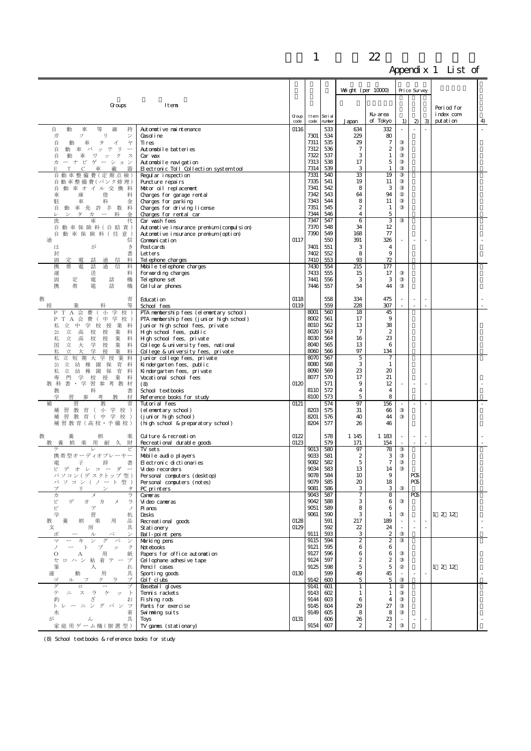# 1　22

## Appendix 1 List of

| Groups | Items | Group code | Item code | Serial number | Weight (per 10000) Japan | Weight (per 10000) Ku-area of Tokyo | Price Survey 1) | Price Survey 2) | Price Survey 3) | Period for index computation | 4) |
|---|---|---|---|---|---|---|---|---|---|---|---|
| 自動車等維持 | Automotive maintenance | 0116 | | 533 | 634 | 332 | - | - | - | | - |
| ガソリン | Gasoline | | 7301 | 534 | 229 | 80 | | | | | |
| 自動車タイヤ | Tires | | 7311 | 535 | 29 | 7 | ③ | | | | |
| 自動車バッテリー | Automobile batteries | | 7312 | 536 | 7 | 2 | ③ | | | | |
| 自動車ワックス | Car wax | | 7322 | 537 | 3 | 1 | ③ | | | | |
| カーナビゲーション | Automobile navigation | | 7313 | 538 | 17 | 5 | ③ | | | | |
| ETC車載器 | Electronic Toll Collection system tool | | 7314 | 539 | 3 | 1 | ③ | | | | |
| 自動車整備費(定期点検) | Regular inspection | | 7331 | 540 | 33 | 19 | ③ | | | | |
| 自動車整備費(パンク修理) | Puncture repairs | | 7335 | 541 | 19 | 11 | ③ | | | | |
| 自動車オイル交換料 | Motor oil replacement | | 7341 | 542 | 8 | 3 | ③ | | | | |
| 車庫借料 | Charges for garage rental | | 7342 | 543 | 64 | 94 | ② | | | | |
| 駐車料金 | Charges for parking | | 7343 | 544 | 8 | 11 | ③ | | | | |
| 自動車免許手数料 | Charges for driving license | | 7351 | 545 | 2 | 1 | ③ | | | | |
| レンタカー料金 | Charges for rental car | | 7344 | 546 | 4 | 5 | | | | | |
| 洗車代 | Car wash fees | | 7347 | 547 | 6 | 3 | ③ | | | | |
| 自動車保険料(自賠責) | Automotive insurance premium (compulsion) | | 7370 | 548 | 34 | 12 | | | | | |
| 自動車保険料(任意) | Automotive insurance premium (option) | | 7390 | 549 | 168 | 77 | | | | | |
| 通信 | Communication | 0117 | | 550 | 391 | 326 | - | - | - | | - |
| はがき | Postcards | | 7401 | 551 | 3 | 4 | | | | | |
| 封書 | Letters | | 7402 | 552 | 8 | 9 | | | | | |
| 固定電話通信料 | Telephone charges | | 7410 | 553 | 93 | 72 | | | | | |
| 携帯電話通信料 | Mobile telephone charges | | 7430 | 554 | 215 | 177 | | | | | |
| 運送料 | Forwarding charges | | 7433 | 555 | 15 | 17 | ③ | | | | |
| 固定電話機 | Telephone set | | 7441 | 556 | 3 | 3 | ③ | | | | |
| 携帯電話機 | Cellular phones | | 7446 | 557 | 54 | 44 | ③ | | | | |
| 教育 | Education | 0118 | | 558 | 334 | 475 | - | - | - | | - |
| 授業料等 | School fees | 0119 | | 559 | 228 | 307 | - | - | - | | - |
| PTA会費(小学校) | PTA membership fees (elementary school) | | 8001 | 560 | 18 | 45 | | | | | |
| PTA会費(中学校) | PTA membership fees (junior high school) | | 8002 | 561 | 17 | 9 | | | | | |
| 私立中学校授業料 | Junior high school fees, private | | 8010 | 562 | 13 | 38 | | | | | |
| 公立高校授業料 | High school fees, public | | 8020 | 563 | 7 | 2 | | | | | |
| 私立高校授業料 | High school fees, private | | 8030 | 564 | 16 | 23 | | | | | |
| 国立大学授業料 | College & university fees, national | | 8040 | 565 | 13 | 6 | | | | | |
| 私立大学授業料 | College & university fees, private | | 8060 | 566 | 97 | 134 | | | | | |
| 私立短期大学授業料 | Junior college fees, private | | 8070 | 567 | 5 | 7 | | | | | |
| 公立幼稚園保育料 | Kindergarten fees, public | | 8080 | 568 | 3 | 1 | | | | | |
| 私立幼稚園保育料 | Kindergarten fees, private | | 8090 | 569 | 23 | 20 | | | | | |
| 専門学校授業料 | Vocational school fees | | 8077 | 570 | 17 | 21 | | | | | |
| 教科書・学習参考教材 | (8) | 0120 | | 571 | 9 | 12 | - | - | - | | - |
| 教科書 | School textbooks | | 8110 | 572 | 4 | 4 | | | | | |
| 学習参考教材 | Reference books for study | | 8100 | 573 | 5 | 8 | | | | | |
| 補習教育 | Tutorial fees | 0121 | | 574 | 97 | 156 | - | - | - | | - |
| 補習教育(小学校) | (elementary school) | | 8203 | 575 | 31 | 66 | ③ | | | | |
| 補習教育(中学校) | (junior high school) | | 8201 | 576 | 40 | 44 | ③ | | | | |
| 補習教育(高校・予備校) | (high school & preparatory school) | | 8204 | 577 | 26 | 46 | | | | | |
| 教養娯楽 | Culture & recreation | 0122 | | 578 | 1 145 | 1 183 | - | - | - | | - |
| 教養娯楽用耐久財 | Recreational durable goods | 0123 | | 579 | 171 | 154 | - | - | - | | - |
| テレビ | TV sets | | 9013 | 580 | 97 | 78 | ③ | | | | |
| 携帯型オーディオプレーヤー | Mobile audio players | | 9033 | 581 | 2 | 3 | ③ | | | | |
| 電子辞書 | Electronic dictionaries | | 9082 | 582 | 5 | 7 | ③ | | | | |
| ビデオレコーダー | Video recorders | | 9034 | 583 | 13 | 14 | ③ | | | | |
| パソコン(デスクトップ型) | Personal computers (desktop) | | 9078 | 584 | 10 | 9 | | POS | | | |
| パソコン(ノート型) | Personal computers (notes) | | 9079 | 585 | 20 | 18 | | POS | | | |
| プリンタ | PC printers | | 9081 | 586 | 3 | 3 | ③ | | | | |
| カメラ | Cameras | | 9043 | 587 | 7 | 8 | | POS | | | |
| ビデオカメラ | Video cameras | | 9042 | 588 | 3 | 6 | ③ | | | | |
| ピアノ | Pianos | | 9051 | 589 | 8 | 6 | | | | | |
| 学習机 | Desks | | 9061 | 590 | 3 | 1 | ③ | | | 1 2 12 | |
| 教養娯楽用品 | Recreational goods | 0128 | | 591 | 217 | 189 | - | - | - | | - |
| 文房具 | Stationery | 0129 | | 592 | 22 | 24 | - | - | - | | - |
| ボールペン | Ball-point pens | | 9111 | 593 | 3 | 2 | ③ | | | | |
| マーキングペン | Marking pens | | 9115 | 594 | 2 | 2 | ③ | | | | |
| ノートブック | Notebooks | | 9121 | 595 | 6 | 6 | | | | | |
| OA用紙 | Papers for office automation | | 9127 | 596 | 6 | 6 | ③ | | | | |
| セロハン粘着テープ | Cellophane adhesive tape | | 9124 | 597 | 2 | 2 | ③ | | | | |
| 筆入れ | Pencil cases | | 9125 | 598 | 5 | 5 | ② | | | 1 2 12 | |
| 運動用具 | Sporting goods | 0130 | | 599 | 49 | 45 | - | - | - | | - |
| ゴルフクラブ | Golf clubs | | 9142 | 600 | 5 | 5 | ③ | | | | |
| グローブ | Baseball gloves | | 9141 | 601 | 1 | 1 | ② | | | | |
| テニスラケット | Tennis rackets | | 9143 | 602 | 1 | 1 | ③ | | | | |
| 釣ざお | Fishing rods | | 9144 | 603 | 6 | 4 | ③ | | | | |
| トレーニングパンツ | Pants for exercise | | 9145 | 604 | 29 | 27 | ③ | | | | |
| 水着 | Swimming suits | | 9149 | 605 | 8 | 8 | ③ | | | | |
| がん具 | Toys | 0131 | | 606 | 26 | 23 | - | - | - | | - |
| 家庭用ゲーム機(据置型) | TV games (stationary) | | 9154 | 607 | 2 | 2 | ③ | | | | |

(8) School textbooks & reference books for study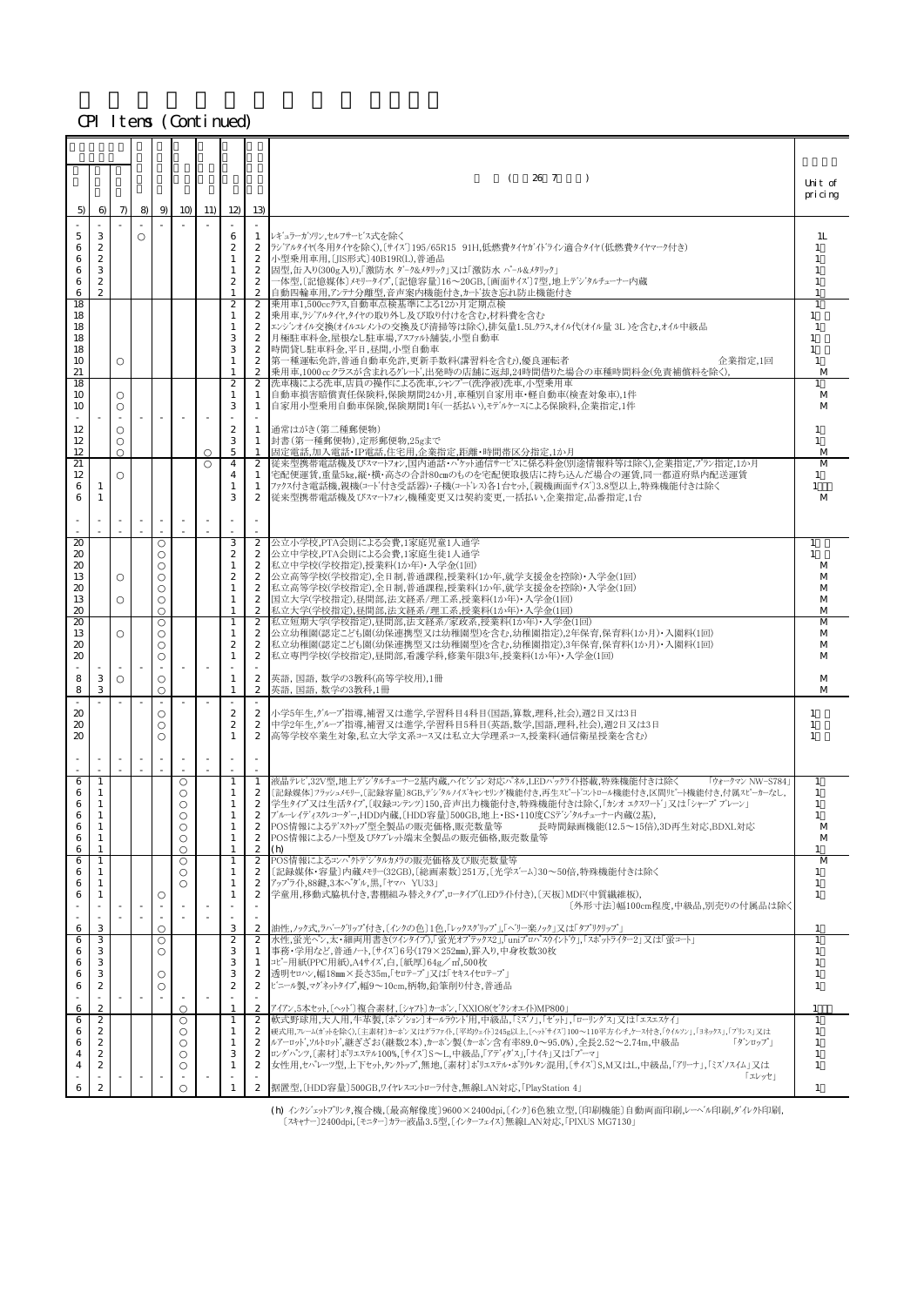CPI Items (Continued)

| 5) | 6) | 7) | 8) | 9) | 10) | 11) | 12) | 13) | ( 26 7 ) | Unit of pricing |
|---|---|---|---|---|---|---|---|---|---|---|
| - | - | - | - | - | - | - | - | - | | |
| 5 | 3 | | ○ | | | | 6 | 1 | レギュラーガソリン,セルフサービス式を除く | 1L |
| 6 | 2 | | | | | | 2 | 2 | ラジアルタイヤ(冬用タイヤを除く),〔サイズ〕195/65R15 91H,低燃費タイヤガイドライン適合タイヤ(低燃費タイヤマーク付き) | 1 |
| 6 | 2 | | | | | | 1 | 2 | 小型乗用車用,〔JIS形式〕40B19R(L),普通品 | 1 |
| 6 | 3 | | | | | | 1 | 2 | 固型,缶入り(300g入り),「激防水 ダーク&メタリック」又は「激防水 パール&メタリック」 | 1 |
| 6 | 2 | | | | | | 2 | 2 | 一体型,〔記憶媒体〕メモリータイプ,〔記憶容量〕16～20GB,〔画面サイズ〕7型,地上デジタルチューナー内蔵 | 1 |
| 6 | 2 | | | | | | 1 | 2 | 自動四輪車用,アンテナ分離型,音声案内機能付き,カード抜き忘れ防止機能付き | 1 |
| 18 | | | | | | | 2 | 2 | 乗用車1,500ccクラス,自動車点検基準による12か月定期点検 | 1 |
| 18 | | | | | | | 1 | 2 | 乗用車,ラジアルタイヤ,タイヤの取り外し及び取り付けを含む,材料費を含む | 1 |
| 18 | | | | | | | 1 | 2 | エンジンオイル交換(オイルエレメントの交換及び清掃等は除く),排気量1.5Lクラス,オイル代(オイル量 3L )を含む,オイル中級品 | 1 |
| 18 | | | | | | | 3 | 2 | 月極駐車料金,屋根なし駐車場,アスファルト舗装,小型自動車 | 1 |
| 18 | | | | | | | 3 | 2 | 時間貸し駐車料金,平日,昼間,小型自動車 | 1 |
| 10 | | ○ | | | | | 1 | 2 | 第一種運転免許,普通自動車免許,更新手数料(講習料を含む),優良運転者　企業指定,1回 | 1 |
| 21 | | | | | | | 1 | 2 | 乗用車,1000ccクラスが含まれるグレード,出発時の店舗に返却,24時間借りた場合の車種時間料金(免責補償料を除く), | M |
| 18 | | | | | | | 2 | 2 | 洗車機による洗車,店員の操作による洗車,シャンプー(洗浄液)洗車,小型乗用車 | 1 |
| 10 | | ○ | | | | | 1 | 1 | 自動車損害賠償責任保険料,保険期間24か月,車種別自家用車・軽自動車(検査対象車),1件 | M |
| 10 | | ○ | | | | | 3 | 1 | 自家用小型乗用自動車保険,保険期間1年(一括払い),モデルケースによる保険料,企業指定,1件 | M |
| - | - | - | - | - | - | - | - | - | | |
| 12 | | ○ | | | | | 2 | 1 | 通常はがき(第二種郵便物) | 1 |
| 12 | | ○ | | | | | 3 | 1 | 封書(第一種郵便物),定形郵便物,25gまで | 1 |
| 12 | | ○ | | | | ○ | 5 | 1 | 固定電話,加入電話・IP電話,住宅用,企業指定,距離・時間帯区分指定,1か月 | M |
| 21 | | | | | | ○ | 4 | 2 | 従来型携帯電話機及びスマートフォン,国内通話・パケット通信サービスに係る料金(別途情報料等は除く),企業指定,プラン指定,1か月 | M |
| 12 | | ○ | | | | | 4 | 1 | 宅配便運賃,重量5kg,縦・横・高さの合計80cmのものを宅配便取扱店に持ち込んだ場合の運賃,同一都道府県内配送運賃 | 1 |
| 6 | 1 | | | | | | 1 | 1 | ファクス付き電話機,親機(コード付き受話器)・子機(コードレス)各1台セット,〔親機画面サイズ〕3.8型以上,特殊機能付きは除く | 1 |
| 6 | 1 | | | | | | 3 | 2 | 従来型携帯電話機及びスマートフォン,機種変更又は契約変更,一括払い,企業指定,品番指定,1台 | M |
| - | - | - | - | - | - | - | - | - | | |
| - | - | - | - | - | - | - | - | - | | |
| 20 | | | | ○ | | | 3 | 2 | 公立小学校,PTA会則による会費,1家庭児童1人通学 | 1 |
| 20 | | | | ○ | | | 2 | 2 | 公立中学校,PTA会則による会費,1家庭生徒1人通学 | 1 |
| 20 | | | | ○ | | | 1 | 2 | 私立中学校(学校指定),授業料(1か年)・入学金(1回) | M |
| 13 | | ○ | | ○ | | | 2 | 2 | 公立高等学校(学校指定),全日制,普通課程,授業料(1か年,就学支援金を控除)・入学金(1回) | M |
| 20 | | | | ○ | | | 1 | 2 | 私立高等学校(学校指定),全日制,普通課程,授業料(1か年,就学支援金を控除)・入学金(1回) | M |
| 13 | | ○ | | ○ | | | 1 | 2 | 国立大学(学校指定),昼間部,法文経系/理工系,授業料(1か年)・入学金(1回) | M |
| 20 | | | | ○ | | | 1 | 2 | 私立大学(学校指定),昼間部,法文経系/理工系,授業料(1か年)・入学金(1回) | M |
| 20 | | | | ○ | | | 1 | 2 | 私立短期大学(学校指定),昼間部,法文経系/家政系,授業料(1か年)・入学金(1回) | M |
| 13 | | ○ | | ○ | | | 1 | 2 | 公立幼稚園(認定こども園(幼保連携型又は幼稚園型)を含む,幼稚園指定),2年保育,保育料(1か月)・入園料(1回) | M |
| 20 | | | | ○ | | | 1 | 2 | 私立幼稚園(認定こども園(幼保連携型又は幼稚園型)を含む,幼稚園指定),3年保育,保育料(1か月)・入園料(1回) | M |
| 20 | | | | ○ | | | 1 | 2 | 私立専門学校(学校指定),昼間部,看護学科,修業年限3年,授業料(1か年)・入学金(1回) | M |
| - | - | - | - | - | - | - | - | - | | |
| 8 | 3 | ○ | | ○ | | | 1 | 2 | 英語,国語,数学の3教科(高等学校用),1冊 | M |
| 8 | 3 | | | ○ | | | 1 | 2 | 英語,国語,数学の3教科,1冊 | M |
| - | - | - | - | - | - | - | - | - | | |
| 20 | | | | ○ | | | 2 | 2 | 小学5年生,グループ指導,補習又は進学,学習科目4科目(国語,算数,理科,社会),週2日又は3日 | 1 |
| 20 | | | | ○ | | | 2 | 2 | 中学2年生,グループ指導,補習又は進学,学習科目5科目(英語,数学,国語,理科,社会),週2日又は3日 | 1 |
| 20 | | | | ○ | | | 1 | 2 | 高等学校卒業生対象,私立大学文系コース又は私立大学理系コース,授業料(通信衛星授業を含む) | 1 |
| - | - | - | - | - | - | - | - | - | | |
| - | - | - | - | - | - | - | - | - | | |
| 6 | 1 | | | | ○ | | 1 | 1 | 液晶テレビ,32V型,地上デジタルチューナー2基内蔵,ハイビジョン対応パネル,LEDバックライト搭載,特殊機能付きは除く　「ウォークマン NW-S784」 | 1 |
| 6 | 1 | | | | ○ | | 1 | 2 | 〔記録媒体〕フラッシュメモリー,〔記録容量〕8GB,デジタルノイズキャンセリング機能付き,再生スピードコントロール機能付き,区間リピート機能付き,付属スピーカーなし, | 1 |
| 6 | 1 | | | | ○ | | 1 | 2 | 学生タイプ又は生活タイプ,〔収録コンテンツ〕150,音声出力機能付き,特殊機能付きは除く,「カシオ エクスワード」又は「シャープ ブレーン」 | 1 |
| 6 | 1 | | | | ○ | | 1 | 2 | ブルーレイディスクレコーダー,HDD内蔵,〔HDD容量〕500GB,地上・BS・110度CSデジタルチューナー内蔵(2基), | 1 |
| 6 | 1 | | | | ○ | | 1 | 2 | POS情報によるデスクトップ型全製品の販売価格,販売数量等　長時間録画機能(12.5～15倍),3D再生対応,BDXL対応 | M |
| 6 | 1 | | | | ○ | | 1 | 2 | POS情報によるノート型及びタブレット端末全製品の販売価格,販売数量等 | M |
| 6 | 1 | | | | ○ | | 1 | 2 | (h) | 1 |
| 6 | 1 | | | | ○ | | 1 | 2 | POS情報によるコンパクトデジタルカメラの販売価格及び販売数量等 | M |
| 6 | 1 | | | | ○ | | 1 | 2 | 〔記録媒体・容量〕内蔵メモリー(32GB),〔総画素数〕251万,〔光学ズーム〕30～50倍,特殊機能付きは除く | 1 |
| 6 | 1 | | | | ○ | | 1 | 2 | アップライト,88鍵,3本ペダル,黒,「ヤマハ YU33」 | 1 |
| 6 | 1 | | | ○ | | | 1 | 2 | 学童用,移動式脇机付き,書棚組み替えタイプ,ロータイプ(LEDライト付き),〔天板〕MDF(中質繊維板), | 1 |
| - | - | - | - | - | - | - | - | - | 〔外形寸法〕幅100cm程度,中級品,別売りの付属品は除く | |
| - | - | - | - | - | - | - | - | - | | |
| 6 | 3 | | | ○ | | | 3 | 2 | 油性,ノック式,ラバーグリップ付き,〔インクの色〕1色,「レックスグリップ」,「ベリー楽ノック」又は「タプリクリップ」 | 1 |
| 6 | 3 | | | ○ | | | 2 | 2 | 水性,蛍光ペン,太・細両用書き(ツインタイプ),「蛍光オプテックス2」,「uniプロパス・ウインドウ」,「スポットライター2」又は「蛍コート」 | 1 |
| 6 | 3 | | | | | | 3 | 1 | 事務・学用など,普通ノート,〔サイズ〕6号(179×252mm),罫入り,中身枚数30枚 | 1 |
| 6 | 3 | | | | | | 3 | 1 | コピー用紙(PPC用紙),A4サイズ,白,〔坪量〕64g／㎡,500枚 | 1 |
| 6 | 3 | | | ○ | | | 3 | 2 | 透明セロハン,幅18mm×長さ35m,「セロテープ」又は「セキスイセロテープ」 | 1 |
| 6 | 2 | | | ○ | | | 2 | 2 | ビニール製,マグネットタイプ,幅9～10cm,柄物,鉛筆削り付き,普通品 | 1 |
| - | - | - | - | - | - | - | - | - | | |
| 6 | 2 | | | | ○ | | 1 | 2 | アイアン,5本セット,〔ヘッド〕複合素材,〔シャフト〕カーボン,「XXIO8(ゼクシオエイト)MP800」 | 1 |
| 6 | 2 | | | | ○ | | 1 | 2 | 軟式野球用,大人用,牛革製,〔ポジション〕オールラウンド用,中級品,「ミズノ」,「ゼット」,「ローリングス」又は「エスエスケイ」 | 1 |
| 6 | 2 | | | | ○ | | 1 | 2 | 硬式用,フレームのガットを除く,〔主素材〕カーボン又はグラファイト,〔平均ウェイト〕245g以上,〔ヘッドサイズ〕100～110平方インチ,ケース付き,「ウイルソン」,「ヨネックス」,「プリンス」又は | 1 |
| 6 | 2 | | | | ○ | | 1 | 2 | ルアーロッド,ソルトロッド,継ぎざお(継数2本),カーボン製(カーボン含有率89.0～95.0%),全長2.52～2.74m,中級品　「ダンロップ」 | 1 |
| 4 | 2 | | | | ○ | | 3 | 2 | ロングパンツ,〔素材〕ポリエステル100%,〔サイズ〕S～L,中級品,「アディダス」,「ナイキ」又は「プーマ」 | 1 |
| 4 | 2 | | | | ○ | | 1 | 2 | 女性用,セパレーツ型,上下セット,タンクトップ,無地,〔素材〕ポリエステル・ポリウレタン混用,〔サイズ〕S,M又はL,中級品,「アリーナ」,「ミズノスイム」又は | 1 |
| - | - | - | - | - | - | - | - | - | 「エレッセ」 | |
| 6 | 2 | | | | ○ | | 1 | 2 | 据置型,〔HDD容量〕500GB,ワイヤレスコントローラ付き,無線LAN対応,「PlayStation 4」 | 1 |

(h) インクジェットプリンタ,複合機,〔最高解像度〕9600×2400dpi,〔インク〕6色独立型,〔印刷機能〕自動両面印刷,レーベル印刷,ダイレクト印刷,〔スキャナー〕2400dpi,〔モニター〕カラー液晶3.5型,〔インターフェイス〕無線LAN対応,「PIXUS MG7130」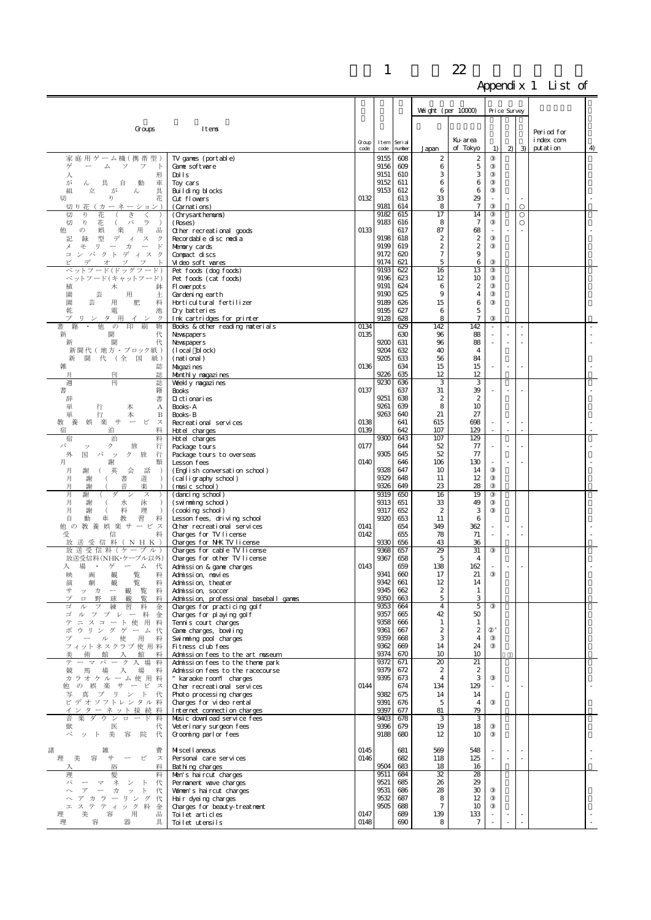# Appendix 1 List of

| Groups | Items | Group code | Item code | Serial number | Weight (per 10000) Japan | Weight (per 10000) Ku-area of Tokyo | Price Survey 1) | Price Survey 2) | Price Survey 3) | Period for index computation | 4) |
|---|---|---|---|---|---|---|---|---|---|---|---|
| 家庭用ゲーム機(携帯型) | TV games (portable) | | 9155 | 608 | 2 | 2 | ③ | | | | |
| ゲームソフト | Game software | | 9156 | 609 | 6 | 5 | ③ | | | | |
| 人形 | Dolls | | 9151 | 610 | 3 | 3 | ③ | | | | |
| がん具自動車 | Toy cars | | 9152 | 611 | 6 | 6 | ③ | | | | |
| 組立がん具 | Building blocks | | 9153 | 612 | 6 | 6 | ③ | | | | |
| 切り花 | Cut flowers | 0132 | | 613 | 33 | 29 | - | - | - | | - |
| 切り花(カーネーション) | (Carnations) | | 9181 | 614 | 8 | 7 | ③ | | ○ | | |
| 切り花(きく) | (Chrysanthemums) | | 9182 | 615 | 17 | 14 | ③ | | ○ | | |
| 切り花(バラ) | (Roses) | | 9183 | 616 | 8 | 7 | ③ | | ○ | | |
| 他の娯楽用品 | Other recreational goods | 0133 | | 617 | 87 | 68 | - | - | - | | - |
| 記録型ディスク | Recordable disc media | | 9198 | 618 | 2 | 2 | ③ | | | | |
| メモリーカード | Memory cards | | 9199 | 619 | 2 | 2 | ③ | | | | |
| コンパクトディスク | Compact discs | | 9172 | 620 | 7 | 9 | | | | | |
| ビデオソフト | Video soft wares | | 9174 | 621 | 5 | 6 | ③ | | | | |
| ペットフード(ドッグフード) | Pet foods (dog foods) | | 9193 | 622 | 16 | 13 | ③ | | | | |
| ペットフード(キャットフード) | Pet foods (cat foods) | | 9196 | 623 | 12 | 10 | ③ | | | | |
| 植木鉢 | Flowerpots | | 9191 | 624 | 6 | 2 | ③ | | | | |
| 園芸用土 | Gardening earth | | 9190 | 625 | 9 | 4 | ③ | | | | |
| 園芸用肥料 | Horticultural fertilizer | | 9189 | 626 | 15 | 6 | ③ | | | | |
| 乾電池 | Dry batteries | | 9195 | 627 | 6 | 5 | | | | | |
| プリンタ用インク | Ink cartridges for printer | | 9128 | 628 | 8 | 7 | ③ | | | | |
| 書籍・他の印刷物 | Books & other reading materials | 0134 | | 629 | 142 | 142 | - | - | - | | - |
| 新聞代 | Newspapers | 0135 | | 630 | 96 | 88 | - | - | - | | - |
| 新聞代 | Newspapers | | 9200 | 631 | 96 | 88 | - | - | - | | - |
| 新聞代(地方・ブロック紙) | (local block) | | 9204 | 632 | 40 | 4 | | | | | |
| 新聞代(全国紙) | (national) | | 9205 | 633 | 56 | 84 | | | | | |
| 雑誌 | Magazines | 0136 | | 634 | 15 | 15 | - | - | - | | - |
| 月刊誌 | Monthly magazines | | 9226 | 635 | 12 | 12 | | | | | |
| 週刊誌 | Weekly magazines | | 9230 | 636 | 3 | 3 | | | | | |
| 書籍 | Books | 0137 | | 637 | 31 | 39 | - | - | - | | - |
| 辞書 | Dictionaries | | 9251 | 638 | 2 | 2 | | | | | |
| 単行本A | Books-A | | 9261 | 639 | 8 | 10 | | | | | |
| 単行本B | Books-B | | 9263 | 640 | 21 | 27 | | | | | |
| 教養娯楽サービス | Recreational services | 0138 | | 641 | 615 | 698 | - | - | - | | - |
| 宿泊料 | Hotel charges | 0139 | | 642 | 107 | 129 | - | - | - | | - |
| 宿泊料 | Hotel charges | | 9300 | 643 | 107 | 129 | | | | | |
| パック旅行 | Package tours | 0177 | | 644 | 52 | 77 | - | - | - | | - |
| 外国パック旅行 | Package tours to overseas | | 9305 | 645 | 52 | 77 | | | | | |
| 月謝類 | Lesson fees | 0140 | | 646 | 106 | 130 | - | - | - | | - |
| 月謝(英会話) | (English conversation school) | | 9328 | 647 | 10 | 14 | ③ | | | | |
| 月謝(書道) | (calligraphy school) | | 9329 | 648 | 11 | 12 | ③ | | | | |
| 月謝(音楽) | (music school) | | 9326 | 649 | 23 | 28 | ③ | | | | |
| 月謝(ダンス) | (dancing school) | | 9319 | 650 | 16 | 19 | ③ | | | | |
| 月謝(水泳) | (swimming school) | | 9313 | 651 | 33 | 49 | ③ | | | | |
| 月謝(料理) | (cooking school) | | 9317 | 652 | 2 | 3 | ③ | | | | |
| 自動車教習料 | Lesson fees, driving school | | 9320 | 653 | 11 | 6 | | | | | |
| 他の教養娯楽サービス | Other recreational services | 0141 | | 654 | 349 | 362 | - | - | - | | - |
| 受信料 | Charges for TV license | 0142 | | 655 | 78 | 71 | - | - | - | | - |
| 放送受信料(NHK) | Charges for NHK TV license | | 9330 | 656 | 43 | 36 | | | | | |
| 放送受信料(ケーブル) | Charges for cable TV license | | 9368 | 657 | 29 | 31 | ③ | | | | |
| 放送受信料(NHK･ケーブル以外) | Charges for other TV license | | 9367 | 658 | 5 | 4 | | | | | |
| 入場・ゲーム代 | Admission & game charges | 0143 | | 659 | 138 | 162 | - | - | - | | - |
| 映画観覧料 | Admission, movies | | 9341 | 660 | 17 | 21 | ③ | | | | |
| 演劇観覧料 | Admission, theater | | 9342 | 661 | 12 | 14 | | | | | |
| サッカー観覧料 | Admission, soccer | | 9345 | 662 | 2 | 1 | | | | | |
| プロ野球観覧料 | Admission, professional baseball games | | 9350 | 663 | 5 | 3 | | | | | |
| ゴルフ練習料金 | Charges for practicing golf | | 9353 | 664 | 4 | 5 | ③ | | | | |
| ゴルフプレー料金 | Charges for playing golf | | 9357 | 665 | 42 | 50 | | | | | |
| テニスコート使用料 | Tennis court charges | | 9358 | 666 | 1 | 1 | | | | | |
| ボウリングゲーム代 | Game charges, bowling | | 9361 | 667 | 2 | 2 | ②' | | | | |
| プール使用料 | Swimming pool charges | | 9359 | 668 | 3 | 4 | ③ | | | | |
| フィットネスクラブ使用料 | Fitness club fees | | 9362 | 669 | 14 | 24 | ③ | | | | |
| 美術館入館料 | Admission fees to the art museum | | 9374 | 670 | 10 | 10 | | | | | |
| テーマパーク入場料 | Admission fees to the theme park | | 9372 | 671 | 20 | 21 | | | | | |
| 競馬場入場料 | Admission fees to the racecourse | | 9379 | 672 | 2 | 2 | | | | | |
| カラオケルーム使用料 | "karaoke room" charges | | 9395 | 673 | 4 | 3 | ③ | | | | |
| 他の娯楽サービス | Other recreational services | 0144 | | 674 | 134 | 129 | - | - | - | | - |
| 写真プリント代 | Photo processing charges | | 9382 | 675 | 14 | 14 | | | | | |
| ビデオソフトレンタル料 | Charges for video rental | | 9391 | 676 | 5 | 4 | ③ | | | | |
| インターネット接続料 | Internet connection charges | | 9397 | 677 | 81 | 79 | | | | | |
| 音楽ダウンロード料 | Music download service fees | | 9403 | 678 | 3 | 3 | | | | | |
| 獣医代 | Veterinary surgeon fees | | 9396 | 679 | 19 | 18 | ③ | | | | |
| ペット美容院代 | Grooming parlor fees | | 9188 | 680 | 12 | 10 | ③ | | | | |
| 諸雑費 | Miscellaneous | 0145 | | 681 | 569 | 548 | - | - | - | | - |
| 理美容サービス | Personal care services | 0146 | | 682 | 118 | 125 | - | - | - | | - |
| 入浴料 | Bathing charges | | 9504 | 683 | 18 | 16 | | | | | |
| 理髪料 | Men's haircut charges | | 9511 | 684 | 32 | 28 | | | | | |
| パーマネント代 | Permanent wave charges | | 9521 | 685 | 26 | 29 | ③ | | | | |
| ヘアーカット代 | Women's haircut charges | | 9531 | 686 | 28 | 30 | ③ | | | | |
| ヘアカラーリング代 | Hair dyeing charges | | 9532 | 687 | 8 | 12 | ③ | | | | |
| エステティック料金 | Charges for beauty-treatment | | 9505 | 688 | 7 | 10 | ③ | | | | |
| 理美容用品 | Toilet articles | 0147 | | 689 | 139 | 133 | - | - | - | | - |
| 理容器具 | Toilet utensils | 0148 | | 690 | 8 | 7 | - | - | - | | - |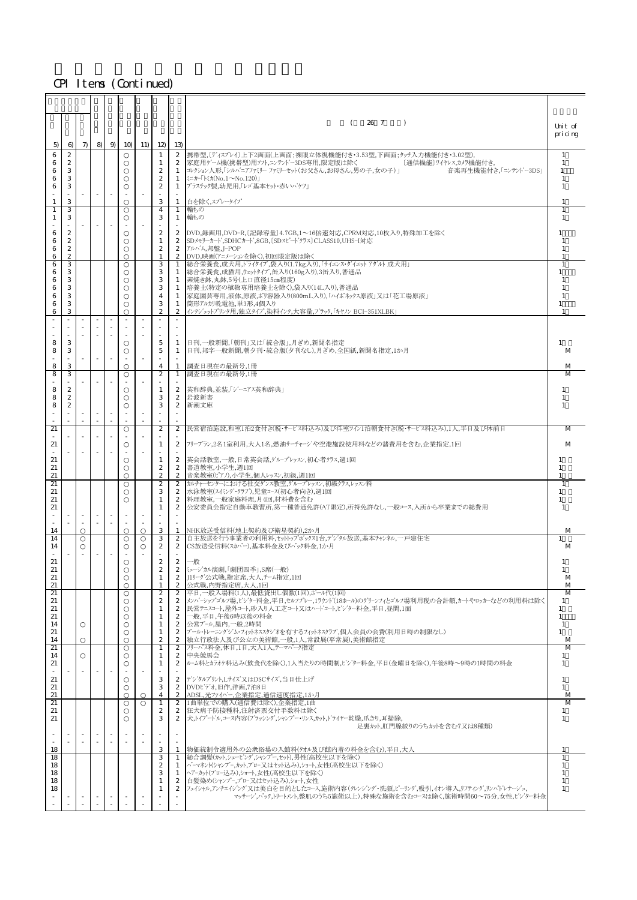CPI Items (Continued)

| 5) | 6) | 7) | 8) | 9) | 10) | 11) | 12) | 13) | (26 7) | Unit of pricing |
|---|---|---|---|---|---|---|---|---|---|---|
| 6 | 2 | | | | ○ | | 1 | 2 | 携帯型,〔ディスプレイ〕上下2画面(上画面;裸眼立体視機能付き・3.53型,下画面;タッチ入力機能付き・3.02型),家庭用ゲーム機(携帯型)用ソフト,ニンテンドー3DS専用,限定版は除く 〔通信機能〕ワイヤレス,カメラ機能付き,音楽再生機能付き,「ニンテンドー3DS」 | 1 |
| 6 | 2 | | | | ○ | | 1 | 2 | | 1 |
| 6 | 3 | | | | ○ | | 2 | 1 | コレクション人形,「シルバニアファミリー ファミリーセット(お父さん,お母さん,男の子,女の子)」 | 1 |
| 6 | 3 | | | | ○ | | 2 | 1 | ミニカー「トミカ(No.1～No.120)」 | 1 |
| 6 | 3 | | | | ○ | | 2 | 1 | プラスチック製,幼児用,「レゴ基本セット・赤いバケツ」 | 1 |
| - | - | - | - | - | - | - | - | - | | |
| 1 | 3 | | | | ○ | | 3 | 1 | 白を除く,スプレータイプ | 1 |
| 1 | 3 | | | | ○ | | 4 | 1 | 輪もの | 1 |
| 1 | 3 | | | | ○ | | 3 | 1 | 輪もの | 1 |
| - | - | - | - | - | - | - | - | - | | |
| 6 | 2 | | | | ○ | | 2 | 2 | DVD,録画用,DVD-R,〔記録容量〕4.7GB,1～16倍速対応,CPRM対応,10枚入り,特殊加工品を除く | 1 |
| 6 | 2 | | | | ○ | | 1 | 2 | SDメモリーカード,SDHCカード,8GB,〔SDスピードクラス〕CLASS10,UHS-I対応 | 1 |
| 6 | 2 | | | | ○ | | 2 | 2 | アルバム,邦盤,J-POP | 1 |
| 6 | 2 | | | | ○ | | 1 | 2 | DVD,映画(アニメーションを除く),初回限定版は除く | 1 |
| 6 | 3 | | | | ○ | | 3 | 1 | 総合栄養食,成犬用,ドライタイプ,袋入り(1.7kg入り),「サイエンス・ダイエット アダルト 成犬用」 | 1 |
| 6 | 3 | | | | ○ | | 3 | 1 | 総合栄養食,成猫用,ウェットタイプ,缶入り(160g入り),3缶入り,普通品 | 1 |
| 6 | 3 | | | | ○ | | 3 | 1 | 素焼き鉢,丸鉢,5号(上口直径15cm程度) | 1 |
| 6 | 3 | | | | ○ | | 3 | 1 | 培養土(特定の植物専用培養土を除く),袋入り(14L入り),普通品 | 1 |
| 6 | 3 | | | | ○ | | 4 | 1 | 家庭園芸専用,液体,原液,ポリ容器入り(800mL入り),「ハイポネックス原液」又は「花工場原液」 | 1 |
| 6 | 3 | | | | ○ | | 3 | 1 | 筒形アルカリ乾電池,単3形,4個入り | 1 |
| 6 | 3 | | | | ○ | | 2 | 2 | インクジェットプリンタ用,独立タイプ,染料インク,大容量,ブラック,「キヤノン BCI-351XLBK」 | 1 |
| - | - | - | - | - | - | - | - | - | | |
| - | - | - | - | - | - | - | - | - | | |
| - | - | - | - | - | - | - | - | - | | |
| 8 | 3 | | | | ○ | | 5 | 1 | 日刊,一般新聞,「朝刊」又は「統合版」,月ぎめ,新聞名指定 | 1 |
| 8 | 3 | | | | ○ | | 5 | 1 | 日刊,邦字一般新聞,朝夕刊・統合版(夕刊なし),月ぎめ,全国紙,新聞名指定,1か月 | M |
| - | - | - | - | - | - | - | - | - | | |
| 8 | 3 | | | | ○ | | 4 | 1 | 調査日現在の最新号,1冊 | M |
| 8 | 3 | | | | ○ | | 2 | 1 | 調査日現在の最新号,1冊 | M |
| - | - | - | - | - | - | - | - | - | | |
| 8 | 2 | | | | ○ | | 1 | 2 | 英和辞典,並装,「ジーニアス英和辞典」 | 1 |
| 8 | 2 | | | | ○ | | 3 | 2 | 岩波新書 | 1 |
| 8 | 2 | | | | ○ | | 3 | 2 | 新潮文庫 | 1 |
| - | - | - | - | - | - | - | - | - | | |
| - | - | - | - | - | - | - | - | - | | |
| 21 | | | | | ○ | | 2 | 2 | 民営宿泊施設,和室1泊2食付き(税・サービス料込み)及び洋室ツイン1泊朝食付き(税・サービス料込み),1人,平日及び休前日 | M |
| - | - | - | - | - | - | - | - | - | | |
| 21 | | | | | ○ | | 1 | 2 | フリープラン,2名1室利用,大人1名,燃油サーチャージや空港施設使用料などの諸費用を含む,企業指定,1回 | M |
| - | - | - | - | - | - | - | - | - | | |
| 21 | | | | | ○ | | 1 | 2 | 英会話教室,一般,日常英会話,グループレッスン,初心者クラス,週1回 | 1 |
| 21 | | | | | ○ | | 2 | 2 | 書道教室,小学生,週1回 | 1 |
| 21 | | | | | ○ | | 2 | 2 | 音楽教室(ピアノ),小学生,個人レッスン,初級,週1回 | 1 |
| 21 | | | | | ○ | | 2 | 2 | カルチャーセンターにおける社交ダンス教室,グループレッスン,初級クラス,レッスン料 | 1 |
| 21 | | | | | ○ | | 3 | 2 | 水泳教室(スイミング・クラブ),児童コース(初心者向き),週1回 | 1 |
| 21 | | | | | ○ | | 1 | 2 | 料理教室,一般家庭料理,月4回,材料費を含む | 1 |
| 21 | | | | | | | 1 | 2 | 公安委員会指定自動車教習所,第一種普通免許(AT限定),所持免許なし,一般コース,入所から卒業までの総費用 | 1 |
| - | - | - | - | - | - | - | - | - | | |
| - | - | - | - | - | - | - | - | - | | |
| 14 | | ○ | | | ○ | ○ | 3 | 1 | NHK放送受信料(地上契約及び衛星契約),2か月 | M |
| 14 | | ○ | | | ○ | ○ | 3 | 2 | 自主放送を行う事業者の利用料,セットトップボックス1台,デジタル放送,基本チャンネル,一戸建住宅 | 1 |
| 14 | | ○ | | | ○ | ○ | 2 | 2 | CS放送受信料(スカパー),基本料金及びパック料金,1か月 | M |
| - | - | - | - | - | - | - | - | - | | |
| 21 | | | | | ○ | | 2 | 2 | 一般 | 1 |
| 21 | | | | | ○ | | 2 | 2 | ミュージカル演劇,「劇団四季」,S席(一般) | 1 |
| 21 | | | | | ○ | | 1 | 2 | J1リーグ公式戦,指定席,大人,チーム指定,1回 | M |
| 21 | | | | | ○ | | 1 | 2 | 公式戦,内野指定席,大人,1回 | M |
| 21 | | | | | ○ | | 2 | 2 | 平日,一般入場料(1人),最低貸出し個数(1回),ボール代(1回) | M |
| 21 | | | | | ○ | | 2 | 2 | メンバーシップゴルフ場,ビジター料金,平日,セルフプレー,1ラウンド(18ホール)のグリーンフィとゴルフ場利用税の合計額,カートやロッカーなどの利用料は除く | 1 |
| 21 | | | | | ○ | | 1 | 2 | 民営テニスコート,屋外コート,砂入り人工芝コート又はハードコート,ビジター料金,平日,昼間,1面 | 1 |
| 21 | | | | | ○ | | 1 | 2 | 一般,平日,午後6時以後の料金 | 1 |
| 14 | | ○ | | | ○ | | 1 | 2 | 公営プール,屋内,一般,2時間 | 1 |
| 21 | | | | | ○ | | 1 | 2 | プール・トレーニングジム・フィットネススタジオを有するフィットネスクラブ,個人会員の会費(利用日時の制限なし) | 1 |
| 14 | | ○ | | | ○ | | 2 | 2 | 独立行政法人及び公立の美術館,一般,1人,常設展(平常展),美術館指定 | M |
| 21 | | | | | ○ | | 1 | 2 | フリーパス料金,休日,1日,大人1人,テーマパーク指定 | M |
| 14 | | ○ | | | ○ | | 1 | 2 | 中央競馬会 | 1 |
| 21 | | | | | ○ | | 1 | 2 | ルーム料とカラオケ料込み(飲食代を除く),1人当たりの時間制,ビジター料金,平日(金曜日を除く),午後8時～9時の1時間の料金 | 1 |
| - | - | - | - | - | - | - | - | - | | |
| 21 | | | | | ○ | | 3 | 2 | デジタルプリント,Lサイズ又はDSCサイズ,当日仕上げ | 1 |
| 21 | | | | | ○ | | 3 | 2 | DVDビデオ,旧作,洋画,7泊8日 | 1 |
| 21 | | | | | ○ | ○ | 4 | 2 | ADSL,光ファイバー,企業指定,通信速度指定,1か月 | M |
| 21 | | | | | ○ | ○ | 1 | 2 | 1曲単位での購入(通信費は除く),企業指定,1曲 | M |
| 21 | | | | | ○ | | 2 | 2 | 狂犬病予防接種料,注射済票交付手数料は除く | 1 |
| 21 | | | | | ○ | | 3 | 2 | 犬,トイプードル,コース内容(ブラッシング,シャンプー・リンス,カット,ドライヤー乾燥,爪きり,耳掃除,足裏カット,肛門腺絞りのうちカットを含む7又は8種類) | 1 |
| - | - | - | - | - | - | - | - | - | | |
| - | - | - | - | - | - | - | - | - | | |
| 18 | | | | | | | 3 | 1 | 物価統制令適用外の公衆浴場の入館料(タオル及び館内着の料金を含む),平日,大人 | 1 |
| 18 | | | | | | | 3 | 1 | 総合調髪(カット,シェービング,シャンプー,セット),男性(高校生以下を除く) | 1 |
| 18 | | | | | | | 2 | 1 | パーマネント(シャンプー,カット,ブロー又はセット込み),ショート,女性(高校生以下を除く) | 1 |
| 18 | | | | | | | 3 | 1 | ヘアーカット(ブロー込み),ショート,女性(高校生以下を除く) | 1 |
| 18 | | | | | | | 1 | 2 | 白髪染め(シャンプー,ブロー又はセット込み),ショート,女性 | 1 |
| 18 | | | | | | | 1 | 2 | フェイシャル,アンチエイジング又は美白を目的としたコース,施術内容(クレンジング・洗顔,ピーリング,吸引,イオン導入,リフティング,リンパドレナージュ,マッサージ,パック,トリートメント,整肌のうち5施術以上),特殊な施術を含むコースは除く,施術時間60～75分,女性,ビジター料金 | 1 |
| - | - | - | - | - | - | - | - | - | | |
| - | - | - | - | - | - | - | - | - | | |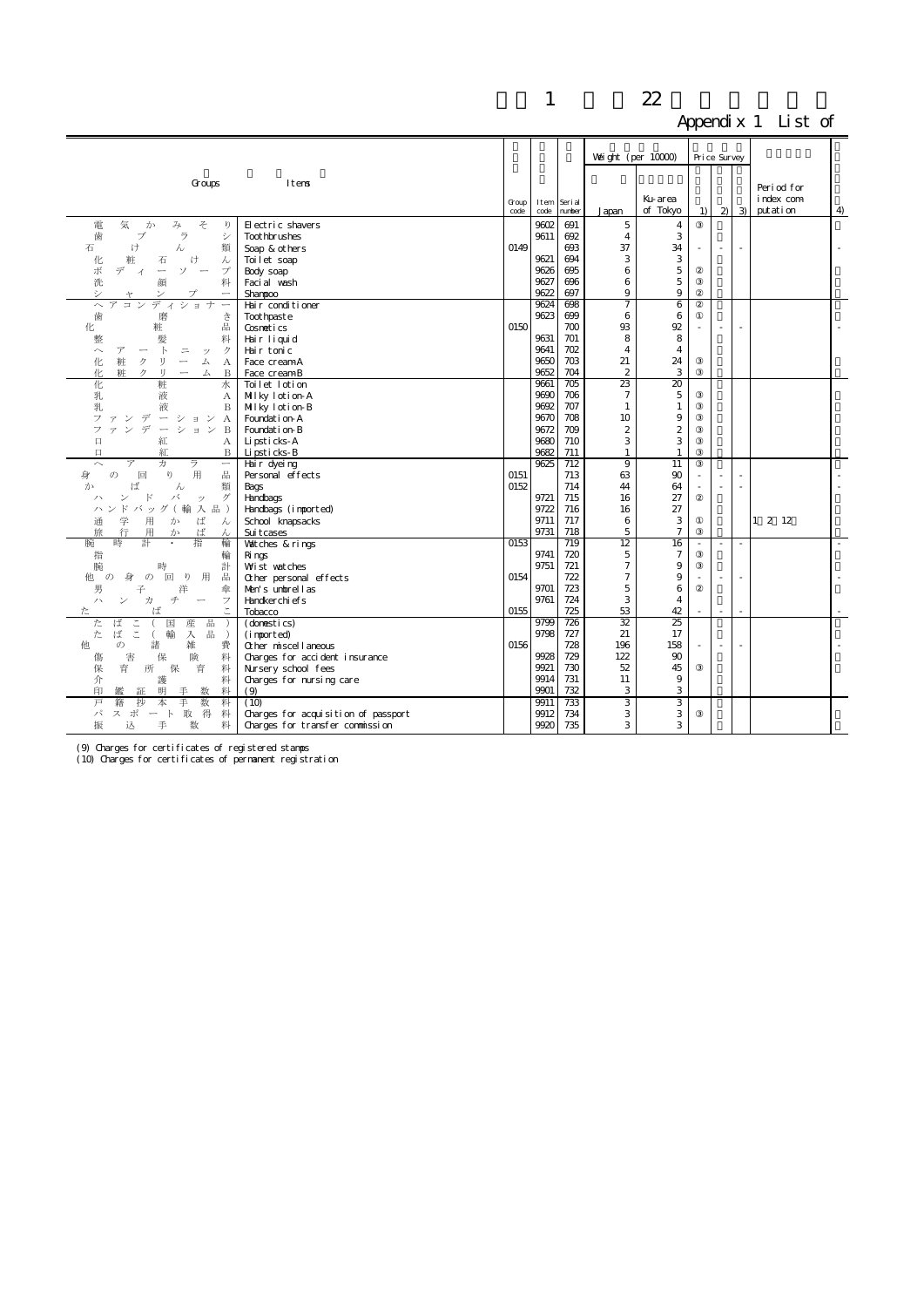# 付録1 平成22年基準品目一覧

## Appendix 1 List of

| Groups | Items | Group code | Item code | Serial number | Weight (per 10000) Japan | Weight (per 10000) Ku-area of Tokyo | Price Survey 1) | Price Survey 2) | Price Survey 3) | Period for index computation | 4) |
|---|---|---|---|---|---|---|---|---|---|---|---|
| 電気かみそり | Electric shavers | | 9602 | 691 | 5 | 4 | ③ | | | | |
| 歯ブラシ | Toothbrushes | | 9611 | 692 | 4 | 3 | | | | | |
| 石けん類 | Soap & others | 0149 | | 693 | 37 | 34 | - | - | - | | - |
| 化粧石けん | Toilet soap | | 9621 | 694 | 3 | 3 | | | | | |
| ボディーソープ | Body soap | | 9626 | 695 | 6 | 5 | ② | | | | |
| 洗顔料 | Facial wash | | 9627 | 696 | 6 | 5 | ③ | | | | |
| シャンプー | Shampoo | | 9622 | 697 | 9 | 9 | ② | | | | |
| ヘアコンディショナー | Hair conditioner | | 9624 | 698 | 7 | 6 | ② | | | | |
| 歯磨き | Toothpaste | | 9623 | 699 | 6 | 6 | ① | | | | |
| 化粧品 | Cosmetics | 0150 | | 700 | 93 | 92 | - | - | - | | - |
| 整髪料 | Hair liquid | | 9631 | 701 | 8 | 8 | | | | | |
| ヘアートニック | Hair tonic | | 9641 | 702 | 4 | 4 | | | | | |
| 化粧クリームA | Face cream-A | | 9650 | 703 | 21 | 24 | ③ | | | | |
| 化粧クリームB | Face cream-B | | 9652 | 704 | 2 | 3 | ③ | | | | |
| 化粧水 | Toilet lotion | | 9661 | 705 | 23 | 20 | | | | | |
| 乳液A | Milky lotion-A | | 9690 | 706 | 7 | 5 | ③ | | | | |
| 乳液B | Milky lotion-B | | 9692 | 707 | 1 | 1 | ③ | | | | |
| ファンデーションA | Foundation-A | | 9670 | 708 | 10 | 9 | ③ | | | | |
| ファンデーションB | Foundation-B | | 9672 | 709 | 2 | 2 | ③ | | | | |
| 口紅A | Lipsticks-A | | 9680 | 710 | 3 | 3 | ③ | | | | |
| 口紅B | Lipsticks-B | | 9682 | 711 | 1 | 1 | ③ | | | | |
| ヘアカラー | Hair dyeing | | 9625 | 712 | 9 | 11 | ③ | | | | |
| 身の回り用品 | Personal effects | 0151 | | 713 | 63 | 90 | - | - | - | | - |
| かばん類 | Bags | 0152 | | 714 | 44 | 64 | - | - | - | | - |
| ハンドバッグ | Handbags | | 9721 | 715 | 16 | 27 | ② | | | | |
| ハンドバッグ(輸入品) | Handbags (imported) | | 9722 | 716 | 16 | 27 | | | | | |
| 通学用かばん | School knapsacks | | 9711 | 717 | 6 | 3 | ① | | | 1 2 12 | |
| 旅行用かばん | Suitcases | | 9731 | 718 | 5 | 7 | ③ | | | | |
| 腕時計・指輪 | Watches & rings | 0153 | | 719 | 12 | 16 | - | - | - | | - |
| 指輪 | Rings | | 9741 | 720 | 5 | 7 | ③ | | | | |
| 腕時計 | Wrist watches | | 9751 | 721 | 7 | 9 | ③ | | | | |
| 他の身の回り用品 | Other personal effects | 0154 | | 722 | 7 | 9 | - | - | - | | - |
| 男子洋傘 | Men's umbrellas | | 9701 | 723 | 5 | 6 | ② | | | | |
| ハンカチーフ | Handkerchiefs | | 9761 | 724 | 3 | 4 | | | | | |
| たばこ | Tobacco | 0155 | | 725 | 53 | 42 | - | - | - | | - |
| たばこ(国産品) | (domestics) | | 9799 | 726 | 32 | 25 | | | | | |
| たばこ(輸入品) | (imported) | | 9798 | 727 | 21 | 17 | | | | | |
| 他の諸雑費 | Other miscellaneous | 0156 | | 728 | 196 | 158 | - | - | - | | - |
| 傷害保険料 | Charges for accident insurance | | 9928 | 729 | 122 | 90 | | | | | |
| 保育所保育料 | Nursery school fees | | 9921 | 730 | 52 | 45 | ③ | | | | |
| 介護料 | Charges for nursing care | | 9914 | 731 | 11 | 9 | | | | | |
| 印鑑証明手数料 | (9) | | 9901 | 732 | 3 | 3 | | | | | |
| 戸籍抄本手数料 | (10) | | 9911 | 733 | 3 | 3 | | | | | |
| パスポート取得料 | Charges for acquisition of passport | | 9912 | 734 | 3 | 3 | ③ | | | | |
| 振込手数料 | Charges for transfer commission | | 9920 | 735 | 3 | 3 | | | | | |

(9) Charges for certificates of registered stamps
(10) Charges for certificates of permanent registration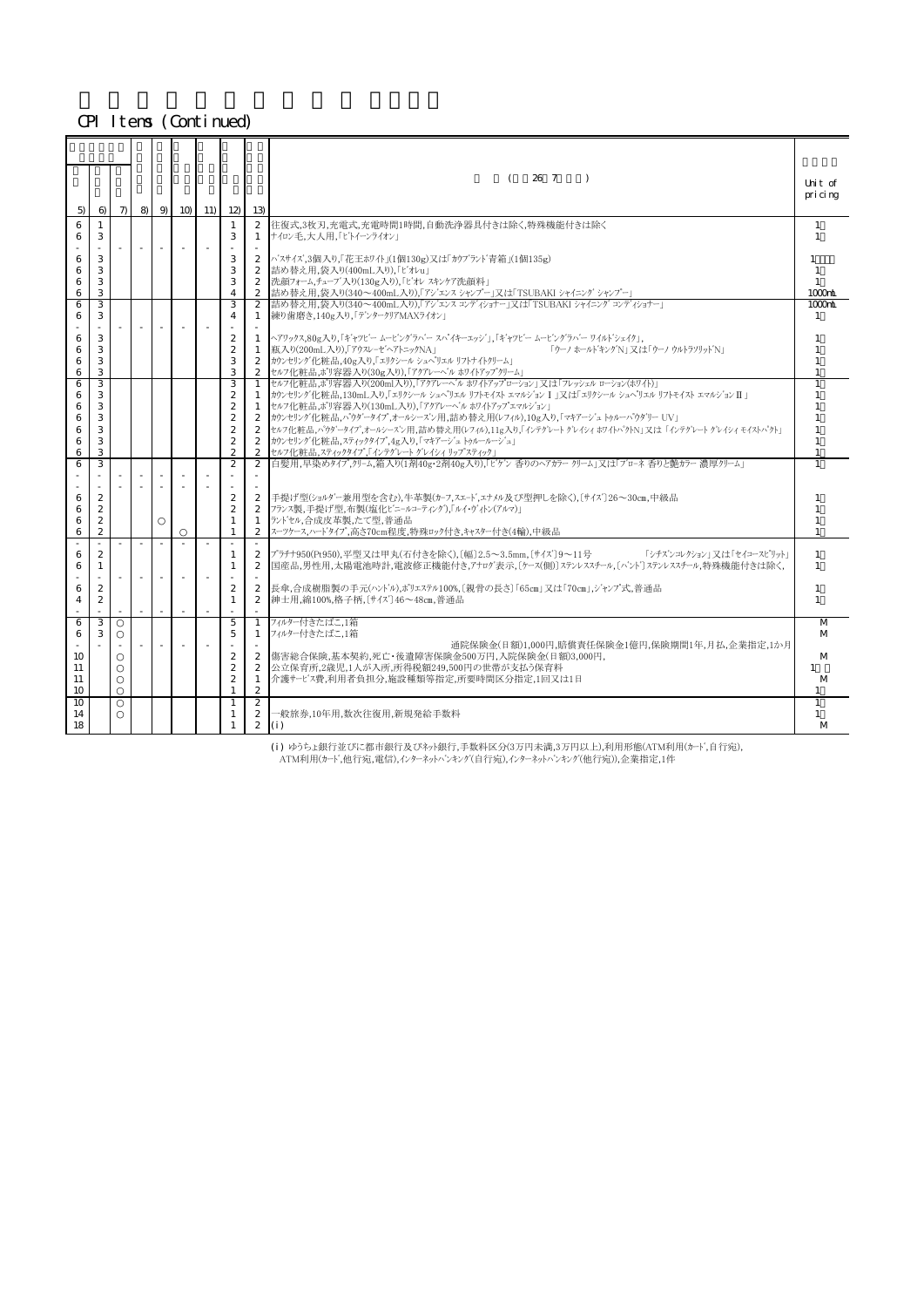CPI Items (Continued)

| 5) | 6) | 7) | 8) | 9) | 10) | 11) | 12) | 13) | ( 26 7 ) | Unit of pricing |
|---|---|---|---|---|---|---|---|---|---|---|
| 6 | 1 | | | | | | 1 | 2 | 往復式,3枚刃,充電式,充電時間1時間,自動洗浄器具付きは除く,特殊機能付きは除く | 1 |
| 6 | 3 | | | | | | 3 | 1 | ナイロン毛,大人用,「ビトイーンライオン」 | 1 |
| - | - | - | - | - | - | - | - | - | | |
| 6 | 3 | | | | | | 3 | 2 | バスサイズ,3個入り,「花王ホワイト」(1個130g)又は「カウブランド青箱」(1個135g) | 1 |
| 6 | 3 | | | | | | 3 | 2 | 詰め替え用,袋入り(400mL入り),「ビオレu」 | 1 |
| 6 | 3 | | | | | | 3 | 2 | 洗顔フォーム,チューブ入り(130g入り),「ビオレ スキンケア洗顔料」 | 1 |
| 6 | 3 | | | | | | 4 | 2 | 詰め替え用,袋入り(340～400mL入り),「アジエンス シャンプー」又は「TSUBAKI シャイニング シャンプー」 | 1000mL |
| 6 | 3 | | | | | | 3 | 2 | 詰め替え用,袋入り(340～400mL入り),「アジエンス コンディショナー」又は「TSUBAKI シャイニング コンディショナー」 | 1000mL |
| 6 | 3 | | | | | | 4 | 1 | 練り歯磨き,140g入り,「デンタークリアMAXライオン」 | 1 |
| - | - | - | - | - | - | - | - | - | | |
| 6 | 3 | | | | | | 2 | 1 | ヘアワックス,80g入り,「ギャツビー ムービングラバー スパイキーエッジ」,「ギャツビー ムービングラバー ワイルドシェイク」, | 1 |
| 6 | 3 | | | | | | 2 | 1 | 瓶入り(200mL入り),「アウスレーゼヘアトニックNA」 「ウーノ ホールドキングN」又は「ウーノ ウルトラソリッドN」 | 1 |
| 6 | 3 | | | | | | 3 | 2 | カウンセリング化粧品,40g入り,「エリクシール シュペリエル リフトナイトクリーム」 | 1 |
| 6 | 3 | | | | | | 3 | 2 | セルフ化粧品,ポリ容器入り(30g入り),「アクアレーベル ホワイトアップクリーム」 | 1 |
| 6 | 3 | | | | | | 3 | 1 | セルフ化粧品,ポリ容器入り(200mL入り),「アクアレーベル ホワイトアップローション」又は「フレッシェル ローション(ホワイト)」 | 1 |
| 6 | 3 | | | | | | 2 | 1 | カウンセリング化粧品,130mL入り,「エリクシール シュペリエル リフトモイスト エマルジョン I 」又は「エリクシール シュペリエル リフトモイスト エマルジョン II 」 | 1 |
| 6 | 3 | | | | | | 2 | 1 | セルフ化粧品,ポリ容器入り(130mL入り),「アクアレーベル ホワイトアップエマルジョン」 | 1 |
| 6 | 3 | | | | | | 2 | 2 | カウンセリング化粧品,パウダータイプ,オールシーズン用,詰め替え用(レフィル),10g入り,「マキアージュ トゥルーパウダリー UV」 | 1 |
| 6 | 3 | | | | | | 2 | 2 | セルフ化粧品,パウダータイプ,オールシーズン用,詰め替え用(レフィル),11g入り,「インテグレート グレイシィ ホワイトパクトN」又は「インテグレート グレイシィ モイストパクト」 | 1 |
| 6 | 3 | | | | | | 2 | 2 | カウンセリング化粧品,スティックタイプ,4g入り,「マキアージュ トゥルールージュ」 | 1 |
| 6 | 3 | | | | | | 2 | 2 | セルフ化粧品,スティックタイプ,「インテグレート グレイシィ リップスティック」 | 1 |
| 6 | 3 | | | | | | 2 | 2 | 白髪用,早染めタイプ,クリーム,箱入り(1剤40g・2剤40g入り),「ビゲン 香りのヘアカラー クリーム」又は「ブローネ 香りと艶カラー 濃厚クリーム」 | 1 |
| - | - | - | - | - | - | - | - | - | | |
| - | - | - | - | - | - | - | - | - | | |
| 6 | 2 | | | | | | 2 | 2 | 手提げ型(ショルダー兼用型を含む),牛革製(カーフ,スエード,エナメル及び型押しを除く),〔サイズ〕26～30cm,中級品 | 1 |
| 6 | 2 | | | | | | 2 | 2 | フランス製,手提げ型,布製(塩化ビニールコーティング),「ルイ・ヴィトン(アルマ)」 | 1 |
| 6 | 2 | | | ○ | | | 1 | 1 | ランドセル,合成皮革製,たて型,普通品 | 1 |
| 6 | 2 | | | | ○ | | 1 | 2 | スーツケース,ハードタイプ,高さ70cm程度,特殊ロック付き,キャスター付き(4輪),中級品 | 1 |
| - | - | - | - | - | - | - | - | - | | |
| 6 | 2 | | | | | | 1 | 2 | プラチナ950(Pt950),平型又は甲丸(石付きを除く),〔幅〕2.5～3.5mm,〔サイズ〕9～11号 「シチズンコレクション」又は「セイコースピリット」 | 1 |
| 6 | 1 | | | | | | 1 | 2 | 国産品,男性用,太陽電池時計,電波修正機能付き,アナログ表示,〔ケース(側)〕ステンレススチール,〔バンド〕ステンレススチール,特殊機能付きは除く, | 1 |
| - | - | - | - | - | - | - | - | - | | |
| 6 | 2 | | | | | | 2 | 2 | 長傘,合成樹脂製の手元(ハンドル),ポリエステル100%,〔親骨の長さ〕「65cm」又は「70cm」,ジャンプ式,普通品 | 1 |
| 4 | 2 | | | | | | 1 | 2 | 紳士用,綿100%,格子柄,〔サイズ〕46～48cm,普通品 | 1 |
| - | - | - | - | - | - | - | - | - | | |
| 6 | 3 | ○ | | | | | 5 | 1 | フィルター付きたばこ,1箱 | M |
| 6 | 3 | ○ | | | | | 5 | 1 | フィルター付きたばこ,1箱 | M |
| - | - | - | - | - | - | - | - | - | 通院保険金(日額)1,000円,賠償責任保険金1億円,保険期間1年,月払,企業指定,1か月 | |
| 10 | | ○ | | | | | 2 | 2 | 傷害総合保険,基本契約,死亡・後遺障害保険金500万円,入院保険金(日額)3,000円, | M |
| 11 | | ○ | | | | | 2 | 2 | 公立保育所,2歳児,1人が入所,所得税額249,500円の世帯が支払う保育料 | 1 |
| 11 | | ○ | | | | | 2 | 1 | 介護サービス費,利用者負担分,施設種類等指定,所要時間区分指定,1回又は1日 | M |
| 10 | | ○ | | | | | 1 | 2 | | 1 |
| 10 | | ○ | | | | | 1 | 2 | | 1 |
| 14 | | ○ | | | | | 1 | 2 | 一般旅券,10年用,数次往復用,新規発給手数料 | 1 |
| 18 | | | | | | | 1 | 2 | (i) | M |

(i) ゆうちょ銀行並びに都市銀行及び地方銀行,手数料区分(3万円未満,3万円以上),利用形態(ATM利用(カード,自行宛),
ATM利用(カード,他行宛,電信),インターネットバンキング(自行宛),インターネットバンキング(他行宛)),企業指定,1件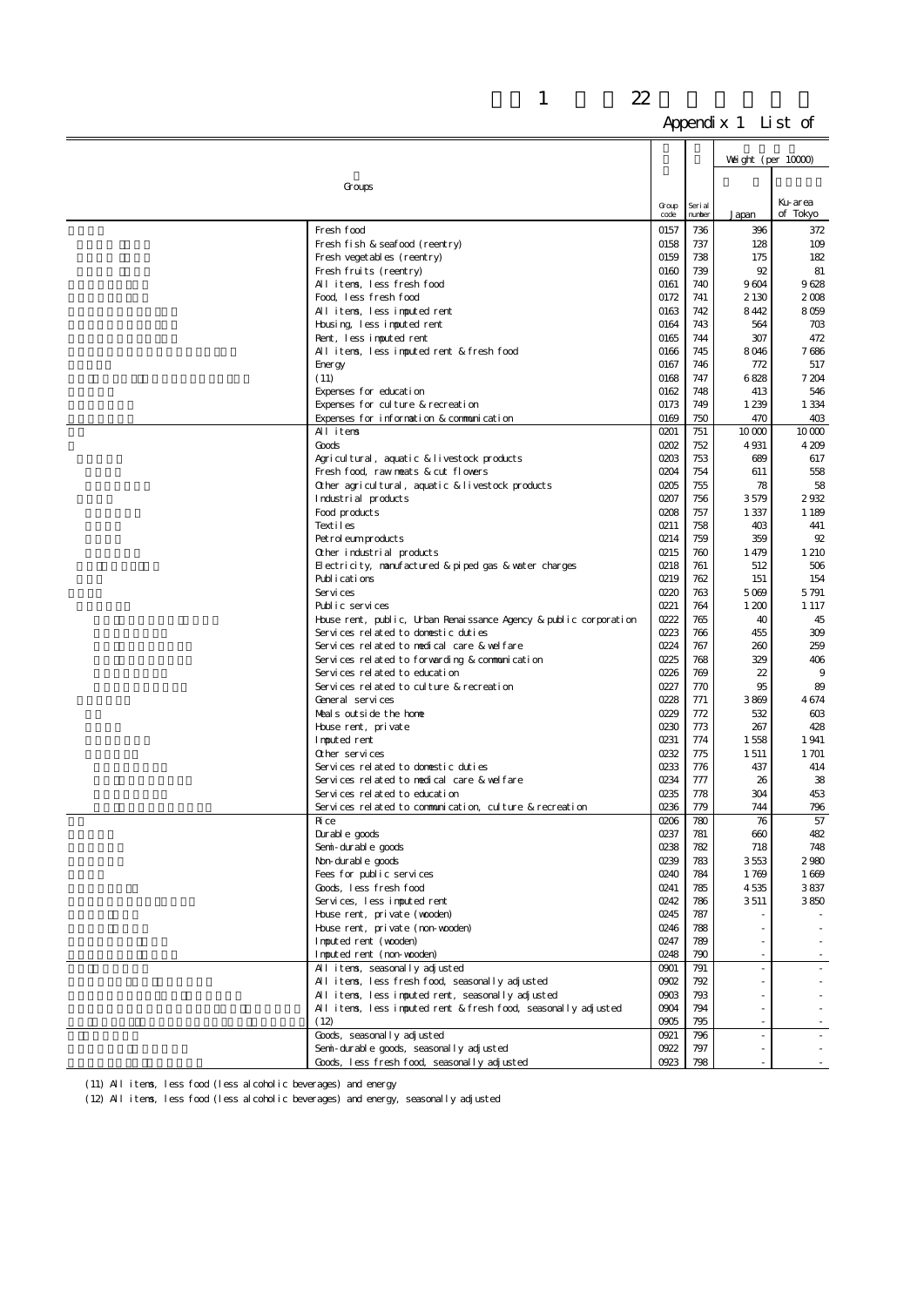Appendix 1 List of

| Groups | Group code | Serial number | Weight (per 10000) Japan | Ku-area of Tokyo |
|---|---|---|---|---|
| Fresh food | 0157 | 736 | 396 | 372 |
| Fresh fish & seafood (reentry) | 0158 | 737 | 128 | 109 |
| Fresh vegetables (reentry) | 0159 | 738 | 175 | 182 |
| Fresh fruits (reentry) | 0160 | 739 | 92 | 81 |
| All items, less fresh food | 0161 | 740 | 9 604 | 9 628 |
| Food, less fresh food | 0172 | 741 | 2 130 | 2 008 |
| All items, less imputed rent | 0163 | 742 | 8 442 | 8 059 |
| Housing, less imputed rent | 0164 | 743 | 564 | 703 |
| Rent, less imputed rent | 0165 | 744 | 307 | 472 |
| All items, less imputed rent & fresh food | 0166 | 745 | 8 046 | 7 686 |
| Energy | 0167 | 746 | 772 | 517 |
| (11) | 0168 | 747 | 6 828 | 7 204 |
| Expenses for education | 0162 | 748 | 413 | 546 |
| Expenses for culture & recreation | 0173 | 749 | 1 239 | 1 334 |
| Expenses for information & communication | 0169 | 750 | 470 | 403 |
| All items | 0201 | 751 | 10 000 | 10 000 |
| Goods | 0202 | 752 | 4 931 | 4 209 |
| Agricultural, aquatic & livestock products | 0203 | 753 | 689 | 617 |
| Fresh food, raw meats & cut flowers | 0204 | 754 | 611 | 558 |
| Other agricultural, aquatic & livestock products | 0205 | 755 | 78 | 58 |
| Industrial products | 0207 | 756 | 3 579 | 2 932 |
| Food products | 0208 | 757 | 1 337 | 1 189 |
| Textiles | 0211 | 758 | 403 | 441 |
| Petroleum products | 0214 | 759 | 359 | 92 |
| Other industrial products | 0215 | 760 | 1 479 | 1 210 |
| Electricity, manufactured & piped gas & water charges | 0218 | 761 | 512 | 506 |
| Publications | 0219 | 762 | 151 | 154 |
| Services | 0220 | 763 | 5 069 | 5 791 |
| Public services | 0221 | 764 | 1 200 | 1 117 |
| House rent, public, Urban Renaissance Agency & public corporation | 0222 | 765 | 40 | 45 |
| Services related to domestic duties | 0223 | 766 | 455 | 309 |
| Services related to medical care & welfare | 0224 | 767 | 260 | 259 |
| Services related to forwarding & communication | 0225 | 768 | 329 | 406 |
| Services related to education | 0226 | 769 | 22 | 9 |
| Services related to culture & recreation | 0227 | 770 | 95 | 89 |
| General services | 0228 | 771 | 3 869 | 4 674 |
| Meals outside the home | 0229 | 772 | 532 | 603 |
| House rent, private | 0230 | 773 | 267 | 428 |
| Imputed rent | 0231 | 774 | 1 558 | 1 941 |
| Other services | 0232 | 775 | 1 511 | 1 701 |
| Services related to domestic duties | 0233 | 776 | 437 | 414 |
| Services related to medical care & welfare | 0234 | 777 | 26 | 38 |
| Services related to education | 0235 | 778 | 304 | 453 |
| Services related to communication, culture & recreation | 0236 | 779 | 744 | 796 |
| Rice | 0206 | 780 | 76 | 57 |
| Durable goods | 0237 | 781 | 660 | 482 |
| Semi-durable goods | 0238 | 782 | 718 | 748 |
| Non-durable goods | 0239 | 783 | 3 553 | 2 980 |
| Fees for public services | 0240 | 784 | 1 769 | 1 669 |
| Goods, less fresh food | 0241 | 785 | 4 535 | 3 837 |
| Services, less imputed rent | 0242 | 786 | 3 511 | 3 850 |
| House rent, private (wooden) | 0245 | 787 | - | - |
| House rent, private (non-wooden) | 0246 | 788 | - | - |
| Imputed rent (wooden) | 0247 | 789 | - | - |
| Imputed rent (non-wooden) | 0248 | 790 | - | - |
| All items, seasonally adjusted | 0901 | 791 | - | - |
| All items, less fresh food, seasonally adjusted | 0902 | 792 | - | - |
| All items, less imputed rent, seasonally adjusted | 0903 | 793 | - | - |
| All items, less imputed rent & fresh food, seasonally adjusted | 0904 | 794 | - | - |
| (12) | 0905 | 795 | - | - |
| Goods, seasonally adjusted | 0921 | 796 | - | - |
| Semi-durable goods, seasonally adjusted | 0922 | 797 | - | - |
| Goods, less fresh food, seasonally adjusted | 0923 | 798 | - | - |

(11) All items, less food (less alcoholic beverages) and energy

(12) All items, less food (less alcoholic beverages) and energy, seasonally adjusted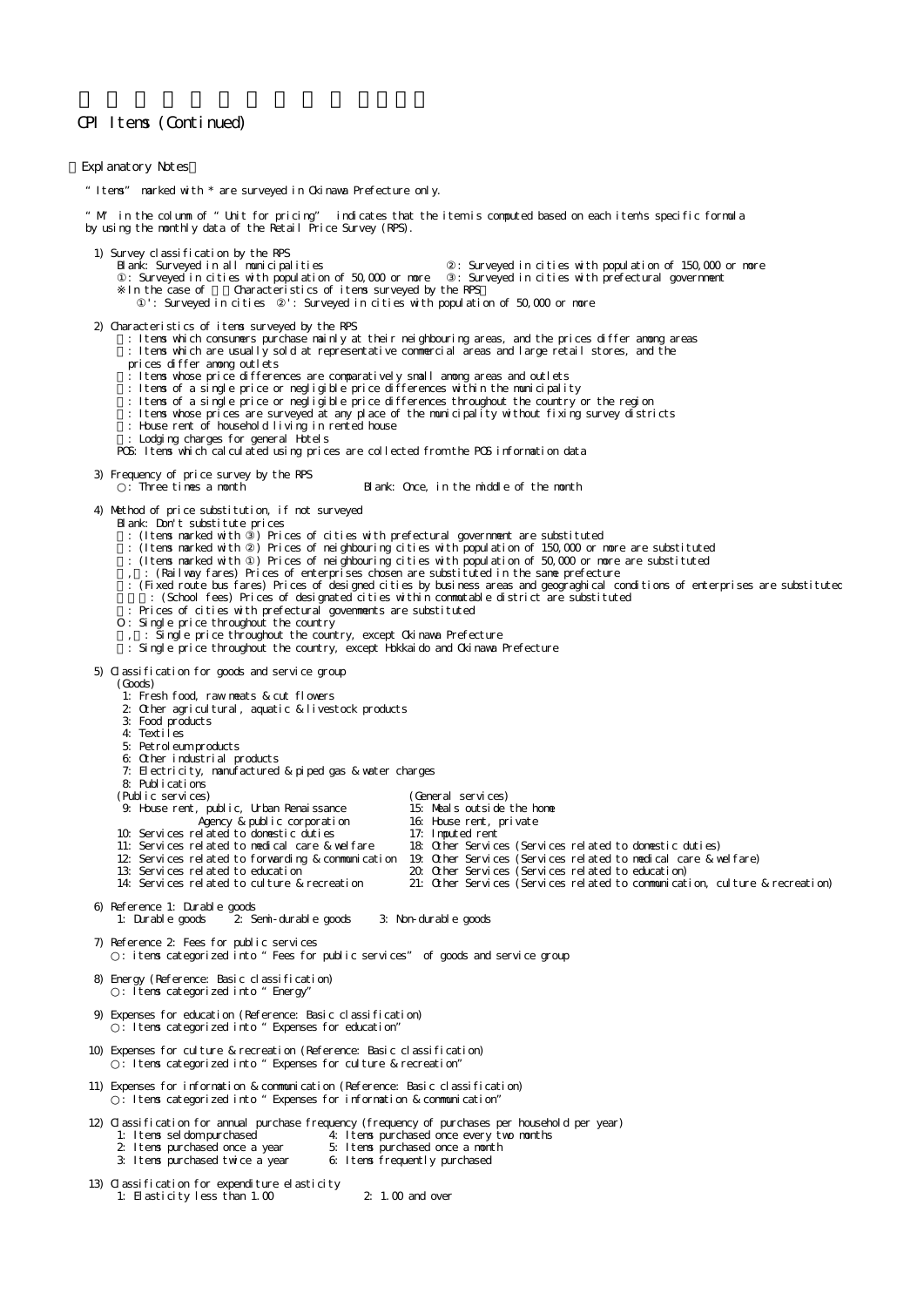CPI Items (Continued)

【Explanatory Notes】

"Items" marked with * are surveyed in Okinawa Prefecture only.

"M" in the column of "Unit for pricing" indicates that the item is computed based on each item's specific formula by using the monthly data of the Retail Price Survey (RPS).

1) Survey classification by the RPS
   Blank: Surveyed in all municipalities
   ②: Surveyed in cities with population of 150,000 or more
   ①: Surveyed in cities with population of 50,000 or more
   ③: Surveyed in cities with prefectural government
   ※In the case of 　 Characteristics of items surveyed by the RPS
   ①': Surveyed in cities　②': Surveyed in cities with population of 50,000 or more

2) Characteristics of items surveyed by the RPS
   : Items which consumers purchase mainly at their neighbouring areas, and the prices differ among areas
   : Items which are usually sold at representative commercial areas and large retail stores, and the prices differ among outlets
   : Items whose price differences are comparatively small among areas and outlets
   : Items of a single price or negligible price differences within the municipality
   : Items of a single price or negligible price differences throughout the country or the region
   : Items whose prices are surveyed at any place of the municipality without fixing survey districts
   : House rent of household living in rented house
   : Lodging charges for general Hotels
   POS: Items which calculated using prices are collected from the POS information data

3) Frequency of price survey by the RPS
   ○: Three times a month　　Blank: Once, in the middle of the month

4) Method of price substitution, if not surveyed
   Blank: Don't substitute prices
   : (Items marked with ③) Prices of cities with prefectural government are substituted
   : (Items marked with ②) Prices of neighbouring cities with population of 150,000 or more are substituted
   : (Items marked with ①) Prices of neighbouring cities with population of 50,000 or more are substituted
   , : (Railway fares) Prices of enterprises chosen are substituted in the same prefecture
   : (Fixed route bus fares) Prices of designed cities by business areas and geograghical conditions of enterprises are substitutec
   : (School fees) Prices of designated cities within commutable district are substituted
   : Prices of cities with prefectural governments are substituted
   O: Single price throughout the country
   , : Single price throughout the country, except Okinawa Prefecture
   : Single price throughout the country, except Hokkaido and Okinawa Prefecture

5) Classification for goods and service group
   (Goods)
   1: Fresh food, raw meats & cut flowers
   2: Other agricultural, aquatic & livestock products
   3: Food products
   4: Textiles
   5: Petroleum products
   6: Other industrial products
   7: Electricity, manufactured & piped gas & water charges
   8: Publications
   (Public services)
   9: House rent, public, Urban Renaissance Agency & public corporation
   10: Services related to domestic duties
   11: Services related to medical care & welfare
   12: Services related to forwarding & communication
   13: Services related to education
   14: Services related to culture & recreation
   (General services)
   15: Meals outside the home
   16: House rent, private
   17: Imputed rent
   18: Other Services (Services related to domestic duties)
   19: Other Services (Services related to medical care & welfare)
   20: Other Services (Services related to education)
   21: Other Services (Services related to communication, culture & recreation)

6) Reference 1: Durable goods
   1: Durable goods　2: Semi-durable goods　3: Non-durable goods

7) Reference 2: Fees for public services
   ○: items categorized into "Fees for public services" of goods and service group

8) Energy (Reference: Basic classification)
   ○: Items categorized into "Energy"

9) Expenses for education (Reference: Basic classification)
   ○: Items categorized into "Expenses for education"

10) Expenses for culture & recreation (Reference: Basic classification)
   ○: Items categorized into "Expenses for culture & recreation"

11) Expenses for information & communication (Reference: Basic classification)
   ○: Items categorized into "Expenses for information & communication"

12) Classification for annual purchase frequency (frequency of purchases per household per year)
   1: Items seldom purchased
   2: Items purchased once a year
   3: Items purchased twice a year
   4: Items purchased once every two months
   5: Items purchased once a month
   6: Items frequently purchased

13) Classification for expenditure elasticity
   1: Elasticity less than 1.00　2: 1.00 and over